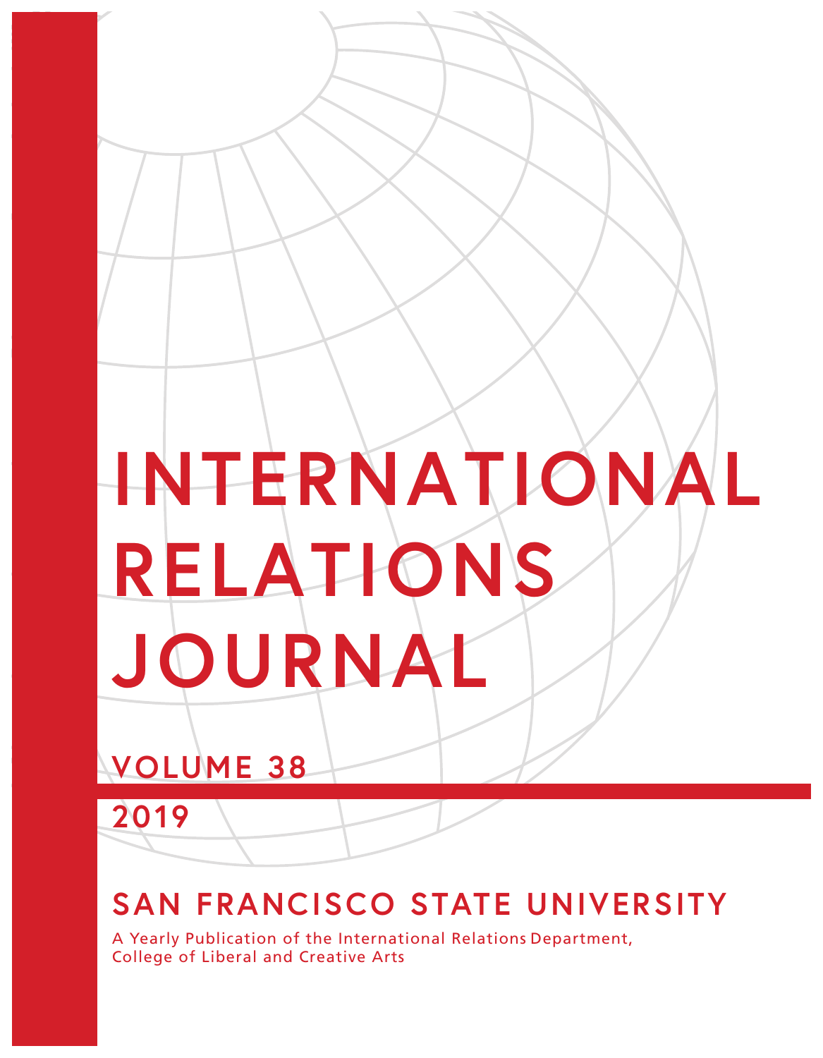# INTERNATIONAL RELATIONS JOURNAL

## VOLUME 38

## 2019

## SAN FRANCISCO STATE UNIVERSITY

A Yearly Publication of the International Relations Department, College of Liberal and Creative Arts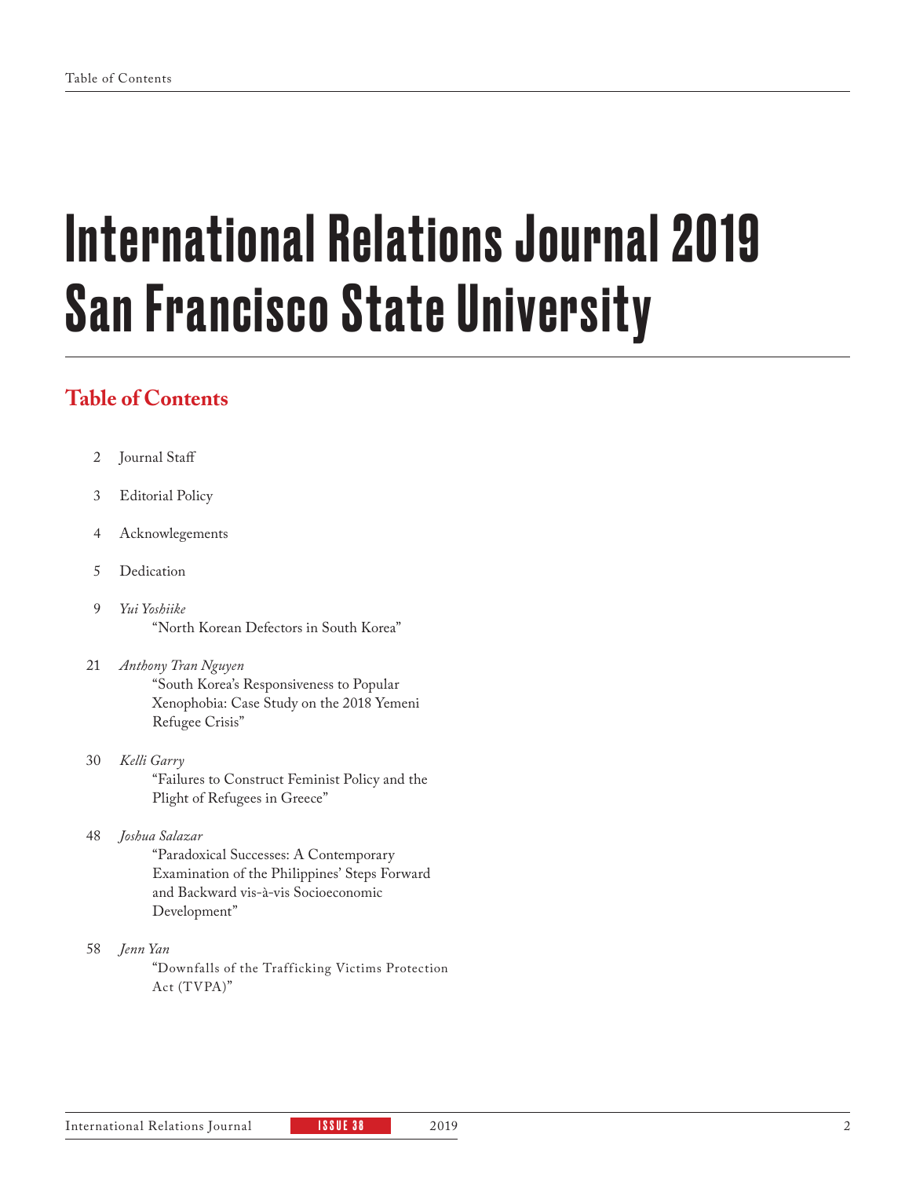# International Relations Journal 2019 San Francisco State University

## Table of Contents

2 Journal Staff

3 Editorial Policy

4 Acknowlegements

5 Dedication

9 *Yui Yoshiike*
"North Korean Defectors in South Korea"

21 *Anthony Tran Nguyen*
"South Korea's Responsiveness to Popular Xenophobia: Case Study on the 2018 Yemeni Refugee Crisis"

30 *Kelli Garry*
"Failures to Construct Feminist Policy and the Plight of Refugees in Greece"

48 *Joshua Salazar*
"Paradoxical Successes: A Contemporary Examination of the Philippines' Steps Forward and Backward vis-à-vis Socioeconomic Development"

58 *Jenn Yan*
"Downfalls of the Trafficking Victims Protection Act (TVPA)"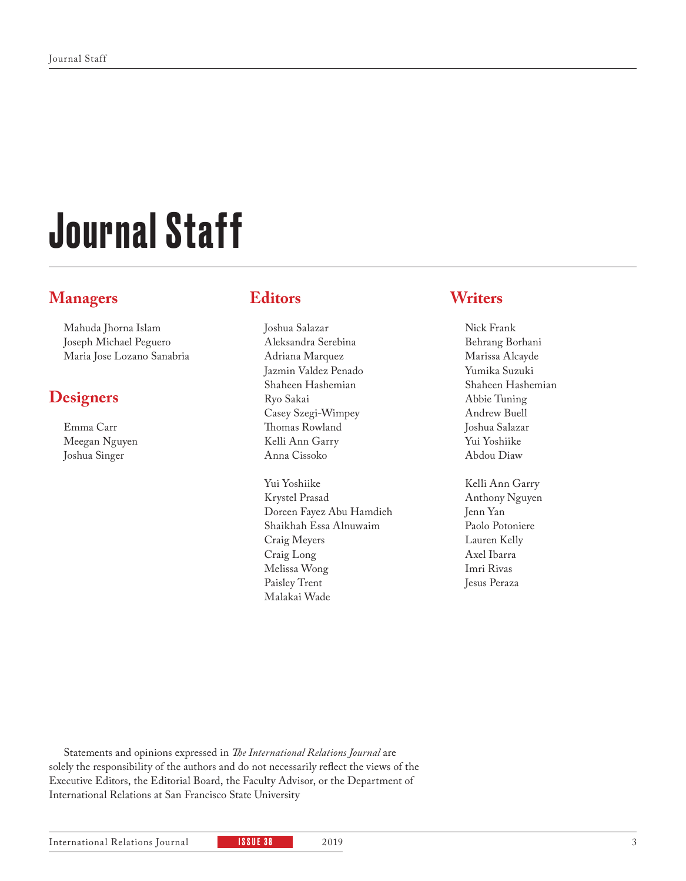# Journal Staff

## Managers

Mahuda Jhorna Islam
Joseph Michael Peguero
Maria Jose Lozano Sanabria

## Designers

Emma Carr
Meegan Nguyen
Joshua Singer

## Editors

Joshua Salazar
Aleksandra Serebina
Adriana Marquez
Jazmin Valdez Penado
Shaheen Hashemian
Ryo Sakai
Casey Szegi-Wimpey
Thomas Rowland
Kelli Ann Garry
Anna Cissoko

Yui Yoshiike
Krystel Prasad
Doreen Fayez Abu Hamdieh
Shaikhah Essa Alnuwaim
Craig Meyers
Craig Long
Melissa Wong
Paisley Trent
Malakai Wade

## Writers

Nick Frank
Behrang Borhani
Marissa Alcayde
Yumika Suzuki
Shaheen Hashemian
Abbie Tuning
Andrew Buell
Joshua Salazar
Yui Yoshiike
Abdou Diaw

Kelli Ann Garry
Anthony Nguyen
Jenn Yan
Paolo Potoniere
Lauren Kelly
Axel Ibarra
Imri Rivas
Jesus Peraza

Statements and opinions expressed in *The International Relations Journal* are solely the responsibility of the authors and do not necessarily reflect the views of the Executive Editors, the Editorial Board, the Faculty Advisor, or the Department of International Relations at San Francisco State University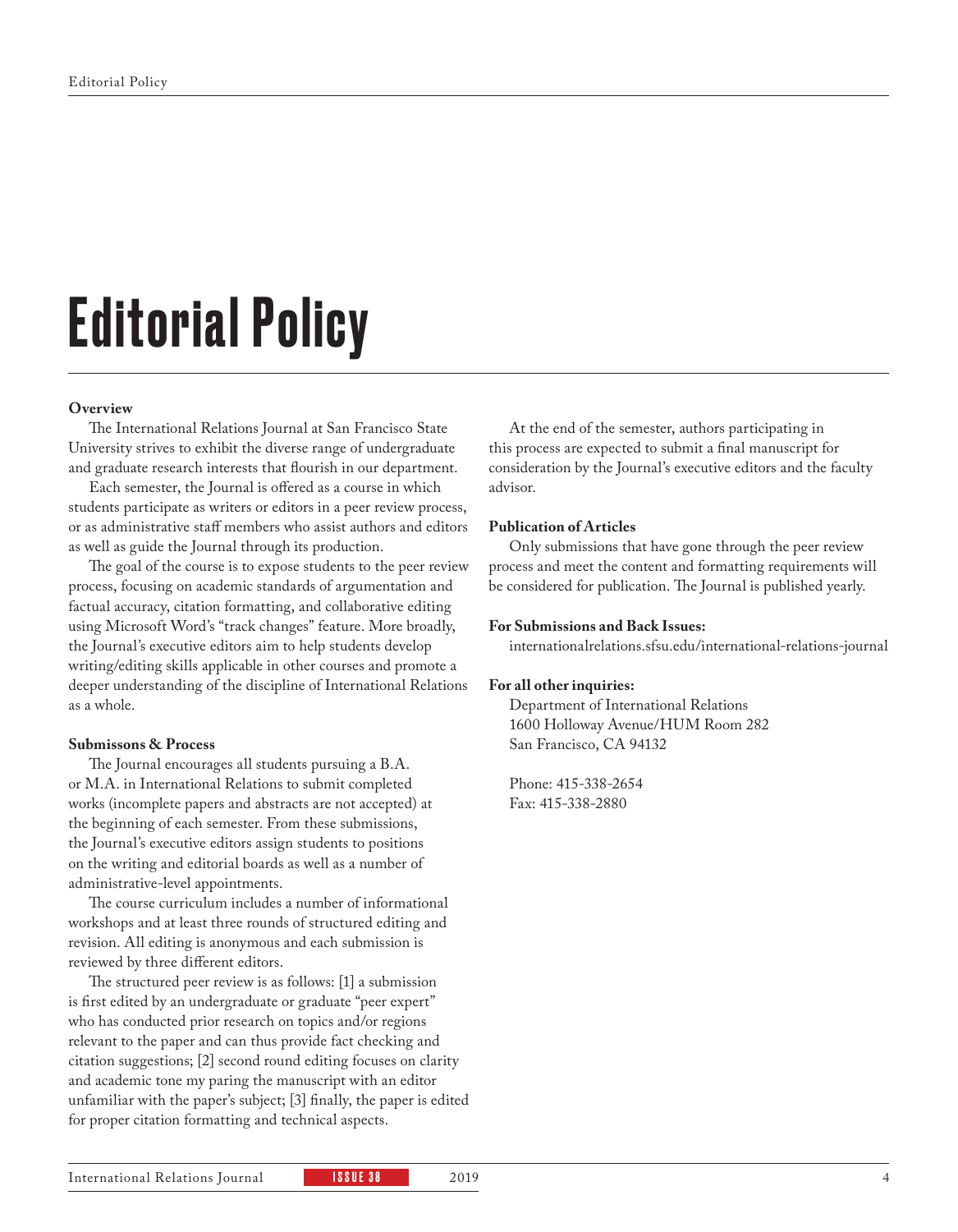# Editorial Policy

**Overview**

The International Relations Journal at San Francisco State University strives to exhibit the diverse range of undergraduate and graduate research interests that flourish in our department.

Each semester, the Journal is offered as a course in which students participate as writers or editors in a peer review process, or as administrative staff members who assist authors and editors as well as guide the Journal through its production.

The goal of the course is to expose students to the peer review process, focusing on academic standards of argumentation and factual accuracy, citation formatting, and collaborative editing using Microsoft Word's "track changes" feature. More broadly, the Journal's executive editors aim to help students develop writing/editing skills applicable in other courses and promote a deeper understanding of the discipline of International Relations as a whole.

**Submissons & Process**

The Journal encourages all students pursuing a B.A. or M.A. in International Relations to submit completed works (incomplete papers and abstracts are not accepted) at the beginning of each semester. From these submissions, the Journal's executive editors assign students to positions on the writing and editorial boards as well as a number of administrative-level appointments.

The course curriculum includes a number of informational workshops and at least three rounds of structured editing and revision. All editing is anonymous and each submission is reviewed by three different editors.

The structured peer review is as follows: [1] a submission is first edited by an undergraduate or graduate "peer expert" who has conducted prior research on topics and/or regions relevant to the paper and can thus provide fact checking and citation suggestions; [2] second round editing focuses on clarity and academic tone my paring the manuscript with an editor unfamiliar with the paper's subject; [3] finally, the paper is edited for proper citation formatting and technical aspects.

At the end of the semester, authors participating in this process are expected to submit a final manuscript for consideration by the Journal's executive editors and the faculty advisor.

**Publication of Articles**

Only submissions that have gone through the peer review process and meet the content and formatting requirements will be considered for publication. The Journal is published yearly.

**For Submissions and Back Issues:**

internationalrelations.sfsu.edu/international-relations-journal

**For all other inquiries:**

Department of International Relations
1600 Holloway Avenue/HUM Room 282
San Francisco, CA 94132

Phone: 415-338-2654
Fax: 415-338-2880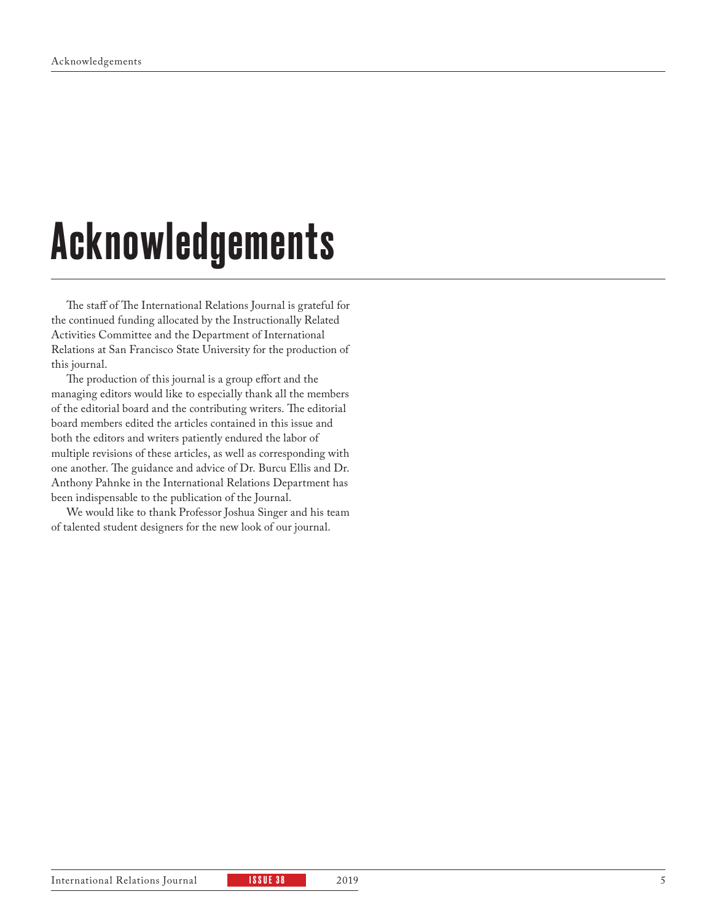# Acknowledgements

The staff of The International Relations Journal is grateful for the continued funding allocated by the Instructionally Related Activities Committee and the Department of International Relations at San Francisco State University for the production of this journal.

The production of this journal is a group effort and the managing editors would like to especially thank all the members of the editorial board and the contributing writers. The editorial board members edited the articles contained in this issue and both the editors and writers patiently endured the labor of multiple revisions of these articles, as well as corresponding with one another. The guidance and advice of Dr. Burcu Ellis and Dr. Anthony Pahnke in the International Relations Department has been indispensable to the publication of the Journal.

We would like to thank Professor Joshua Singer and his team of talented student designers for the new look of our journal.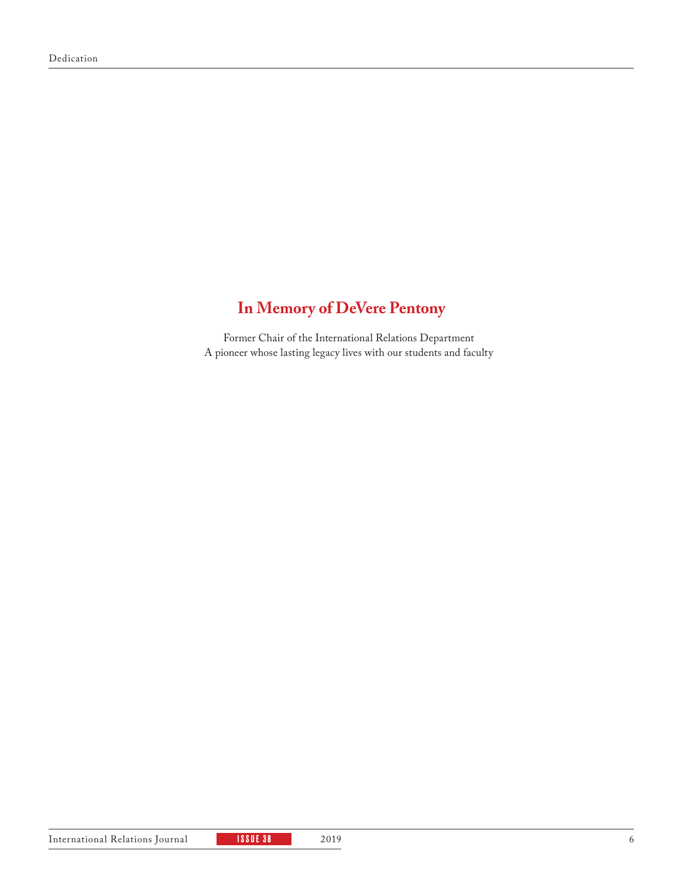# In Memory of DeVere Pentony

Former Chair of the International Relations Department
A pioneer whose lasting legacy lives with our students and faculty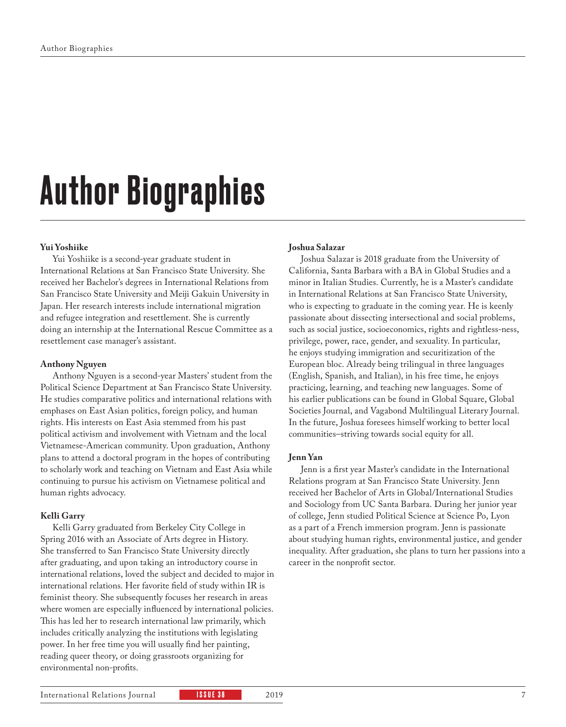# Author Biographies

**Yui Yoshiike**

Yui Yoshiike is a second-year graduate student in International Relations at San Francisco State University. She received her Bachelor's degrees in International Relations from San Francisco State University and Meiji Gakuin University in Japan. Her research interests include international migration and refugee integration and resettlement. She is currently doing an internship at the International Rescue Committee as a resettlement case manager's assistant.

**Anthony Nguyen**

Anthony Nguyen is a second-year Masters' student from the Political Science Department at San Francisco State University. He studies comparative politics and international relations with emphases on East Asian politics, foreign policy, and human rights. His interests on East Asia stemmed from his past political activism and involvement with Vietnam and the local Vietnamese-American community. Upon graduation, Anthony plans to attend a doctoral program in the hopes of contributing to scholarly work and teaching on Vietnam and East Asia while continuing to pursue his activism on Vietnamese political and human rights advocacy.

**Kelli Garry**

Kelli Garry graduated from Berkeley City College in Spring 2016 with an Associate of Arts degree in History. She transferred to San Francisco State University directly after graduating, and upon taking an introductory course in international relations, loved the subject and decided to major in international relations. Her favorite field of study within IR is feminist theory. She subsequently focuses her research in areas where women are especially influenced by international policies. This has led her to research international law primarily, which includes critically analyzing the institutions with legislating power. In her free time you will usually find her painting, reading queer theory, or doing grassroots organizing for environmental non-profits.

**Joshua Salazar**

Joshua Salazar is 2018 graduate from the University of California, Santa Barbara with a BA in Global Studies and a minor in Italian Studies. Currently, he is a Master's candidate in International Relations at San Francisco State University, who is expecting to graduate in the coming year. He is keenly passionate about dissecting intersectional and social problems, such as social justice, socioeconomics, rights and rightless-ness, privilege, power, race, gender, and sexuality. In particular, he enjoys studying immigration and securitization of the European bloc. Already being trilingual in three languages (English, Spanish, and Italian), in his free time, he enjoys practicing, learning, and teaching new languages. Some of his earlier publications can be found in Global Square, Global Societies Journal, and Vagabond Multilingual Literary Journal. In the future, Joshua foresees himself working to better local communities–striving towards social equity for all.

**Jenn Yan**

Jenn is a first year Master's candidate in the International Relations program at San Francisco State University. Jenn received her Bachelor of Arts in Global/International Studies and Sociology from UC Santa Barbara. During her junior year of college, Jenn studied Political Science at Science Po, Lyon as a part of a French immersion program. Jenn is passionate about studying human rights, environmental justice, and gender inequality. After graduation, she plans to turn her passions into a career in the nonprofit sector.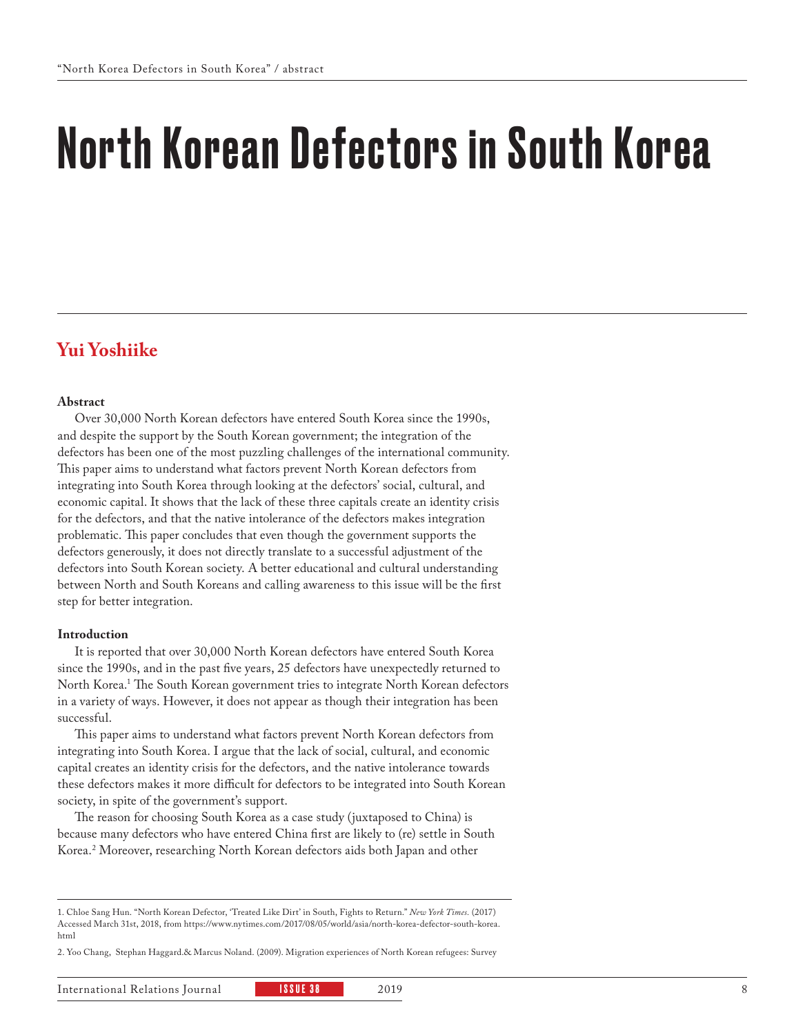# North Korean Defectors in South Korea

**Yui Yoshiike**

**Abstract**

Over 30,000 North Korean defectors have entered South Korea since the 1990s, and despite the support by the South Korean government; the integration of the defectors has been one of the most puzzling challenges of the international community. This paper aims to understand what factors prevent North Korean defectors from integrating into South Korea through looking at the defectors' social, cultural, and economic capital. It shows that the lack of these three capitals create an identity crisis for the defectors, and that the native intolerance of the defectors makes integration problematic. This paper concludes that even though the government supports the defectors generously, it does not directly translate to a successful adjustment of the defectors into South Korean society. A better educational and cultural understanding between North and South Koreans and calling awareness to this issue will be the first step for better integration.

**Introduction**

It is reported that over 30,000 North Korean defectors have entered South Korea since the 1990s, and in the past five years, 25 defectors have unexpectedly returned to North Korea.[1] The South Korean government tries to integrate North Korean defectors in a variety of ways. However, it does not appear as though their integration has been successful.

This paper aims to understand what factors prevent North Korean defectors from integrating into South Korea. I argue that the lack of social, cultural, and economic capital creates an identity crisis for the defectors, and the native intolerance towards these defectors makes it more difficult for defectors to be integrated into South Korean society, in spite of the government's support.

The reason for choosing South Korea as a case study (juxtaposed to China) is because many defectors who have entered China first are likely to (re) settle in South Korea.[2] Moreover, researching North Korean defectors aids both Japan and other

---

1. Chloe Sang Hun. "North Korean Defector, 'Treated Like Dirt' in South, Fights to Return." *New York Times.* (2017) Accessed March 31st, 2018, from https://www.nytimes.com/2017/08/05/world/asia/north-korea-defector-south-korea.html

2. Yoo Chang, Stephan Haggard.& Marcus Noland. (2009). Migration experiences of North Korean refugees: Survey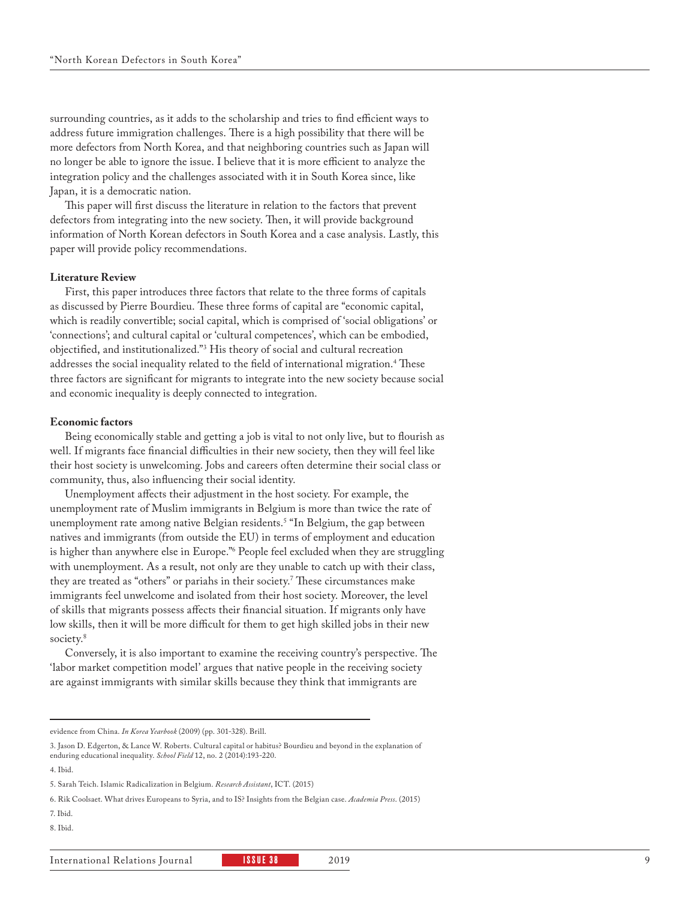surrounding countries, as it adds to the scholarship and tries to find efficient ways to address future immigration challenges. There is a high possibility that there will be more defectors from North Korea, and that neighboring countries such as Japan will no longer be able to ignore the issue. I believe that it is more efficient to analyze the integration policy and the challenges associated with it in South Korea since, like Japan, it is a democratic nation.

This paper will first discuss the literature in relation to the factors that prevent defectors from integrating into the new society. Then, it will provide background information of North Korean defectors in South Korea and a case analysis. Lastly, this paper will provide policy recommendations.

**Literature Review**

First, this paper introduces three factors that relate to the three forms of capitals as discussed by Pierre Bourdieu. These three forms of capital are "economic capital, which is readily convertible; social capital, which is comprised of 'social obligations' or 'connections'; and cultural capital or 'cultural competences', which can be embodied, objectified, and institutionalized."[3] His theory of social and cultural recreation addresses the social inequality related to the field of international migration.[4] These three factors are significant for migrants to integrate into the new society because social and economic inequality is deeply connected to integration.

**Economic factors**

Being economically stable and getting a job is vital to not only live, but to flourish as well. If migrants face financial difficulties in their new society, then they will feel like their host society is unwelcoming. Jobs and careers often determine their social class or community, thus, also influencing their social identity.

Unemployment affects their adjustment in the host society. For example, the unemployment rate of Muslim immigrants in Belgium is more than twice the rate of unemployment rate among native Belgian residents.[5] "In Belgium, the gap between natives and immigrants (from outside the EU) in terms of employment and education is higher than anywhere else in Europe."[6] People feel excluded when they are struggling with unemployment. As a result, not only are they unable to catch up with their class, they are treated as "others" or pariahs in their society.[7] These circumstances make immigrants feel unwelcome and isolated from their host society. Moreover, the level of skills that migrants possess affects their financial situation. If migrants only have low skills, then it will be more difficult for them to get high skilled jobs in their new society.[8]

Conversely, it is also important to examine the receiving country's perspective. The 'labor market competition model' argues that native people in the receiving society are against immigrants with similar skills because they think that immigrants are

---

evidence from China. *In Korea Yearbook* (2009) (pp. 301-328). Brill.

3. Jason D. Edgerton, & Lance W. Roberts. Cultural capital or habitus? Bourdieu and beyond in the explanation of enduring educational inequality. *School Field* 12, no. 2 (2014):193-220.

4. Ibid.

5. Sarah Teich. Islamic Radicalization in Belgium. *Research Assistant*, ICT. (2015)

6. Rik Coolsaet. What drives Europeans to Syria, and to IS? Insights from the Belgian case. *Academia Press*. (2015)

7. Ibid.

8. Ibid.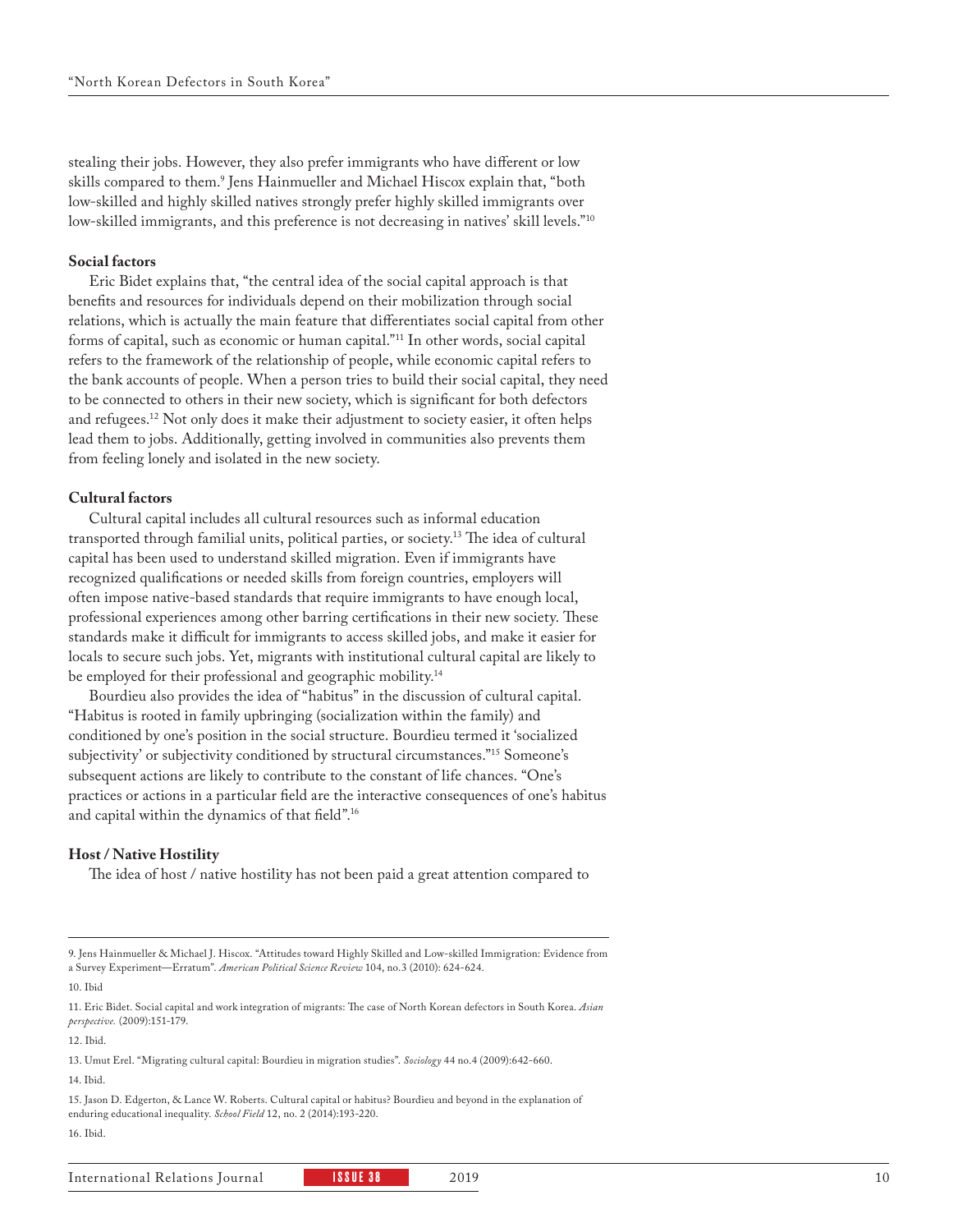stealing their jobs. However, they also prefer immigrants who have different or low skills compared to them.[9] Jens Hainmueller and Michael Hiscox explain that, "both low-skilled and highly skilled natives strongly prefer highly skilled immigrants over low-skilled immigrants, and this preference is not decreasing in natives' skill levels."[10]

**Social factors**

Eric Bidet explains that, "the central idea of the social capital approach is that benefits and resources for individuals depend on their mobilization through social relations, which is actually the main feature that differentiates social capital from other forms of capital, such as economic or human capital."[11] In other words, social capital refers to the framework of the relationship of people, while economic capital refers to the bank accounts of people. When a person tries to build their social capital, they need to be connected to others in their new society, which is significant for both defectors and refugees.[12] Not only does it make their adjustment to society easier, it often helps lead them to jobs. Additionally, getting involved in communities also prevents them from feeling lonely and isolated in the new society.

**Cultural factors**

Cultural capital includes all cultural resources such as informal education transported through familial units, political parties, or society.[13] The idea of cultural capital has been used to understand skilled migration. Even if immigrants have recognized qualifications or needed skills from foreign countries, employers will often impose native-based standards that require immigrants to have enough local, professional experiences among other barring certifications in their new society. These standards make it difficult for immigrants to access skilled jobs, and make it easier for locals to secure such jobs. Yet, migrants with institutional cultural capital are likely to be employed for their professional and geographic mobility.[14]

Bourdieu also provides the idea of "habitus" in the discussion of cultural capital. "Habitus is rooted in family upbringing (socialization within the family) and conditioned by one's position in the social structure. Bourdieu termed it 'socialized subjectivity' or subjectivity conditioned by structural circumstances."[15] Someone's subsequent actions are likely to contribute to the constant of life chances. "One's practices or actions in a particular field are the interactive consequences of one's habitus and capital within the dynamics of that field".[16]

**Host / Native Hostility**

The idea of host / native hostility has not been paid a great attention compared to

---

9. Jens Hainmueller & Michael J. Hiscox. "Attitudes toward Highly Skilled and Low-skilled Immigration: Evidence from a Survey Experiment—Erratum". *American Political Science Review* 104, no.3 (2010): 624-624.

10. Ibid

11. Eric Bidet. Social capital and work integration of migrants: The case of North Korean defectors in South Korea. *Asian perspective.* (2009):151-179.

12. Ibid.

13. Umut Erel. "Migrating cultural capital: Bourdieu in migration studies". *Sociology* 44 no.4 (2009):642-660.

14. Ibid.

15. Jason D. Edgerton, & Lance W. Roberts. Cultural capital or habitus? Bourdieu and beyond in the explanation of enduring educational inequality. *School Field* 12, no. 2 (2014):193-220.

16. Ibid.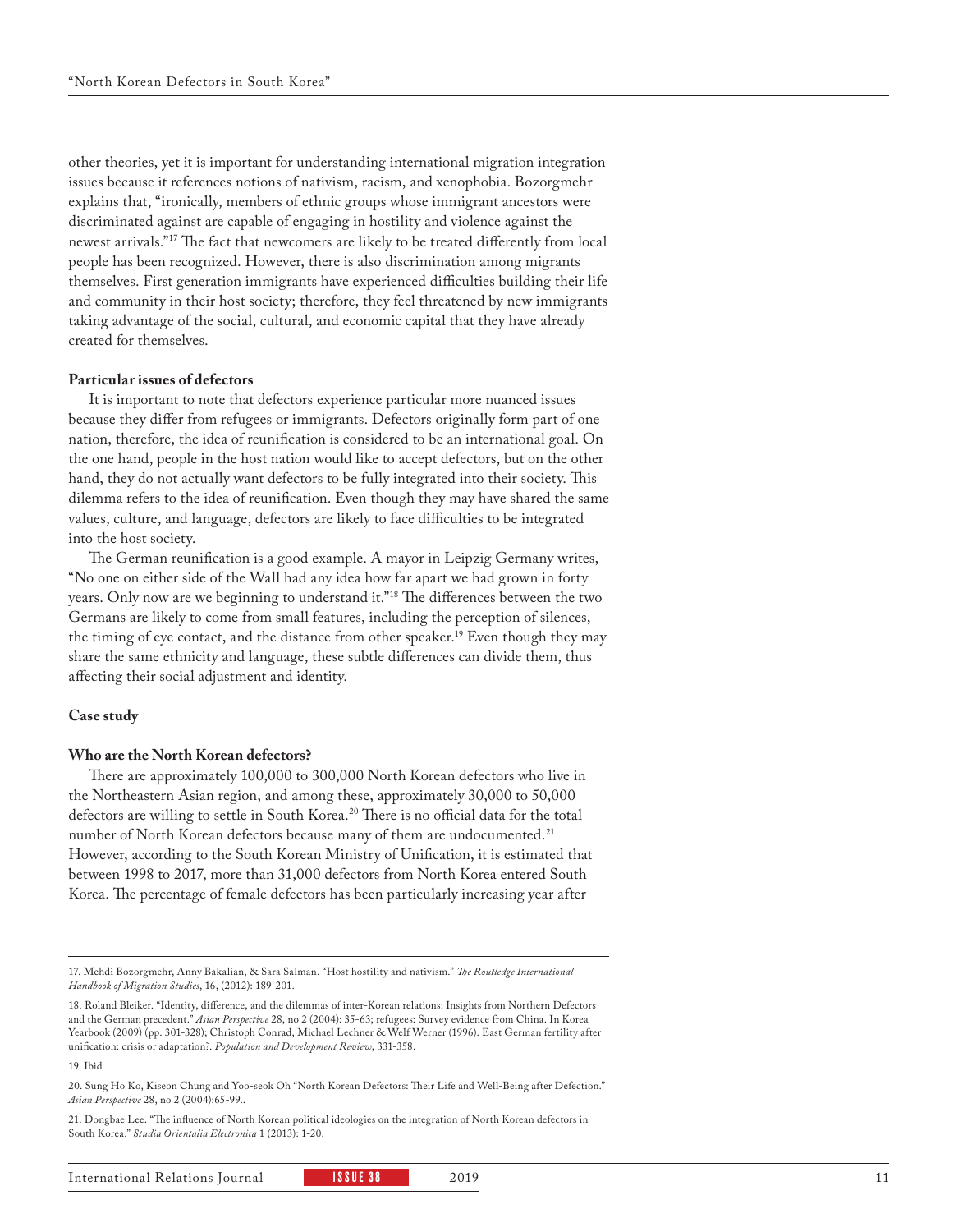other theories, yet it is important for understanding international migration integration issues because it references notions of nativism, racism, and xenophobia. Bozorgmehr explains that, "ironically, members of ethnic groups whose immigrant ancestors were discriminated against are capable of engaging in hostility and violence against the newest arrivals."[17] The fact that newcomers are likely to be treated differently from local people has been recognized. However, there is also discrimination among migrants themselves. First generation immigrants have experienced difficulties building their life and community in their host society; therefore, they feel threatened by new immigrants taking advantage of the social, cultural, and economic capital that they have already created for themselves.

**Particular issues of defectors**

It is important to note that defectors experience particular more nuanced issues because they differ from refugees or immigrants. Defectors originally form part of one nation, therefore, the idea of reunification is considered to be an international goal. On the one hand, people in the host nation would like to accept defectors, but on the other hand, they do not actually want defectors to be fully integrated into their society. This dilemma refers to the idea of reunification. Even though they may have shared the same values, culture, and language, defectors are likely to face difficulties to be integrated into the host society.

The German reunification is a good example. A mayor in Leipzig Germany writes, "No one on either side of the Wall had any idea how far apart we had grown in forty years. Only now are we beginning to understand it."[18] The differences between the two Germans are likely to come from small features, including the perception of silences, the timing of eye contact, and the distance from other speaker.[19] Even though they may share the same ethnicity and language, these subtle differences can divide them, thus affecting their social adjustment and identity.

## Case study

**Who are the North Korean defectors?**

There are approximately 100,000 to 300,000 North Korean defectors who live in the Northeastern Asian region, and among these, approximately 30,000 to 50,000 defectors are willing to settle in South Korea.[20] There is no official data for the total number of North Korean defectors because many of them are undocumented.[21] However, according to the South Korean Ministry of Unification, it is estimated that between 1998 to 2017, more than 31,000 defectors from North Korea entered South Korea. The percentage of female defectors has been particularly increasing year after

---

17. Mehdi Bozorgmehr, Anny Bakalian, & Sara Salman. "Host hostility and nativism." *The Routledge International Handbook of Migration Studies*, 16, (2012): 189-201.

18. Roland Bleiker. "Identity, difference, and the dilemmas of inter-Korean relations: Insights from Northern Defectors and the German precedent." *Asian Perspective* 28, no 2 (2004): 35-63; refugees: Survey evidence from China. In Korea Yearbook (2009) (pp. 301-328); Christoph Conrad, Michael Lechner & Welf Werner (1996). East German fertility after unification: crisis or adaptation?. *Population and Development Review*, 331-358.

19. Ibid

20. Sung Ho Ko, Kiseon Chung and Yoo-seok Oh "North Korean Defectors: Their Life and Well-Being after Defection." *Asian Perspective* 28, no 2 (2004):65-99..

21. Dongbae Lee. "The influence of North Korean political ideologies on the integration of North Korean defectors in South Korea." *Studia Orientalia Electronica* 1 (2013): 1-20.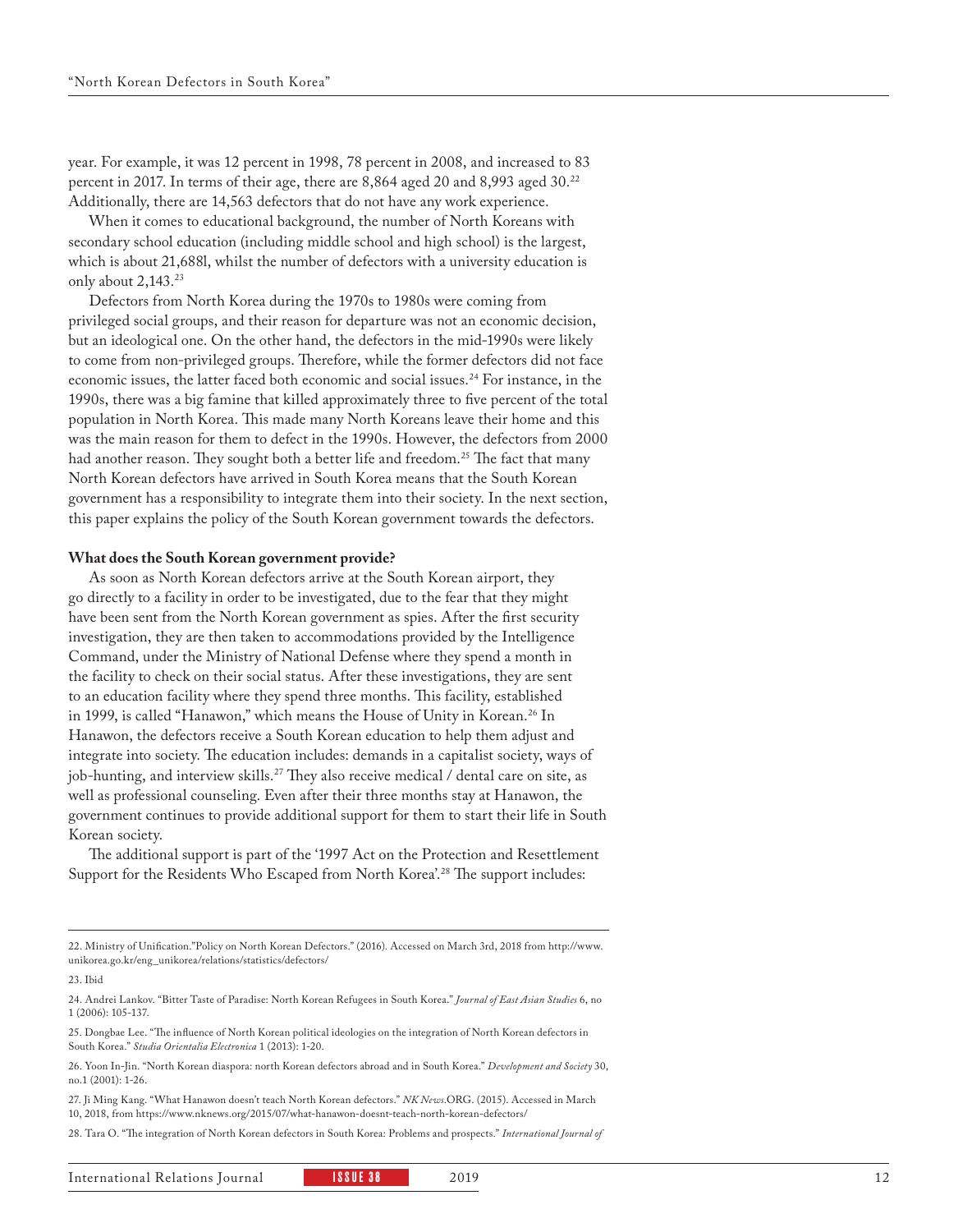year. For example, it was 12 percent in 1998, 78 percent in 2008, and increased to 83 percent in 2017. In terms of their age, there are 8,864 aged 20 and 8,993 aged 30.[22] Additionally, there are 14,563 defectors that do not have any work experience.

When it comes to educational background, the number of North Koreans with secondary school education (including middle school and high school) is the largest, which is about 21,688l, whilst the number of defectors with a university education is only about 2,143.[23]

Defectors from North Korea during the 1970s to 1980s were coming from privileged social groups, and their reason for departure was not an economic decision, but an ideological one. On the other hand, the defectors in the mid-1990s were likely to come from non-privileged groups. Therefore, while the former defectors did not face economic issues, the latter faced both economic and social issues.[24] For instance, in the 1990s, there was a big famine that killed approximately three to five percent of the total population in North Korea. This made many North Koreans leave their home and this was the main reason for them to defect in the 1990s. However, the defectors from 2000 had another reason. They sought both a better life and freedom.[25] The fact that many North Korean defectors have arrived in South Korea means that the South Korean government has a responsibility to integrate them into their society. In the next section, this paper explains the policy of the South Korean government towards the defectors.

**What does the South Korean government provide?**

As soon as North Korean defectors arrive at the South Korean airport, they go directly to a facility in order to be investigated, due to the fear that they might have been sent from the North Korean government as spies. After the first security investigation, they are then taken to accommodations provided by the Intelligence Command, under the Ministry of National Defense where they spend a month in the facility to check on their social status. After these investigations, they are sent to an education facility where they spend three months. This facility, established in 1999, is called "Hanawon," which means the House of Unity in Korean.[26] In Hanawon, the defectors receive a South Korean education to help them adjust and integrate into society. The education includes: demands in a capitalist society, ways of job-hunting, and interview skills.[27] They also receive medical / dental care on site, as well as professional counseling. Even after their three months stay at Hanawon, the government continues to provide additional support for them to start their life in South Korean society.

The additional support is part of the '1997 Act on the Protection and Resettlement Support for the Residents Who Escaped from North Korea'.[28] The support includes:

---

22. Ministry of Unification."Policy on North Korean Defectors." (2016). Accessed on March 3rd, 2018 from http://www.unikorea.go.kr/eng_unikorea/relations/statistics/defectors/

23. Ibid

24. Andrei Lankov. "Bitter Taste of Paradise: North Korean Refugees in South Korea." *Journal of East Asian Studies* 6, no 1 (2006): 105-137.

25. Dongbae Lee. "The influence of North Korean political ideologies on the integration of North Korean defectors in South Korea." *Studia Orientalia Electronica* 1 (2013): 1-20.

26. Yoon In-Jin. "North Korean diaspora: north Korean defectors abroad and in South Korea." *Development and Society* 30, no.1 (2001): 1-26.

27. Ji Ming Kang. "What Hanawon doesn't teach North Korean defectors." *NK News*.ORG. (2015). Accessed in March 10, 2018, from https://www.nknews.org/2015/07/what-hanawon-doesnt-teach-north-korean-defectors/

28. Tara O. "The integration of North Korean defectors in South Korea: Problems and prospects." *International Journal of*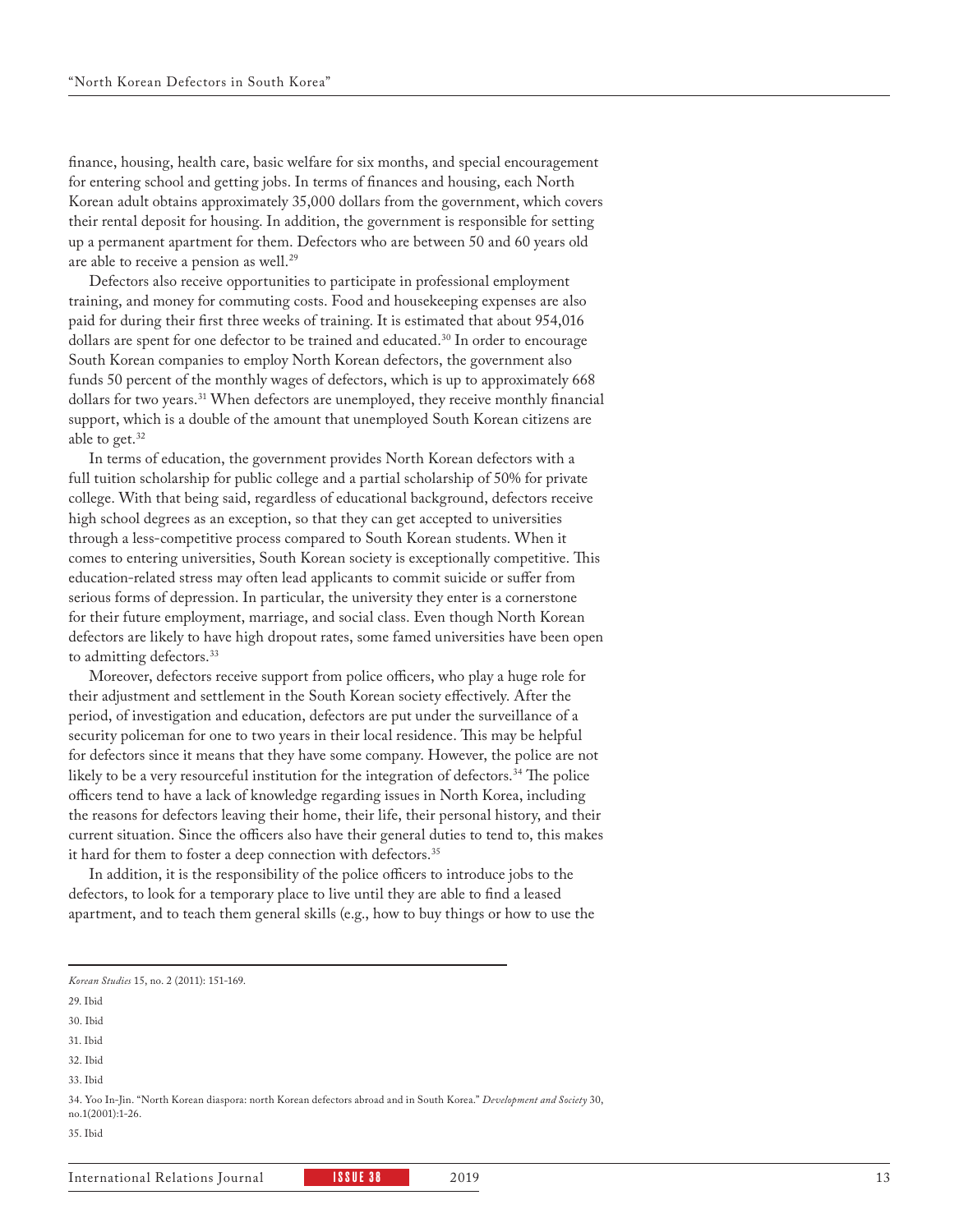finance, housing, health care, basic welfare for six months, and special encouragement for entering school and getting jobs. In terms of finances and housing, each North Korean adult obtains approximately 35,000 dollars from the government, which covers their rental deposit for housing. In addition, the government is responsible for setting up a permanent apartment for them. Defectors who are between 50 and 60 years old are able to receive a pension as well.[29]

Defectors also receive opportunities to participate in professional employment training, and money for commuting costs. Food and housekeeping expenses are also paid for during their first three weeks of training. It is estimated that about 954,016 dollars are spent for one defector to be trained and educated.[30] In order to encourage South Korean companies to employ North Korean defectors, the government also funds 50 percent of the monthly wages of defectors, which is up to approximately 668 dollars for two years.[31] When defectors are unemployed, they receive monthly financial support, which is a double of the amount that unemployed South Korean citizens are able to get.[32]

In terms of education, the government provides North Korean defectors with a full tuition scholarship for public college and a partial scholarship of 50% for private college. With that being said, regardless of educational background, defectors receive high school degrees as an exception, so that they can get accepted to universities through a less-competitive process compared to South Korean students. When it comes to entering universities, South Korean society is exceptionally competitive. This education-related stress may often lead applicants to commit suicide or suffer from serious forms of depression. In particular, the university they enter is a cornerstone for their future employment, marriage, and social class. Even though North Korean defectors are likely to have high dropout rates, some famed universities have been open to admitting defectors.[33]

Moreover, defectors receive support from police officers, who play a huge role for their adjustment and settlement in the South Korean society effectively. After the period, of investigation and education, defectors are put under the surveillance of a security policeman for one to two years in their local residence. This may be helpful for defectors since it means that they have some company. However, the police are not likely to be a very resourceful institution for the integration of defectors.[34] The police officers tend to have a lack of knowledge regarding issues in North Korea, including the reasons for defectors leaving their home, their life, their personal history, and their current situation. Since the officers also have their general duties to tend to, this makes it hard for them to foster a deep connection with defectors.[35]

In addition, it is the responsibility of the police officers to introduce jobs to the defectors, to look for a temporary place to live until they are able to find a leased apartment, and to teach them general skills (e.g., how to buy things or how to use the

---

*Korean Studies* 15, no. 2 (2011): 151-169.

29. Ibid

30. Ibid

31. Ibid

32. Ibid

33. Ibid

34. Yoo In-Jin. "North Korean diaspora: north Korean defectors abroad and in South Korea." *Development and Society* 30, no.1(2001):1-26.

35. Ibid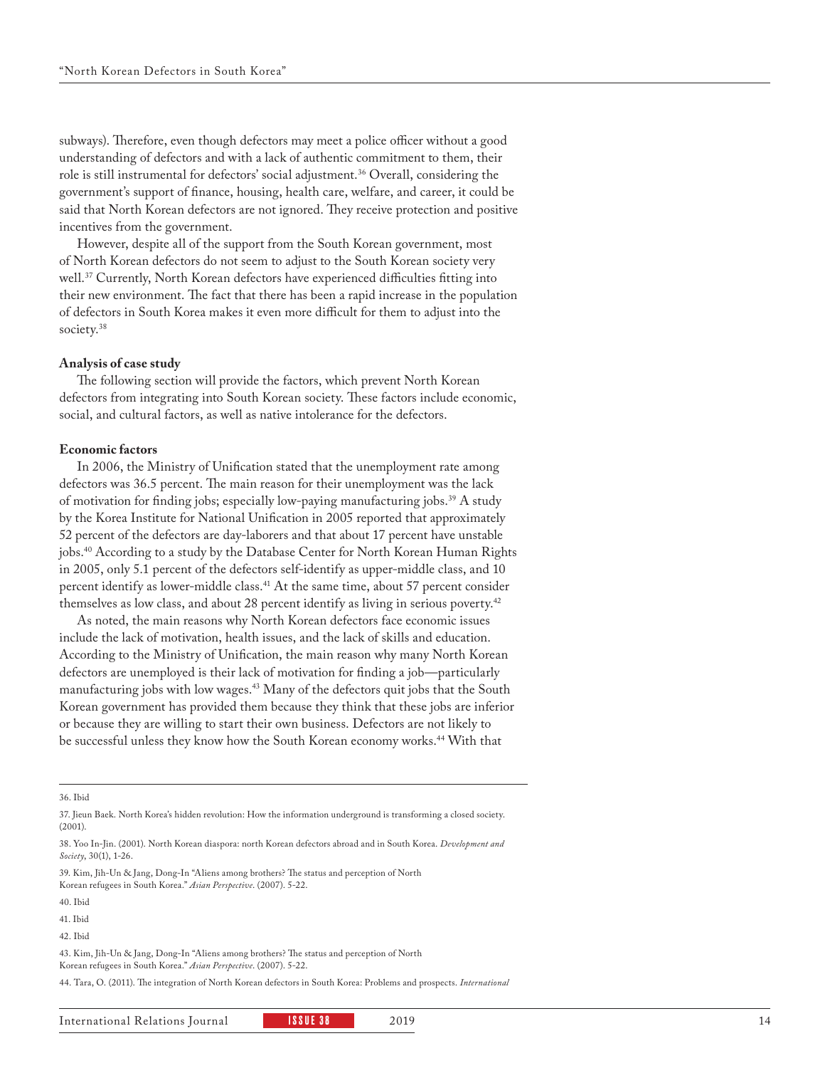subways). Therefore, even though defectors may meet a police officer without a good understanding of defectors and with a lack of authentic commitment to them, their role is still instrumental for defectors' social adjustment.[36] Overall, considering the government's support of finance, housing, health care, welfare, and career, it could be said that North Korean defectors are not ignored. They receive protection and positive incentives from the government.

However, despite all of the support from the South Korean government, most of North Korean defectors do not seem to adjust to the South Korean society very well.[37] Currently, North Korean defectors have experienced difficulties fitting into their new environment. The fact that there has been a rapid increase in the population of defectors in South Korea makes it even more difficult for them to adjust into the society.[38]

**Analysis of case study**

The following section will provide the factors, which prevent North Korean defectors from integrating into South Korean society. These factors include economic, social, and cultural factors, as well as native intolerance for the defectors.

**Economic factors**

In 2006, the Ministry of Unification stated that the unemployment rate among defectors was 36.5 percent. The main reason for their unemployment was the lack of motivation for finding jobs; especially low-paying manufacturing jobs.[39] A study by the Korea Institute for National Unification in 2005 reported that approximately 52 percent of the defectors are day-laborers and that about 17 percent have unstable jobs.[40] According to a study by the Database Center for North Korean Human Rights in 2005, only 5.1 percent of the defectors self-identify as upper-middle class, and 10 percent identify as lower-middle class.[41] At the same time, about 57 percent consider themselves as low class, and about 28 percent identify as living in serious poverty.[42]

As noted, the main reasons why North Korean defectors face economic issues include the lack of motivation, health issues, and the lack of skills and education. According to the Ministry of Unification, the main reason why many North Korean defectors are unemployed is their lack of motivation for finding a job—particularly manufacturing jobs with low wages.[43] Many of the defectors quit jobs that the South Korean government has provided them because they think that these jobs are inferior or because they are willing to start their own business. Defectors are not likely to be successful unless they know how the South Korean economy works.[44] With that

---

36. Ibid

37. Jieun Baek. North Korea's hidden revolution: How the information underground is transforming a closed society. (2001).

38. Yoo In-Jin. (2001). North Korean diaspora: north Korean defectors abroad and in South Korea. *Development and Society*, 30(1), 1-26.

39. Kim, Jih-Un & Jang, Dong-In "Aliens among brothers? The status and perception of North Korean refugees in South Korea." *Asian Perspective*. (2007). 5-22.

40. Ibid

41. Ibid

42. Ibid

43. Kim, Jih-Un & Jang, Dong-In "Aliens among brothers? The status and perception of North Korean refugees in South Korea." *Asian Perspective*. (2007). 5-22.

44. Tara, O. (2011). The integration of North Korean defectors in South Korea: Problems and prospects. *International*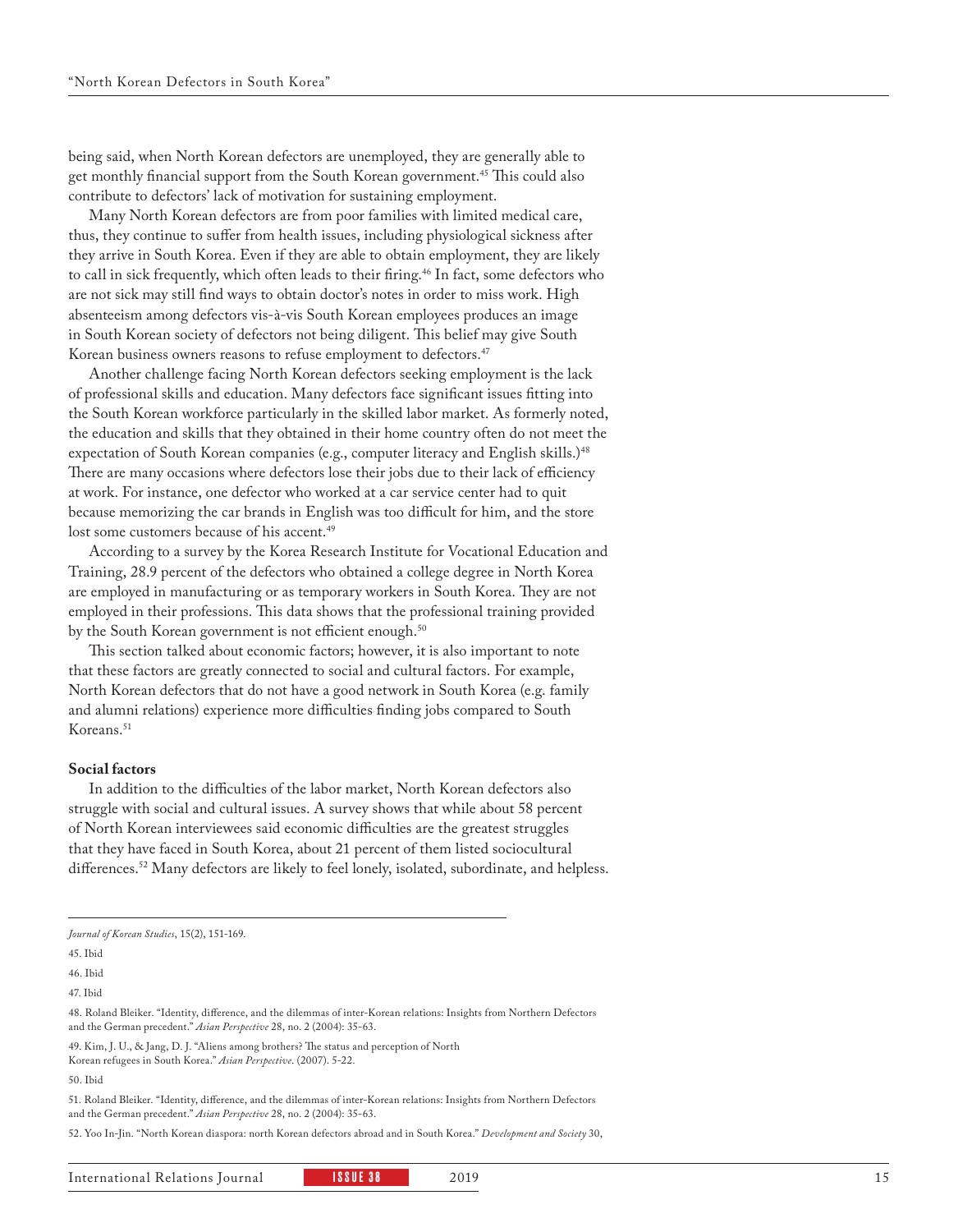being said, when North Korean defectors are unemployed, they are generally able to get monthly financial support from the South Korean government.[45] This could also contribute to defectors' lack of motivation for sustaining employment.

Many North Korean defectors are from poor families with limited medical care, thus, they continue to suffer from health issues, including physiological sickness after they arrive in South Korea. Even if they are able to obtain employment, they are likely to call in sick frequently, which often leads to their firing.[46] In fact, some defectors who are not sick may still find ways to obtain doctor's notes in order to miss work. High absenteeism among defectors vis-à-vis South Korean employees produces an image in South Korean society of defectors not being diligent. This belief may give South Korean business owners reasons to refuse employment to defectors.[47]

Another challenge facing North Korean defectors seeking employment is the lack of professional skills and education. Many defectors face significant issues fitting into the South Korean workforce particularly in the skilled labor market. As formerly noted, the education and skills that they obtained in their home country often do not meet the expectation of South Korean companies (e.g., computer literacy and English skills.)[48] There are many occasions where defectors lose their jobs due to their lack of efficiency at work. For instance, one defector who worked at a car service center had to quit because memorizing the car brands in English was too difficult for him, and the store lost some customers because of his accent.[49]

According to a survey by the Korea Research Institute for Vocational Education and Training, 28.9 percent of the defectors who obtained a college degree in North Korea are employed in manufacturing or as temporary workers in South Korea. They are not employed in their professions. This data shows that the professional training provided by the South Korean government is not efficient enough.[50]

This section talked about economic factors; however, it is also important to note that these factors are greatly connected to social and cultural factors. For example, North Korean defectors that do not have a good network in South Korea (e.g. family and alumni relations) experience more difficulties finding jobs compared to South Koreans.[51]

**Social factors**

In addition to the difficulties of the labor market, North Korean defectors also struggle with social and cultural issues. A survey shows that while about 58 percent of North Korean interviewees said economic difficulties are the greatest struggles that they have faced in South Korea, about 21 percent of them listed sociocultural differences.[52] Many defectors are likely to feel lonely, isolated, subordinate, and helpless.

---

*Journal of Korean Studies*, 15(2), 151-169.

45. Ibid

46. Ibid

47. Ibid

48. Roland Bleiker. "Identity, difference, and the dilemmas of inter-Korean relations: Insights from Northern Defectors and the German precedent." *Asian Perspective* 28, no. 2 (2004): 35-63.

49. Kim, J. U., & Jang, D. J. "Aliens among brothers? The status and perception of North Korean refugees in South Korea." *Asian Perspective*. (2007). 5-22.

50. Ibid

51. Roland Bleiker. "Identity, difference, and the dilemmas of inter-Korean relations: Insights from Northern Defectors and the German precedent." *Asian Perspective* 28, no. 2 (2004): 35-63.

52. Yoo In-Jin. "North Korean diaspora: north Korean defectors abroad and in South Korea." *Development and Society* 30,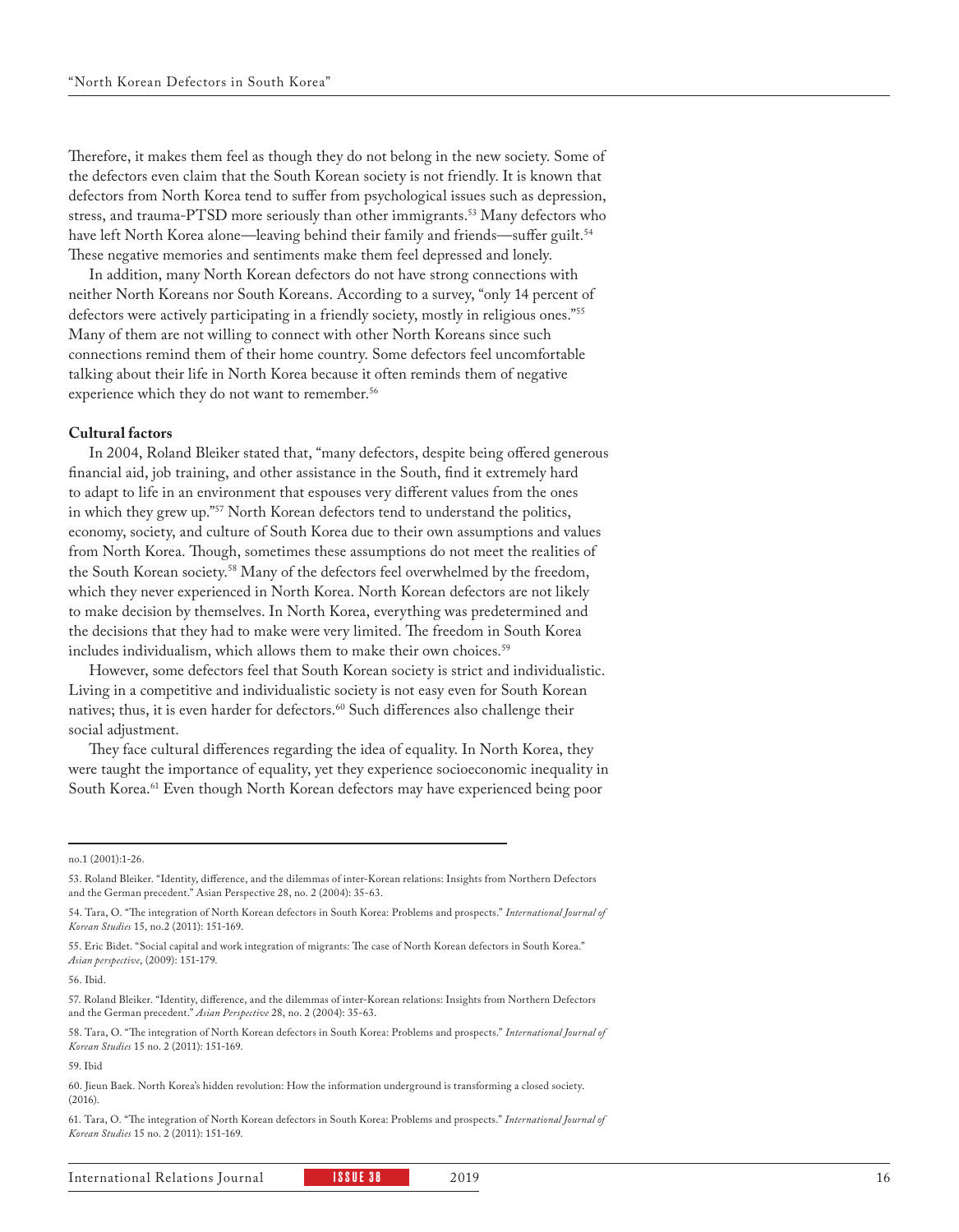Therefore, it makes them feel as though they do not belong in the new society. Some of the defectors even claim that the South Korean society is not friendly. It is known that defectors from North Korea tend to suffer from psychological issues such as depression, stress, and trauma-PTSD more seriously than other immigrants.[53] Many defectors who have left North Korea alone—leaving behind their family and friends—suffer guilt.[54] These negative memories and sentiments make them feel depressed and lonely.

In addition, many North Korean defectors do not have strong connections with neither North Koreans nor South Koreans. According to a survey, "only 14 percent of defectors were actively participating in a friendly society, mostly in religious ones."[55] Many of them are not willing to connect with other North Koreans since such connections remind them of their home country. Some defectors feel uncomfortable talking about their life in North Korea because it often reminds them of negative experience which they do not want to remember.[56]

**Cultural factors**

In 2004, Roland Bleiker stated that, "many defectors, despite being offered generous financial aid, job training, and other assistance in the South, find it extremely hard to adapt to life in an environment that espouses very different values from the ones in which they grew up."[57] North Korean defectors tend to understand the politics, economy, society, and culture of South Korea due to their own assumptions and values from North Korea. Though, sometimes these assumptions do not meet the realities of the South Korean society.[58] Many of the defectors feel overwhelmed by the freedom, which they never experienced in North Korea. North Korean defectors are not likely to make decision by themselves. In North Korea, everything was predetermined and the decisions that they had to make were very limited. The freedom in South Korea includes individualism, which allows them to make their own choices.[59]

However, some defectors feel that South Korean society is strict and individualistic. Living in a competitive and individualistic society is not easy even for South Korean natives; thus, it is even harder for defectors.[60] Such differences also challenge their social adjustment.

They face cultural differences regarding the idea of equality. In North Korea, they were taught the importance of equality, yet they experience socioeconomic inequality in South Korea.[61] Even though North Korean defectors may have experienced being poor

---

no.1 (2001):1-26.

53. Roland Bleiker. "Identity, difference, and the dilemmas of inter-Korean relations: Insights from Northern Defectors and the German precedent." Asian Perspective 28, no. 2 (2004): 35-63.

54. Tara, O. "The integration of North Korean defectors in South Korea: Problems and prospects." *International Journal of Korean Studies* 15, no.2 (2011): 151-169.

55. Eric Bidet. "Social capital and work integration of migrants: The case of North Korean defectors in South Korea." *Asian perspective*, (2009): 151-179.

56. Ibid.

57. Roland Bleiker. "Identity, difference, and the dilemmas of inter-Korean relations: Insights from Northern Defectors and the German precedent." *Asian Perspective* 28, no. 2 (2004): 35-63.

58. Tara, O. "The integration of North Korean defectors in South Korea: Problems and prospects." *International Journal of Korean Studies* 15 no. 2 (2011): 151-169.

59. Ibid

60. Jieun Baek. North Korea's hidden revolution: How the information underground is transforming a closed society. (2016).

61. Tara, O. "The integration of North Korean defectors in South Korea: Problems and prospects." *International Journal of Korean Studies* 15 no. 2 (2011): 151-169.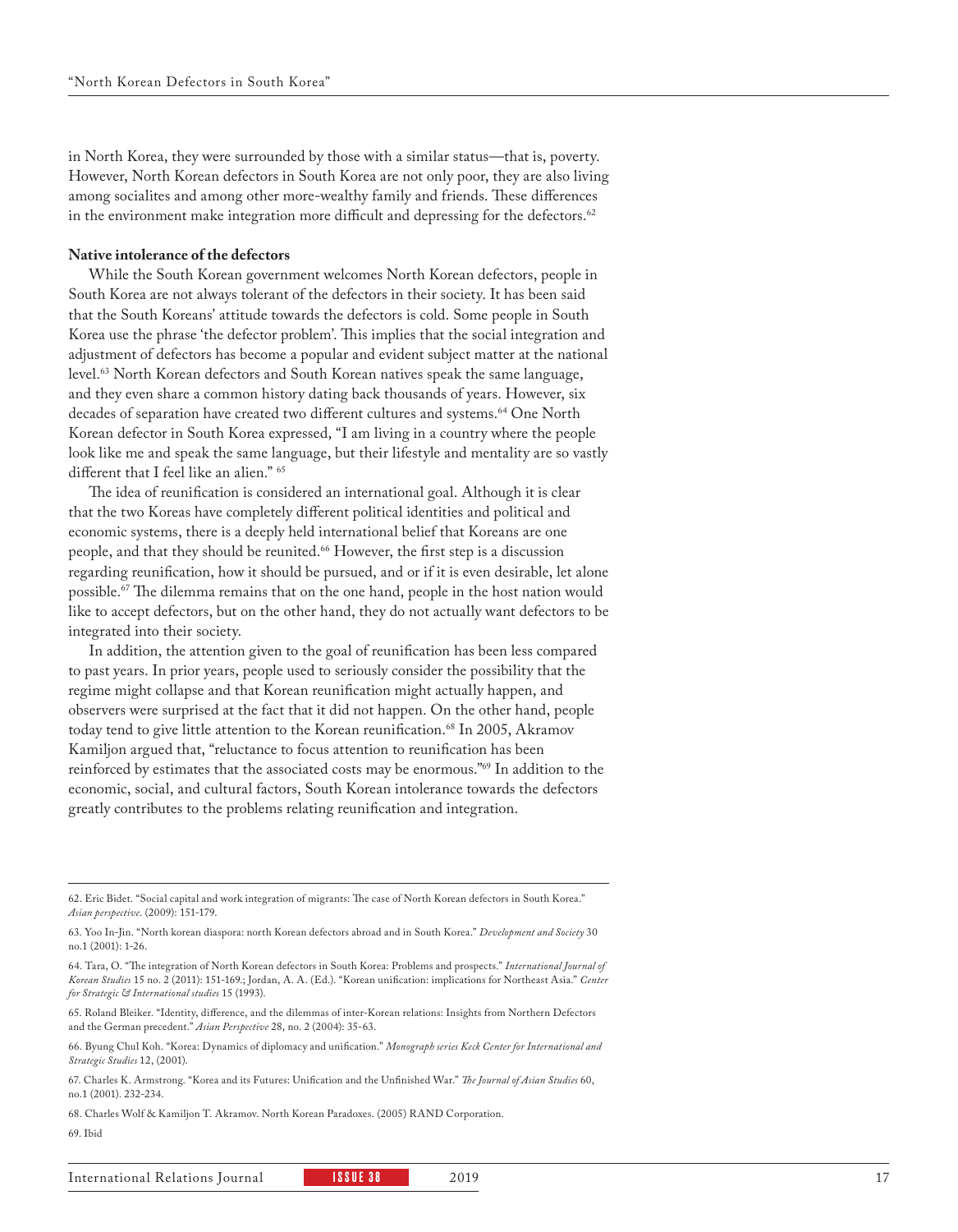in North Korea, they were surrounded by those with a similar status—that is, poverty. However, North Korean defectors in South Korea are not only poor, they are also living among socialites and among other more-wealthy family and friends. These differences in the environment make integration more difficult and depressing for the defectors.[62]

**Native intolerance of the defectors**

While the South Korean government welcomes North Korean defectors, people in South Korea are not always tolerant of the defectors in their society. It has been said that the South Koreans' attitude towards the defectors is cold. Some people in South Korea use the phrase 'the defector problem'. This implies that the social integration and adjustment of defectors has become a popular and evident subject matter at the national level.[63] North Korean defectors and South Korean natives speak the same language, and they even share a common history dating back thousands of years. However, six decades of separation have created two different cultures and systems.[64] One North Korean defector in South Korea expressed, "I am living in a country where the people look like me and speak the same language, but their lifestyle and mentality are so vastly different that I feel like an alien." [65]

The idea of reunification is considered an international goal. Although it is clear that the two Koreas have completely different political identities and political and economic systems, there is a deeply held international belief that Koreans are one people, and that they should be reunited.[66] However, the first step is a discussion regarding reunification, how it should be pursued, and or if it is even desirable, let alone possible.[67] The dilemma remains that on the one hand, people in the host nation would like to accept defectors, but on the other hand, they do not actually want defectors to be integrated into their society.

In addition, the attention given to the goal of reunification has been less compared to past years. In prior years, people used to seriously consider the possibility that the regime might collapse and that Korean reunification might actually happen, and observers were surprised at the fact that it did not happen. On the other hand, people today tend to give little attention to the Korean reunification.[68] In 2005, Akramov Kamiljon argued that, "reluctance to focus attention to reunification has been reinforced by estimates that the associated costs may be enormous."[69] In addition to the economic, social, and cultural factors, South Korean intolerance towards the defectors greatly contributes to the problems relating reunification and integration.

---

62. Eric Bidet. "Social capital and work integration of migrants: The case of North Korean defectors in South Korea." *Asian perspective*. (2009): 151-179.

63. Yoo In-Jin. "North korean diaspora: north Korean defectors abroad and in South Korea." *Development and Society* 30 no.1 (2001): 1-26.

64. Tara, O. "The integration of North Korean defectors in South Korea: Problems and prospects." *International Journal of Korean Studies* 15 no. 2 (2011): 151-169.; Jordan, A. A. (Ed.). "Korean unification: implications for Northeast Asia." *Center for Strategic & International studies* 15 (1993).

65. Roland Bleiker. "Identity, difference, and the dilemmas of inter-Korean relations: Insights from Northern Defectors and the German precedent." *Asian Perspective* 28, no. 2 (2004): 35-63.

66. Byung Chul Koh. "Korea: Dynamics of diplomacy and unification." *Monograph series Keck Center for International and Strategic Studies* 12, (2001).

67. Charles K. Armstrong. "Korea and its Futures: Unification and the Unfinished War." *The Journal of Asian Studies* 60, no.1 (2001). 232-234.

68. Charles Wolf & Kamiljon T. Akramov. North Korean Paradoxes. (2005) RAND Corporation.

69. Ibid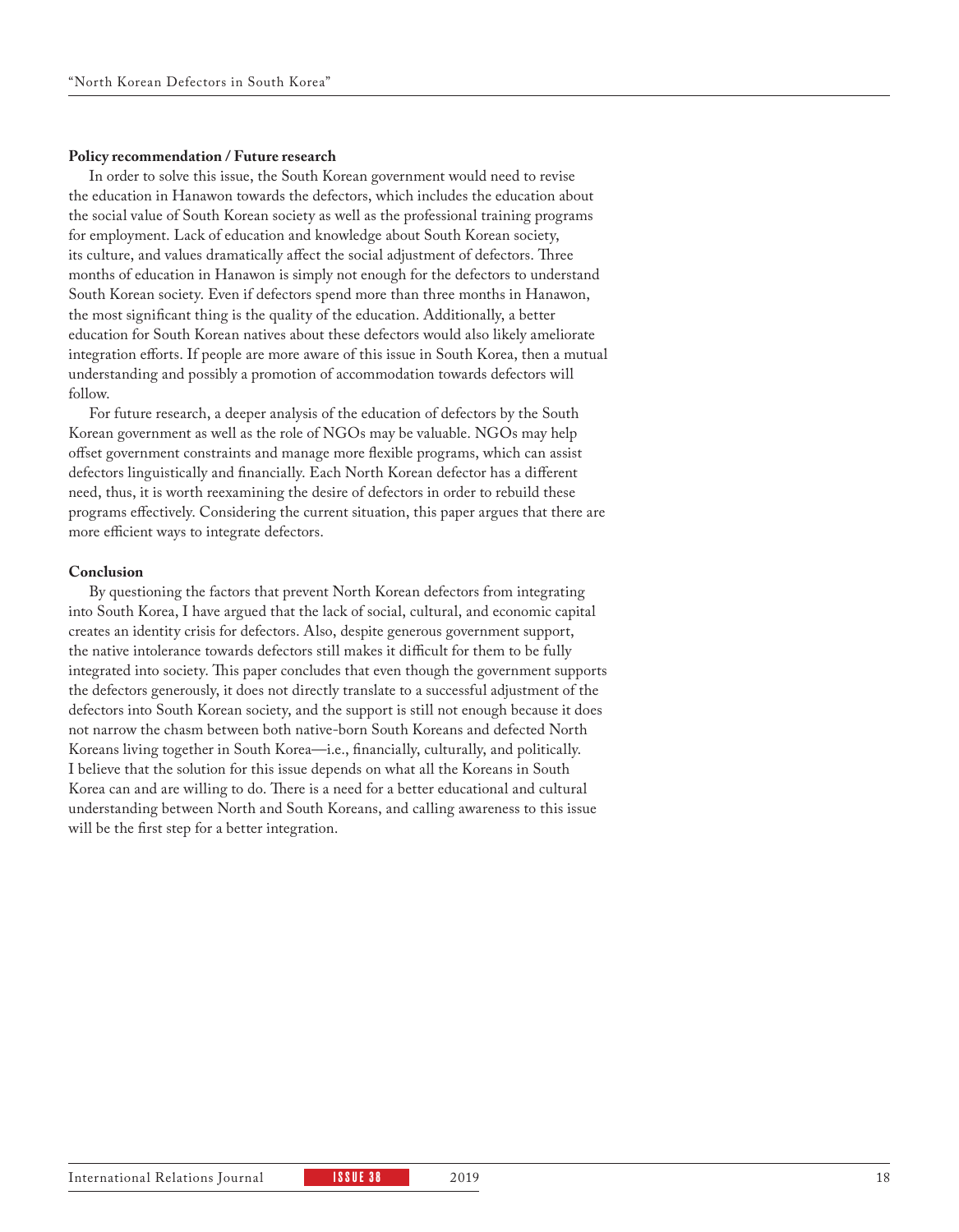**Policy recommendation / Future research**

In order to solve this issue, the South Korean government would need to revise the education in Hanawon towards the defectors, which includes the education about the social value of South Korean society as well as the professional training programs for employment. Lack of education and knowledge about South Korean society, its culture, and values dramatically affect the social adjustment of defectors. Three months of education in Hanawon is simply not enough for the defectors to understand South Korean society. Even if defectors spend more than three months in Hanawon, the most significant thing is the quality of the education. Additionally, a better education for South Korean natives about these defectors would also likely ameliorate integration efforts. If people are more aware of this issue in South Korea, then a mutual understanding and possibly a promotion of accommodation towards defectors will follow.

For future research, a deeper analysis of the education of defectors by the South Korean government as well as the role of NGOs may be valuable. NGOs may help offset government constraints and manage more flexible programs, which can assist defectors linguistically and financially. Each North Korean defector has a different need, thus, it is worth reexamining the desire of defectors in order to rebuild these programs effectively. Considering the current situation, this paper argues that there are more efficient ways to integrate defectors.

**Conclusion**

By questioning the factors that prevent North Korean defectors from integrating into South Korea, I have argued that the lack of social, cultural, and economic capital creates an identity crisis for defectors. Also, despite generous government support, the native intolerance towards defectors still makes it difficult for them to be fully integrated into society. This paper concludes that even though the government supports the defectors generously, it does not directly translate to a successful adjustment of the defectors into South Korean society, and the support is still not enough because it does not narrow the chasm between both native-born South Koreans and defected North Koreans living together in South Korea—i.e., financially, culturally, and politically. I believe that the solution for this issue depends on what all the Koreans in South Korea can and are willing to do. There is a need for a better educational and cultural understanding between North and South Koreans, and calling awareness to this issue will be the first step for a better integration.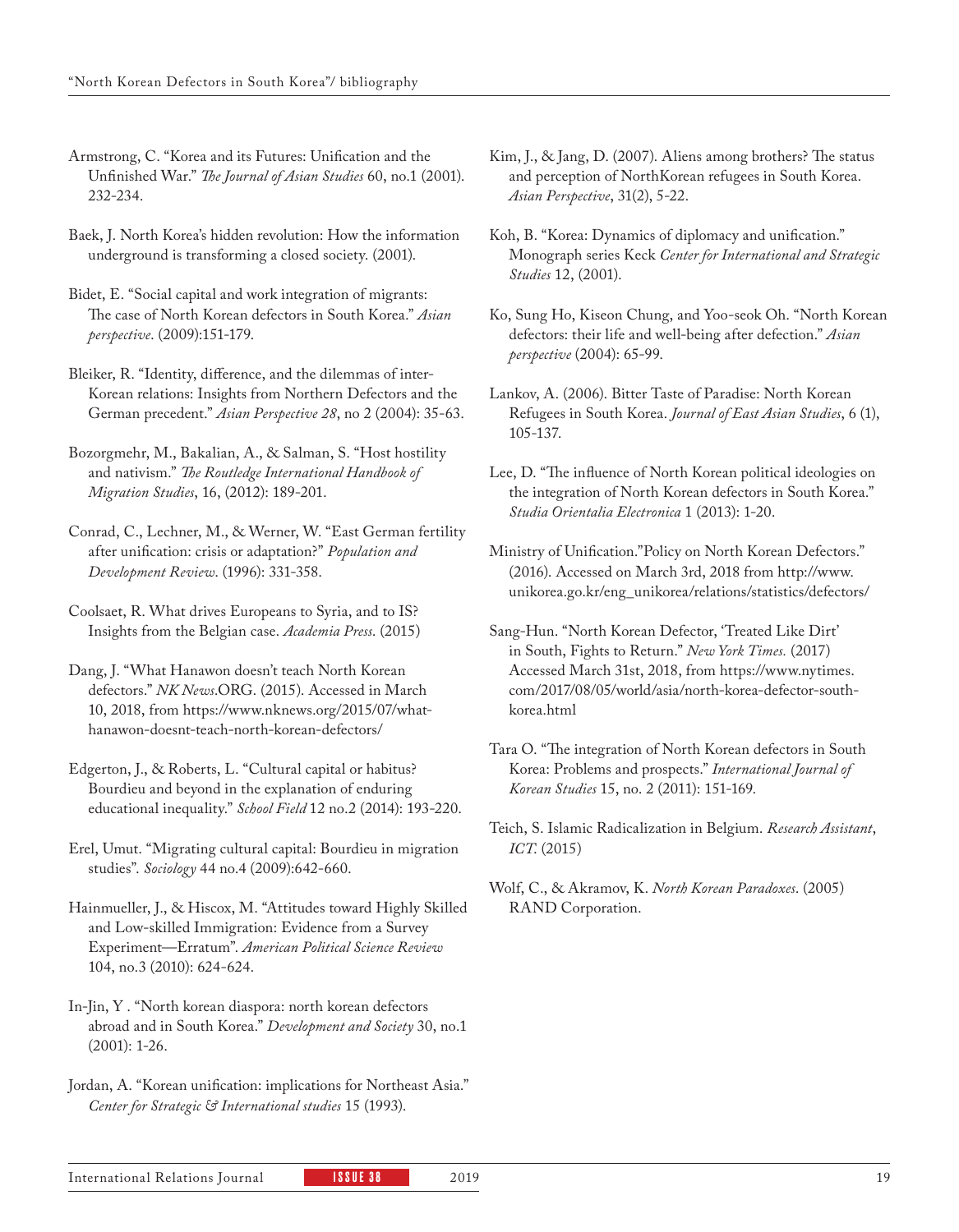Armstrong, C. "Korea and its Futures: Unification and the Unfinished War." *The Journal of Asian Studies* 60, no.1 (2001). 232-234.

Baek, J. North Korea's hidden revolution: How the information underground is transforming a closed society. (2001).

Bidet, E. "Social capital and work integration of migrants: The case of North Korean defectors in South Korea." *Asian perspective*. (2009):151-179.

Bleiker, R. "Identity, difference, and the dilemmas of inter-Korean relations: Insights from Northern Defectors and the German precedent." *Asian Perspective 28*, no 2 (2004): 35-63.

Bozorgmehr, M., Bakalian, A., & Salman, S. "Host hostility and nativism." *The Routledge International Handbook of Migration Studies*, 16, (2012): 189-201.

Conrad, C., Lechner, M., & Werner, W. "East German fertility after unification: crisis or adaptation?" *Population and Development Review*. (1996): 331-358.

Coolsaet, R. What drives Europeans to Syria, and to IS? Insights from the Belgian case. *Academia Press*. (2015)

Dang, J. "What Hanawon doesn't teach North Korean defectors." *NK News*.ORG. (2015). Accessed in March 10, 2018, from https://www.nknews.org/2015/07/what-hanawon-doesnt-teach-north-korean-defectors/

Edgerton, J., & Roberts, L. "Cultural capital or habitus? Bourdieu and beyond in the explanation of enduring educational inequality." *School Field* 12 no.2 (2014): 193-220.

Erel, Umut. "Migrating cultural capital: Bourdieu in migration studies". *Sociology* 44 no.4 (2009):642-660.

Hainmueller, J., & Hiscox, M. "Attitudes toward Highly Skilled and Low-skilled Immigration: Evidence from a Survey Experiment—Erratum". *American Political Science Review* 104, no.3 (2010): 624-624.

In-Jin, Y . "North korean diaspora: north korean defectors abroad and in South Korea." *Development and Society* 30, no.1 (2001): 1-26.

Jordan, A. "Korean unification: implications for Northeast Asia." *Center for Strategic & International studies* 15 (1993).

Kim, J., & Jang, D. (2007). Aliens among brothers? The status and perception of NorthKorean refugees in South Korea. *Asian Perspective*, 31(2), 5-22.

Koh, B. "Korea: Dynamics of diplomacy and unification." Monograph series Keck *Center for International and Strategic Studies* 12, (2001).

Ko, Sung Ho, Kiseon Chung, and Yoo-seok Oh. "North Korean defectors: their life and well-being after defection." *Asian perspective* (2004): 65-99.

Lankov, A. (2006). Bitter Taste of Paradise: North Korean Refugees in South Korea. *Journal of East Asian Studies*, 6 (1), 105-137.

Lee, D. "The influence of North Korean political ideologies on the integration of North Korean defectors in South Korea." *Studia Orientalia Electronica* 1 (2013): 1-20.

Ministry of Unification."Policy on North Korean Defectors." (2016). Accessed on March 3rd, 2018 from http://www.unikorea.go.kr/eng_unikorea/relations/statistics/defectors/

Sang-Hun. "North Korean Defector, 'Treated Like Dirt' in South, Fights to Return." *New York Times.* (2017) Accessed March 31st, 2018, from https://www.nytimes.com/2017/08/05/world/asia/north-korea-defector-south-korea.html

Tara O. "The integration of North Korean defectors in South Korea: Problems and prospects." *International Journal of Korean Studies* 15, no. 2 (2011): 151-169.

Teich, S. Islamic Radicalization in Belgium. *Research Assistant, ICT*. (2015)

Wolf, C., & Akramov, K. *North Korean Paradoxes*. (2005) RAND Corporation.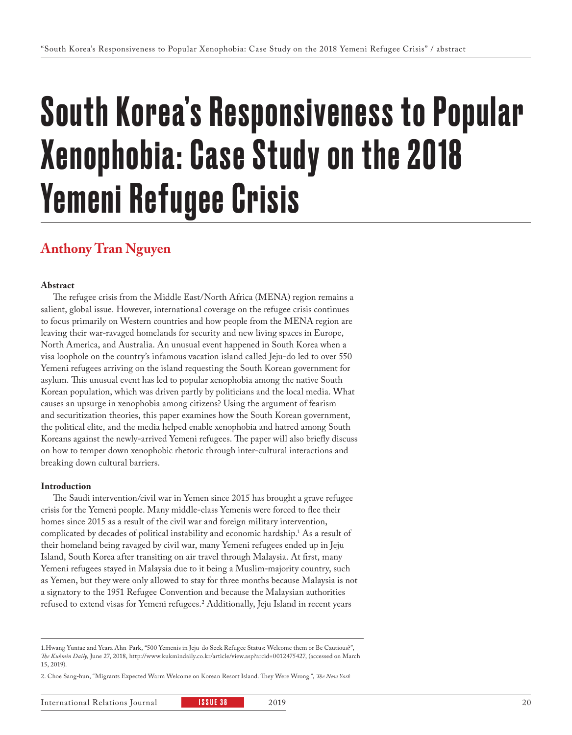# South Korea's Responsiveness to Popular Xenophobia: Case Study on the 2018 Yemeni Refugee Crisis

## Anthony Tran Nguyen

**Abstract**

The refugee crisis from the Middle East/North Africa (MENA) region remains a salient, global issue. However, international coverage on the refugee crisis continues to focus primarily on Western countries and how people from the MENA region are leaving their war-ravaged homelands for security and new living spaces in Europe, North America, and Australia. An unusual event happened in South Korea when a visa loophole on the country's infamous vacation island called Jeju-do led to over 550 Yemeni refugees arriving on the island requesting the South Korean government for asylum. This unusual event has led to popular xenophobia among the native South Korean population, which was driven partly by politicians and the local media. What causes an upsurge in xenophobia among citizens? Using the argument of fearism and securitization theories, this paper examines how the South Korean government, the political elite, and the media helped enable xenophobia and hatred among South Koreans against the newly-arrived Yemeni refugees. The paper will also briefly discuss on how to temper down xenophobic rhetoric through inter-cultural interactions and breaking down cultural barriers.

**Introduction**

The Saudi intervention/civil war in Yemen since 2015 has brought a grave refugee crisis for the Yemeni people. Many middle-class Yemenis were forced to flee their homes since 2015 as a result of the civil war and foreign military intervention, complicated by decades of political instability and economic hardship.[1] As a result of their homeland being ravaged by civil war, many Yemeni refugees ended up in Jeju Island, South Korea after transiting on air travel through Malaysia. At first, many Yemeni refugees stayed in Malaysia due to it being a Muslim-majority country, such as Yemen, but they were only allowed to stay for three months because Malaysia is not a signatory to the 1951 Refugee Convention and because the Malaysian authorities refused to extend visas for Yemeni refugees.[2] Additionally, Jeju Island in recent years

---

1.Hwang Yuntae and Yeara Ahn-Park, "500 Yemenis in Jeju-do Seek Refugee Status: Welcome them or Be Cautious?", *The Kukmin Daily*, June 27, 2018, http://www.kukmindaily.co.kr/article/view.asp?arcid=0012475427, (accessed on March 15, 2019).

2. Choe Sang-hun, "Migrants Expected Warm Welcome on Korean Resort Island. They Were Wrong.", *The New York*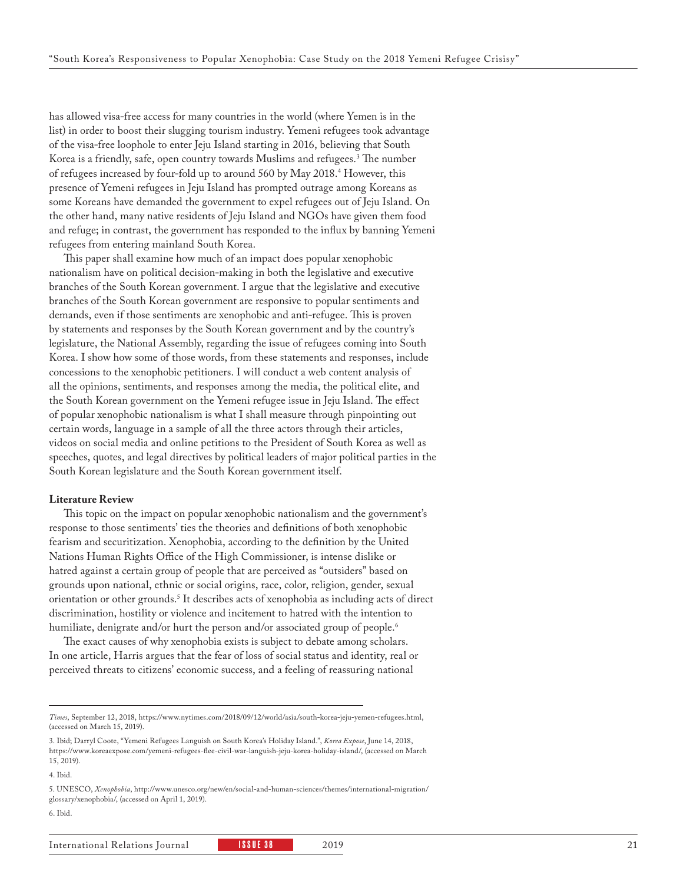has allowed visa-free access for many countries in the world (where Yemen is in the list) in order to boost their slugging tourism industry. Yemeni refugees took advantage of the visa-free loophole to enter Jeju Island starting in 2016, believing that South Korea is a friendly, safe, open country towards Muslims and refugees.[3] The number of refugees increased by four-fold up to around 560 by May 2018.[4] However, this presence of Yemeni refugees in Jeju Island has prompted outrage among Koreans as some Koreans have demanded the government to expel refugees out of Jeju Island. On the other hand, many native residents of Jeju Island and NGOs have given them food and refuge; in contrast, the government has responded to the influx by banning Yemeni refugees from entering mainland South Korea.

This paper shall examine how much of an impact does popular xenophobic nationalism have on political decision-making in both the legislative and executive branches of the South Korean government. I argue that the legislative and executive branches of the South Korean government are responsive to popular sentiments and demands, even if those sentiments are xenophobic and anti-refugee. This is proven by statements and responses by the South Korean government and by the country's legislature, the National Assembly, regarding the issue of refugees coming into South Korea. I show how some of those words, from these statements and responses, include concessions to the xenophobic petitioners. I will conduct a web content analysis of all the opinions, sentiments, and responses among the media, the political elite, and the South Korean government on the Yemeni refugee issue in Jeju Island. The effect of popular xenophobic nationalism is what I shall measure through pinpointing out certain words, language in a sample of all the three actors through their articles, videos on social media and online petitions to the President of South Korea as well as speeches, quotes, and legal directives by political leaders of major political parties in the South Korean legislature and the South Korean government itself.

**Literature Review**

This topic on the impact on popular xenophobic nationalism and the government's response to those sentiments' ties the theories and definitions of both xenophobic fearism and securitization. Xenophobia, according to the definition by the United Nations Human Rights Office of the High Commissioner, is intense dislike or hatred against a certain group of people that are perceived as "outsiders" based on grounds upon national, ethnic or social origins, race, color, religion, gender, sexual orientation or other grounds.[5] It describes acts of xenophobia as including acts of direct discrimination, hostility or violence and incitement to hatred with the intention to humiliate, denigrate and/or hurt the person and/or associated group of people.[6]

The exact causes of why xenophobia exists is subject to debate among scholars. In one article, Harris argues that the fear of loss of social status and identity, real or perceived threats to citizens' economic success, and a feeling of reassuring national

---

*Times*, September 12, 2018, https://www.nytimes.com/2018/09/12/world/asia/south-korea-jeju-yemen-refugees.html, (accessed on March 15, 2019).

3. Ibid; Darryl Coote, "Yemeni Refugees Languish on South Korea's Holiday Island.", *Korea Expose*, June 14, 2018, https://www.koreaexpose.com/yemeni-refugees-flee-civil-war-languish-jeju-korea-holiday-island/, (accessed on March 15, 2019).

4. Ibid.

5. UNESCO, *Xenophobia*, http://www.unesco.org/new/en/social-and-human-sciences/themes/international-migration/glossary/xenophobia/, (accessed on April 1, 2019).

6. Ibid.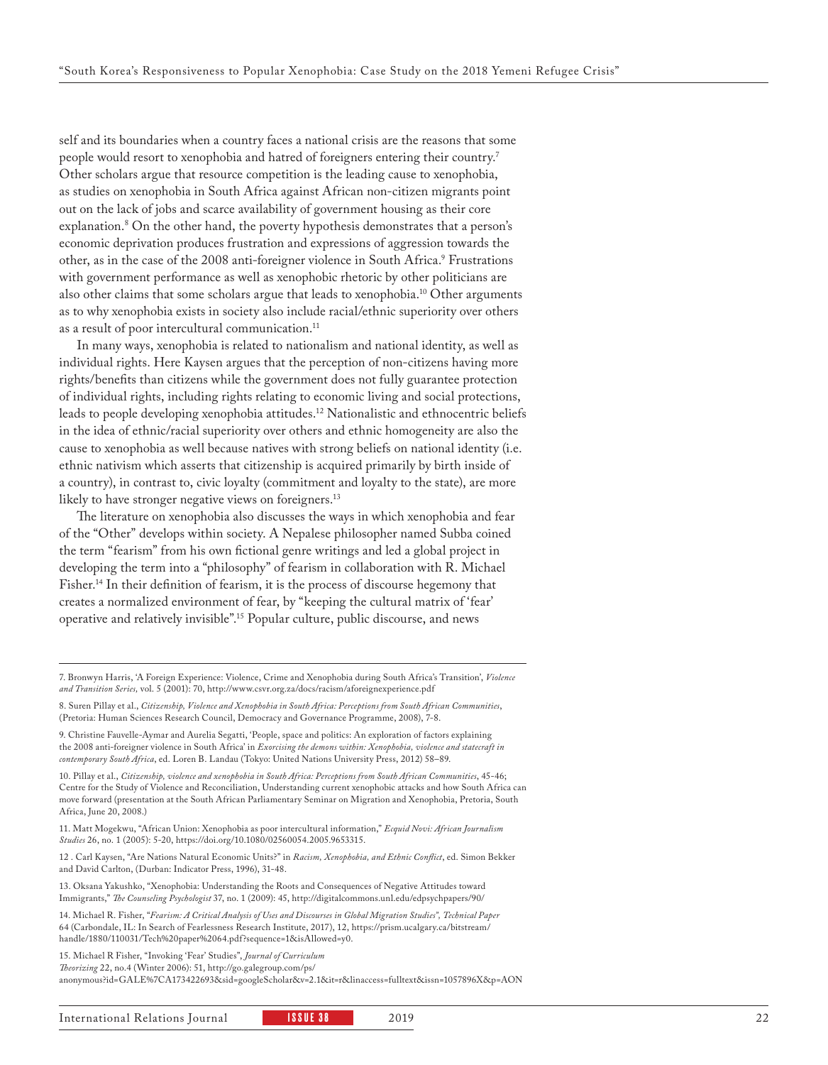self and its boundaries when a country faces a national crisis are the reasons that some people would resort to xenophobia and hatred of foreigners entering their country.[7] Other scholars argue that resource competition is the leading cause to xenophobia, as studies on xenophobia in South Africa against African non-citizen migrants point out on the lack of jobs and scarce availability of government housing as their core explanation.[8] On the other hand, the poverty hypothesis demonstrates that a person's economic deprivation produces frustration and expressions of aggression towards the other, as in the case of the 2008 anti-foreigner violence in South Africa.[9] Frustrations with government performance as well as xenophobic rhetoric by other politicians are also other claims that some scholars argue that leads to xenophobia.[10] Other arguments as to why xenophobia exists in society also include racial/ethnic superiority over others as a result of poor intercultural communication.[11]

In many ways, xenophobia is related to nationalism and national identity, as well as individual rights. Here Kaysen argues that the perception of non-citizens having more rights/benefits than citizens while the government does not fully guarantee protection of individual rights, including rights relating to economic living and social protections, leads to people developing xenophobia attitudes.[12] Nationalistic and ethnocentric beliefs in the idea of ethnic/racial superiority over others and ethnic homogeneity are also the cause to xenophobia as well because natives with strong beliefs on national identity (i.e. ethnic nativism which asserts that citizenship is acquired primarily by birth inside of a country), in contrast to, civic loyalty (commitment and loyalty to the state), are more likely to have stronger negative views on foreigners.[13]

The literature on xenophobia also discusses the ways in which xenophobia and fear of the "Other" develops within society. A Nepalese philosopher named Subba coined the term "fearism" from his own fictional genre writings and led a global project in developing the term into a "philosophy" of fearism in collaboration with R. Michael Fisher.[14] In their definition of fearism, it is the process of discourse hegemony that creates a normalized environment of fear, by "keeping the cultural matrix of 'fear' operative and relatively invisible".[15] Popular culture, public discourse, and news

---

7. Bronwyn Harris, 'A Foreign Experience: Violence, Crime and Xenophobia during South Africa's Transition', *Violence and Transition Series,* vol. 5 (2001): 70, http://www.csvr.org.za/docs/racism/aforeignexperience.pdf

8. Suren Pillay et al., *Citizenship, Violence and Xenophobia in South Africa: Perceptions from South African Communities*, (Pretoria: Human Sciences Research Council, Democracy and Governance Programme, 2008), 7-8.

9. Christine Fauvelle-Aymar and Aurelia Segatti, 'People, space and politics: An exploration of factors explaining the 2008 anti-foreigner violence in South Africa' in *Exorcising the demons within: Xenophobia, violence and statecraft in contemporary South Africa*, ed. Loren B. Landau (Tokyo: United Nations University Press, 2012) 58–89.

10. Pillay et al., *Citizenship, violence and xenophobia in South Africa: Perceptions from South African Communities*, 45-46; Centre for the Study of Violence and Reconciliation, Understanding current xenophobic attacks and how South Africa can move forward (presentation at the South African Parliamentary Seminar on Migration and Xenophobia, Pretoria, South Africa, June 20, 2008.)

11. Matt Mogekwu, "African Union: Xenophobia as poor intercultural information," *Ecquid Novi: African Journalism Studies* 26, no. 1 (2005): 5-20, https://doi.org/10.1080/02560054.2005.9653315.

12 . Carl Kaysen, "Are Nations Natural Economic Units?" in *Racism, Xenophobia, and Ethnic Conflict*, ed. Simon Bekker and David Carlton, (Durban: Indicator Press, 1996), 31-48.

13. Oksana Yakushko, "Xenophobia: Understanding the Roots and Consequences of Negative Attitudes toward Immigrants," *The Counseling Psychologist* 37, no. 1 (2009): 45, http://digitalcommons.unl.edu/edpsychpapers/90/

14. Michael R. Fisher, "*Fearism: A Critical Analysis of Uses and Discourses in Global Migration Studies*", *Technical Paper* 64 (Carbondale, IL: In Search of Fearlessness Research Institute, 2017), 12, https://prism.ucalgary.ca/bitstream/handle/1880/110031/Tech%20paper%2064.pdf?sequence=1&isAllowed=y0.

15. Michael R Fisher, "Invoking 'Fear' Studies", *Journal of Curriculum Theorizing* 22, no.4 (Winter 2006): 51, http://go.galegroup.com/ps/anonymous?id=GALE%7CA173422693&sid=googleScholar&v=2.1&it=r&linkaccess=fulltext&issn=1057896X&p=AON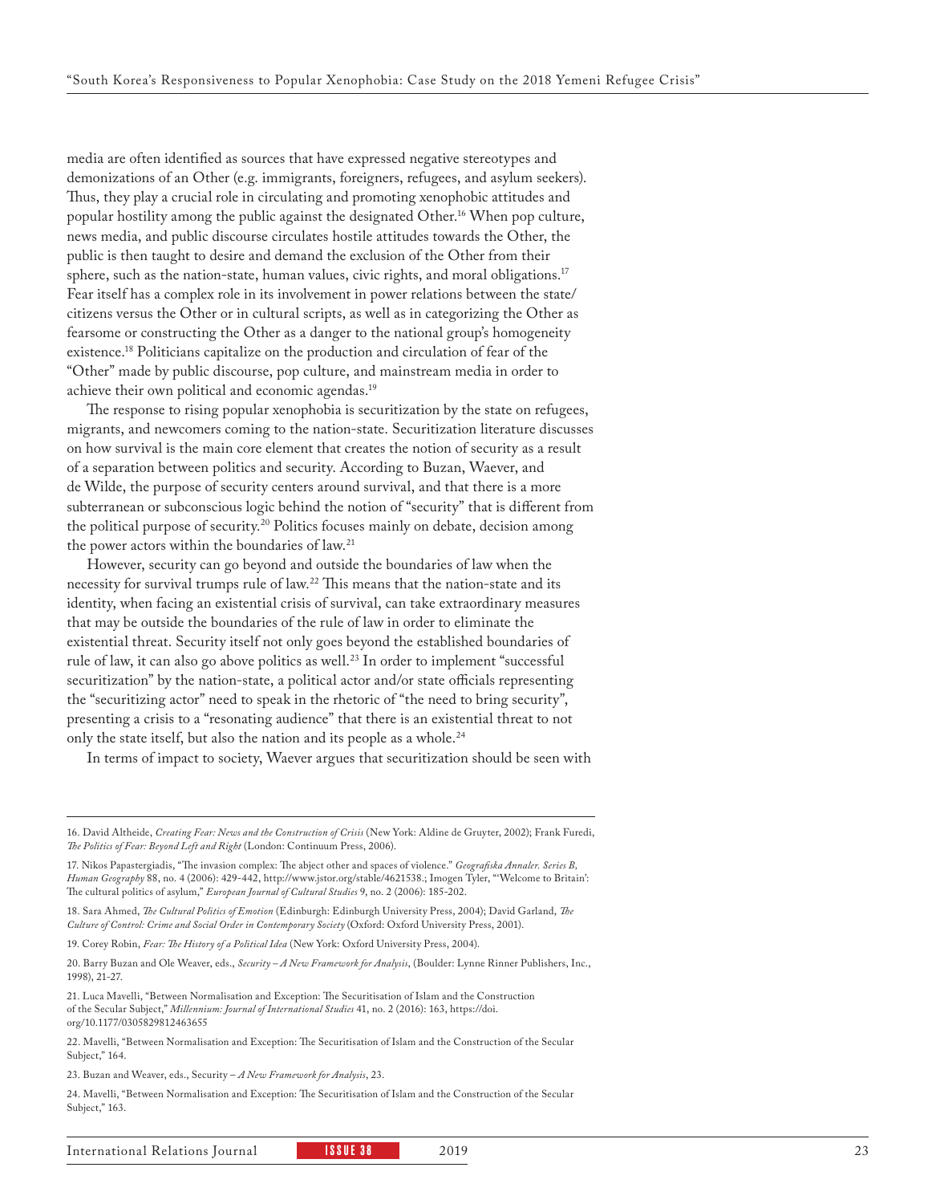media are often identified as sources that have expressed negative stereotypes and demonizations of an Other (e.g. immigrants, foreigners, refugees, and asylum seekers). Thus, they play a crucial role in circulating and promoting xenophobic attitudes and popular hostility among the public against the designated Other.[16] When pop culture, news media, and public discourse circulates hostile attitudes towards the Other, the public is then taught to desire and demand the exclusion of the Other from their sphere, such as the nation-state, human values, civic rights, and moral obligations.[17] Fear itself has a complex role in its involvement in power relations between the state/citizens versus the Other or in cultural scripts, as well as in categorizing the Other as fearsome or constructing the Other as a danger to the national group's homogeneity existence.[18] Politicians capitalize on the production and circulation of fear of the "Other" made by public discourse, pop culture, and mainstream media in order to achieve their own political and economic agendas.[19]

The response to rising popular xenophobia is securitization by the state on refugees, migrants, and newcomers coming to the nation-state. Securitization literature discusses on how survival is the main core element that creates the notion of security as a result of a separation between politics and security. According to Buzan, Waever, and de Wilde, the purpose of security centers around survival, and that there is a more subterranean or subconscious logic behind the notion of "security" that is different from the political purpose of security.[20] Politics focuses mainly on debate, decision among the power actors within the boundaries of law.[21]

However, security can go beyond and outside the boundaries of law when the necessity for survival trumps rule of law.[22] This means that the nation-state and its identity, when facing an existential crisis of survival, can take extraordinary measures that may be outside the boundaries of the rule of law in order to eliminate the existential threat. Security itself not only goes beyond the established boundaries of rule of law, it can also go above politics as well.[23] In order to implement "successful securitization" by the nation-state, a political actor and/or state officials representing the "securitizing actor" need to speak in the rhetoric of "the need to bring security", presenting a crisis to a "resonating audience" that there is an existential threat to not only the state itself, but also the nation and its people as a whole.[24]

In terms of impact to society, Waever argues that securitization should be seen with

---

16. David Altheide, *Creating Fear: News and the Construction of Crisis* (New York: Aldine de Gruyter, 2002); Frank Furedi, *The Politics of Fear: Beyond Left and Right* (London: Continuum Press, 2006).

17. Nikos Papastergiadis, "The invasion complex: The abject other and spaces of violence." *Geografiska Annaler. Series B, Human Geography* 88, no. 4 (2006): 429-442, http://www.jstor.org/stable/4621538.; Imogen Tyler, "'Welcome to Britain': The cultural politics of asylum," *European Journal of Cultural Studies* 9, no. 2 (2006): 185-202.

18. Sara Ahmed, *The Cultural Politics of Emotion* (Edinburgh: Edinburgh University Press, 2004); David Garland, *The Culture of Control: Crime and Social Order in Contemporary Society* (Oxford: Oxford University Press, 2001).

19. Corey Robin, *Fear: The History of a Political Idea* (New York: Oxford University Press, 2004).

20. Barry Buzan and Ole Weaver, eds., *Security – A New Framework for Analysis*, (Boulder: Lynne Rinner Publishers, Inc., 1998), 21-27.

21. Luca Mavelli, "Between Normalisation and Exception: The Securitisation of Islam and the Construction of the Secular Subject," *Millennium: Journal of International Studies* 41, no. 2 (2016): 163, https://doi.org/10.1177/0305829812463655

22. Mavelli, "Between Normalisation and Exception: The Securitisation of Islam and the Construction of the Secular Subject," 164.

23. Buzan and Weaver, eds., Security – *A New Framework for Analysis*, 23.

24. Mavelli, "Between Normalisation and Exception: The Securitisation of Islam and the Construction of the Secular Subject," 163.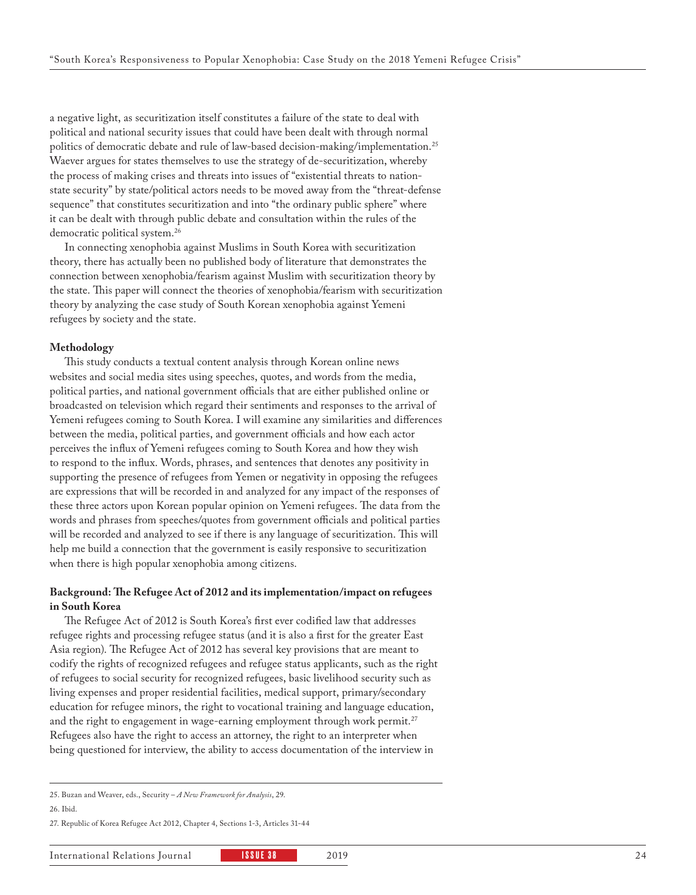a negative light, as securitization itself constitutes a failure of the state to deal with political and national security issues that could have been dealt with through normal politics of democratic debate and rule of law-based decision-making/implementation.[25] Waever argues for states themselves to use the strategy of de-securitization, whereby the process of making crises and threats into issues of "existential threats to nation-state security" by state/political actors needs to be moved away from the "threat-defense sequence" that constitutes securitization and into "the ordinary public sphere" where it can be dealt with through public debate and consultation within the rules of the democratic political system.[26]

In connecting xenophobia against Muslims in South Korea with securitization theory, there has actually been no published body of literature that demonstrates the connection between xenophobia/fearism against Muslim with securitization theory by the state. This paper will connect the theories of xenophobia/fearism with securitization theory by analyzing the case study of South Korean xenophobia against Yemeni refugees by society and the state.

**Methodology**

This study conducts a textual content analysis through Korean online news websites and social media sites using speeches, quotes, and words from the media, political parties, and national government officials that are either published online or broadcasted on television which regard their sentiments and responses to the arrival of Yemeni refugees coming to South Korea. I will examine any similarities and differences between the media, political parties, and government officials and how each actor perceives the influx of Yemeni refugees coming to South Korea and how they wish to respond to the influx. Words, phrases, and sentences that denotes any positivity in supporting the presence of refugees from Yemen or negativity in opposing the refugees are expressions that will be recorded in and analyzed for any impact of the responses of these three actors upon Korean popular opinion on Yemeni refugees. The data from the words and phrases from speeches/quotes from government officials and political parties will be recorded and analyzed to see if there is any language of securitization. This will help me build a connection that the government is easily responsive to securitization when there is high popular xenophobia among citizens.

**Background: The Refugee Act of 2012 and its implementation/impact on refugees in South Korea**

The Refugee Act of 2012 is South Korea's first ever codified law that addresses refugee rights and processing refugee status (and it is also a first for the greater East Asia region). The Refugee Act of 2012 has several key provisions that are meant to codify the rights of recognized refugees and refugee status applicants, such as the right of refugees to social security for recognized refugees, basic livelihood security such as living expenses and proper residential facilities, medical support, primary/secondary education for refugee minors, the right to vocational training and language education, and the right to engagement in wage-earning employment through work permit.[27] Refugees also have the right to access an attorney, the right to an interpreter when being questioned for interview, the ability to access documentation of the interview in

---

25. Buzan and Weaver, eds., Security – *A New Framework for Analysis*, 29.

26. Ibid.

27. Republic of Korea Refugee Act 2012, Chapter 4, Sections 1-3, Articles 31-44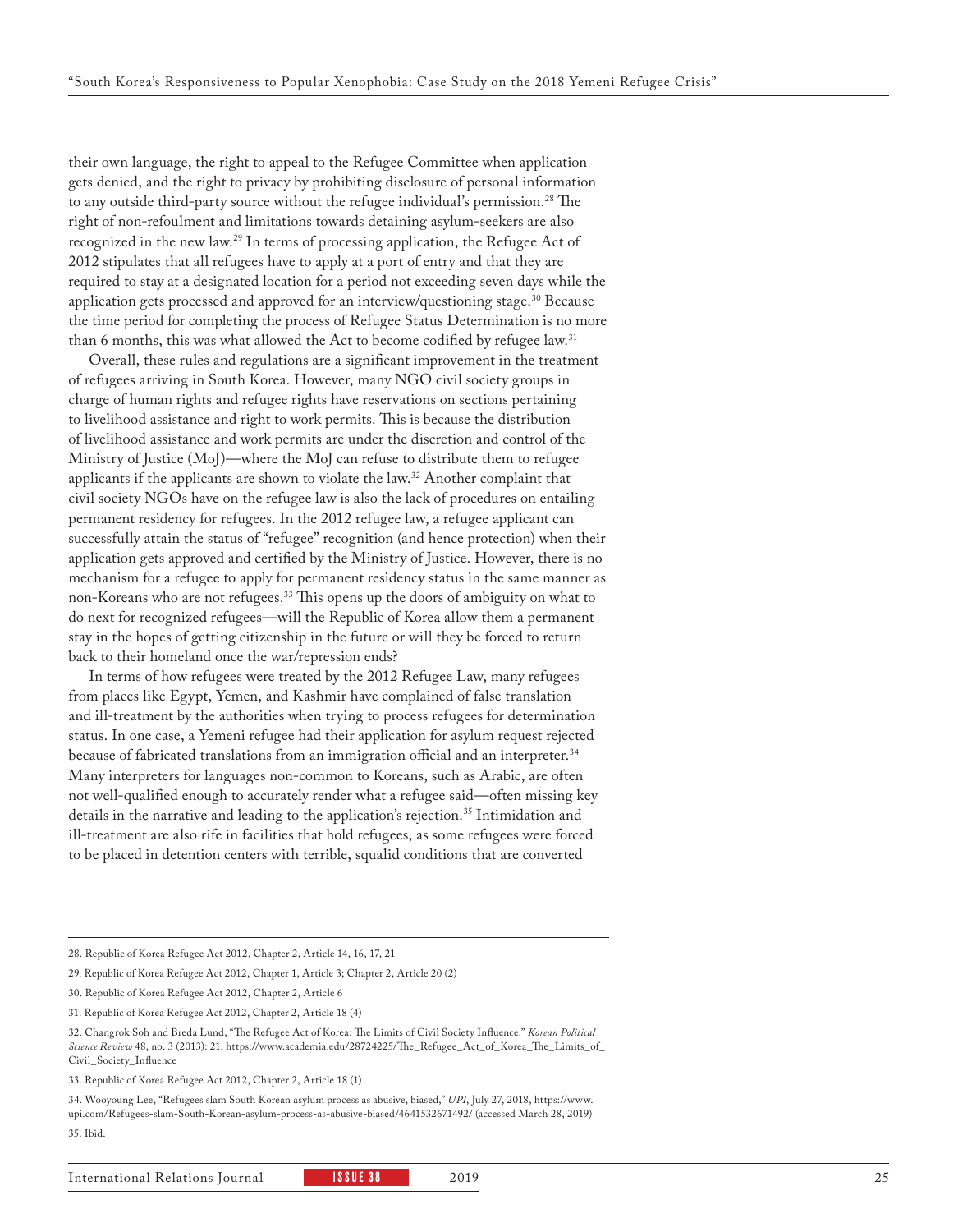their own language, the right to appeal to the Refugee Committee when application gets denied, and the right to privacy by prohibiting disclosure of personal information to any outside third-party source without the refugee individual's permission.[28] The right of non-refoulment and limitations towards detaining asylum-seekers are also recognized in the new law.[29] In terms of processing application, the Refugee Act of 2012 stipulates that all refugees have to apply at a port of entry and that they are required to stay at a designated location for a period not exceeding seven days while the application gets processed and approved for an interview/questioning stage.[30] Because the time period for completing the process of Refugee Status Determination is no more than 6 months, this was what allowed the Act to become codified by refugee law.[31]

Overall, these rules and regulations are a significant improvement in the treatment of refugees arriving in South Korea. However, many NGO civil society groups in charge of human rights and refugee rights have reservations on sections pertaining to livelihood assistance and right to work permits. This is because the distribution of livelihood assistance and work permits are under the discretion and control of the Ministry of Justice (MoJ)—where the MoJ can refuse to distribute them to refugee applicants if the applicants are shown to violate the law.[32] Another complaint that civil society NGOs have on the refugee law is also the lack of procedures on entailing permanent residency for refugees. In the 2012 refugee law, a refugee applicant can successfully attain the status of "refugee" recognition (and hence protection) when their application gets approved and certified by the Ministry of Justice. However, there is no mechanism for a refugee to apply for permanent residency status in the same manner as non-Koreans who are not refugees.[33] This opens up the doors of ambiguity on what to do next for recognized refugees—will the Republic of Korea allow them a permanent stay in the hopes of getting citizenship in the future or will they be forced to return back to their homeland once the war/repression ends?

In terms of how refugees were treated by the 2012 Refugee Law, many refugees from places like Egypt, Yemen, and Kashmir have complained of false translation and ill-treatment by the authorities when trying to process refugees for determination status. In one case, a Yemeni refugee had their application for asylum request rejected because of fabricated translations from an immigration official and an interpreter.[34] Many interpreters for languages non-common to Koreans, such as Arabic, are often not well-qualified enough to accurately render what a refugee said—often missing key details in the narrative and leading to the application's rejection.[35] Intimidation and ill-treatment are also rife in facilities that hold refugees, as some refugees were forced to be placed in detention centers with terrible, squalid conditions that are converted

---

28. Republic of Korea Refugee Act 2012, Chapter 2, Article 14, 16, 17, 21

29. Republic of Korea Refugee Act 2012, Chapter 1, Article 3; Chapter 2, Article 20 (2)

30. Republic of Korea Refugee Act 2012, Chapter 2, Article 6

31. Republic of Korea Refugee Act 2012, Chapter 2, Article 18 (4)

32. Changrok Soh and Breda Lund, "The Refugee Act of Korea: The Limits of Civil Society Influence." *Korean Political Science Review* 48, no. 3 (2013): 21, https://www.academia.edu/28724225/The_Refugee_Act_of_Korea_The_Limits_of_Civil_Society_Influence

33. Republic of Korea Refugee Act 2012, Chapter 2, Article 18 (1)

34. Wooyoung Lee, "Refugees slam South Korean asylum process as abusive, biased," *UPI*, July 27, 2018, https://www.upi.com/Refugees-slam-South-Korean-asylum-process-as-abusive-biased/4641532671492/ (accessed March 28, 2019)

35. Ibid.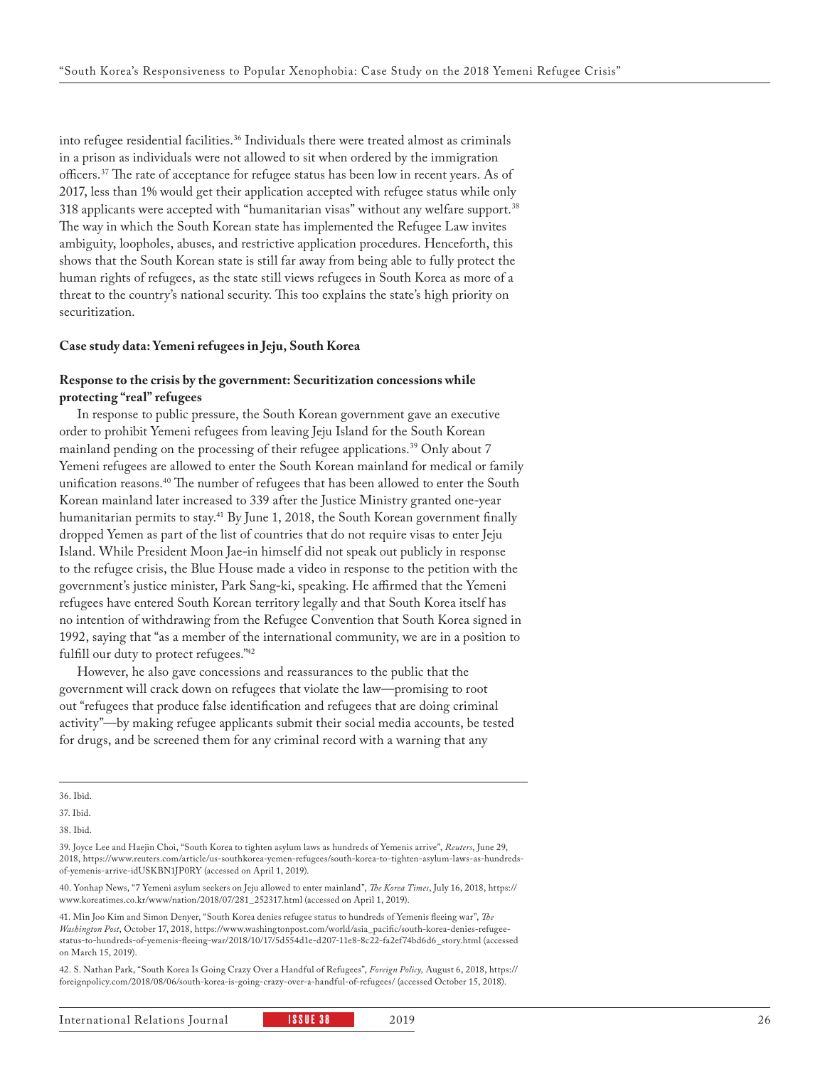into refugee residential facilities.[36] Individuals there were treated almost as criminals in a prison as individuals were not allowed to sit when ordered by the immigration officers.[37] The rate of acceptance for refugee status has been low in recent years. As of 2017, less than 1% would get their application accepted with refugee status while only 318 applicants were accepted with "humanitarian visas" without any welfare support.[38] The way in which the South Korean state has implemented the Refugee Law invites ambiguity, loopholes, abuses, and restrictive application procedures. Henceforth, this shows that the South Korean state is still far away from being able to fully protect the human rights of refugees, as the state still views refugees in South Korea as more of a threat to the country's national security. This too explains the state's high priority on securitization.

**Case study data: Yemeni refugees in Jeju, South Korea**

**Response to the crisis by the government: Securitization concessions while protecting "real" refugees**

In response to public pressure, the South Korean government gave an executive order to prohibit Yemeni refugees from leaving Jeju Island for the South Korean mainland pending on the processing of their refugee applications.[39] Only about 7 Yemeni refugees are allowed to enter the South Korean mainland for medical or family unification reasons.[40] The number of refugees that has been allowed to enter the South Korean mainland later increased to 339 after the Justice Ministry granted one-year humanitarian permits to stay.[41] By June 1, 2018, the South Korean government finally dropped Yemen as part of the list of countries that do not require visas to enter Jeju Island. While President Moon Jae-in himself did not speak out publicly in response to the refugee crisis, the Blue House made a video in response to the petition with the government's justice minister, Park Sang-ki, speaking. He affirmed that the Yemeni refugees have entered South Korean territory legally and that South Korea itself has no intention of withdrawing from the Refugee Convention that South Korea signed in 1992, saying that "as a member of the international community, we are in a position to fulfill our duty to protect refugees."[42]

However, he also gave concessions and reassurances to the public that the government will crack down on refugees that violate the law—promising to root out "refugees that produce false identification and refugees that are doing criminal activity"—by making refugee applicants submit their social media accounts, be tested for drugs, and be screened them for any criminal record with a warning that any

---

36. Ibid.

37. Ibid.

38. Ibid.

39. Joyce Lee and Haejin Choi, "South Korea to tighten asylum laws as hundreds of Yemenis arrive", *Reuters*, June 29, 2018, https://www.reuters.com/article/us-southkorea-yemen-refugees/south-korea-to-tighten-asylum-laws-as-hundreds-of-yemenis-arrive-idUSKBN1JP0RY (accessed on April 1, 2019).

40. Yonhap News, "7 Yemeni asylum seekers on Jeju allowed to enter mainland", *The Korea Times*, July 16, 2018, https://www.koreatimes.co.kr/www/nation/2018/07/281_252317.html (accessed on April 1, 2019).

41. Min Joo Kim and Simon Denyer, "South Korea denies refugee status to hundreds of Yemenis fleeing war", *The Washington Post*, October 17, 2018, https://www.washingtonpost.com/world/asia_pacific/south-korea-denies-refugee-status-to-hundreds-of-yemenis-fleeing-war/2018/10/17/5d554d1e-d207-11e8-8c22-fa2ef74bd6d6_story.html (accessed on March 15, 2019).

42. S. Nathan Park, "South Korea Is Going Crazy Over a Handful of Refugees", *Foreign Policy,* August 6, 2018, https://foreignpolicy.com/2018/08/06/south-korea-is-going-crazy-over-a-handful-of-refugees/ (accessed October 15, 2018).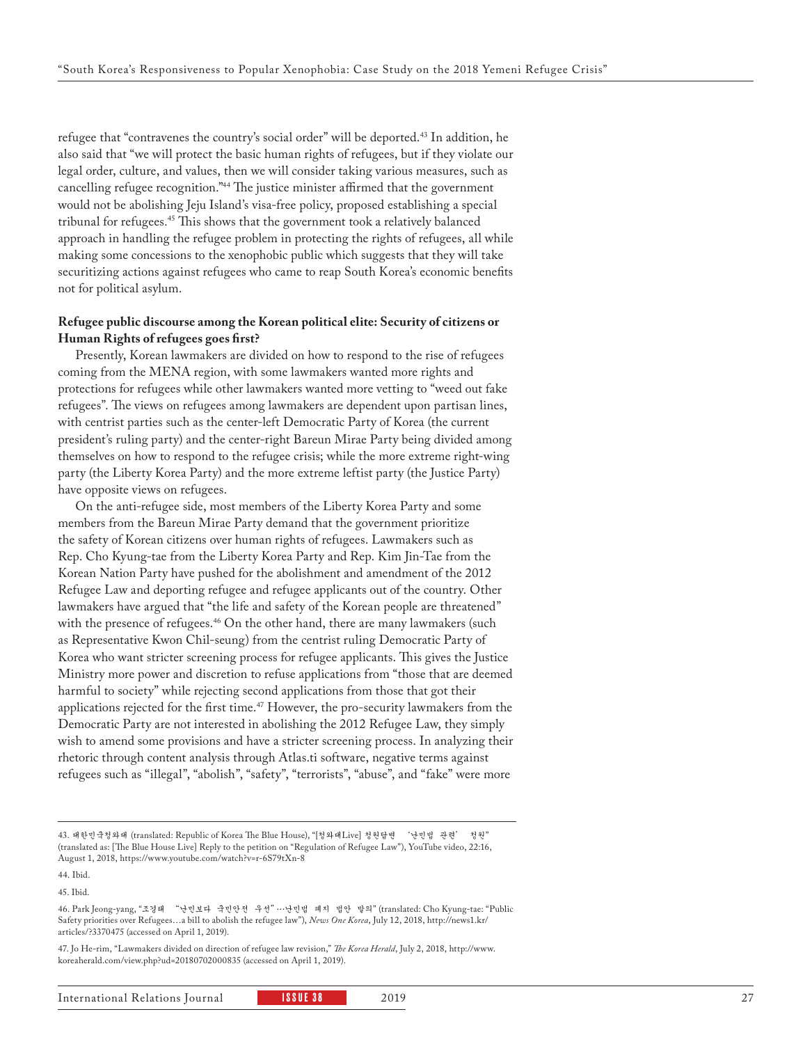refugee that "contravenes the country's social order" will be deported.[43] In addition, he also said that "we will protect the basic human rights of refugees, but if they violate our legal order, culture, and values, then we will consider taking various measures, such as cancelling refugee recognition."[44] The justice minister affirmed that the government would not be abolishing Jeju Island's visa-free policy, proposed establishing a special tribunal for refugees.[45] This shows that the government took a relatively balanced approach in handling the refugee problem in protecting the rights of refugees, all while making some concessions to the xenophobic public which suggests that they will take securitizing actions against refugees who came to reap South Korea's economic benefits not for political asylum.

**Refugee public discourse among the Korean political elite: Security of citizens or Human Rights of refugees goes first?**

Presently, Korean lawmakers are divided on how to respond to the rise of refugees coming from the MENA region, with some lawmakers wanted more rights and protections for refugees while other lawmakers wanted more vetting to "weed out fake refugees". The views on refugees among lawmakers are dependent upon partisan lines, with centrist parties such as the center-left Democratic Party of Korea (the current president's ruling party) and the center-right Bareun Mirae Party being divided among themselves on how to respond to the refugee crisis; while the more extreme right-wing party (the Liberty Korea Party) and the more extreme leftist party (the Justice Party) have opposite views on refugees.

On the anti-refugee side, most members of the Liberty Korea Party and some members from the Bareun Mirae Party demand that the government prioritize the safety of Korean citizens over human rights of refugees. Lawmakers such as Rep. Cho Kyung-tae from the Liberty Korea Party and Rep. Kim Jin-Tae from the Korean Nation Party have pushed for the abolishment and amendment of the 2012 Refugee Law and deporting refugee and refugee applicants out of the country. Other lawmakers have argued that "the life and safety of the Korean people are threatened" with the presence of refugees.[46] On the other hand, there are many lawmakers (such as Representative Kwon Chil-seung) from the centrist ruling Democratic Party of Korea who want stricter screening process for refugee applicants. This gives the Justice Ministry more power and discretion to refuse applications from "those that are deemed harmful to society" while rejecting second applications from those that got their applications rejected for the first time.[47] However, the pro-security lawmakers from the Democratic Party are not interested in abolishing the 2012 Refugee Law, they simply wish to amend some provisions and have a stricter screening process. In analyzing their rhetoric through content analysis through Atlas.ti software, negative terms against refugees such as "illegal", "abolish", "safety", "terrorists", "abuse", and "fake" were more

---

43. 대한민국청와대 (translated: Republic of Korea The Blue House), "[청와대Live] 청원답변 '난민법 관련' 청원" (translated as: [The Blue House Live] Reply to the petition on "Regulation of Refugee Law"), YouTube video, 22:16, August 1, 2018, https://www.youtube.com/watch?v=r-6S79tXn-8

44. Ibid.

45. Ibid.

46. Park Jeong-yang, "조경태 "난민보다 국민안전 우선" …난민법 폐지 법안 발의" (translated: Cho Kyung-tae: "Public Safety priorities over Refugees…a bill to abolish the refugee law"), *News One Korea*, July 12, 2018, http://news1.kr/articles/?3370475 (accessed on April 1, 2019).

47. Jo He-rim, "Lawmakers divided on direction of refugee law revision," *The Korea Herald*, July 2, 2018, http://www.koreaherald.com/view.php?ud=20180702000835 (accessed on April 1, 2019).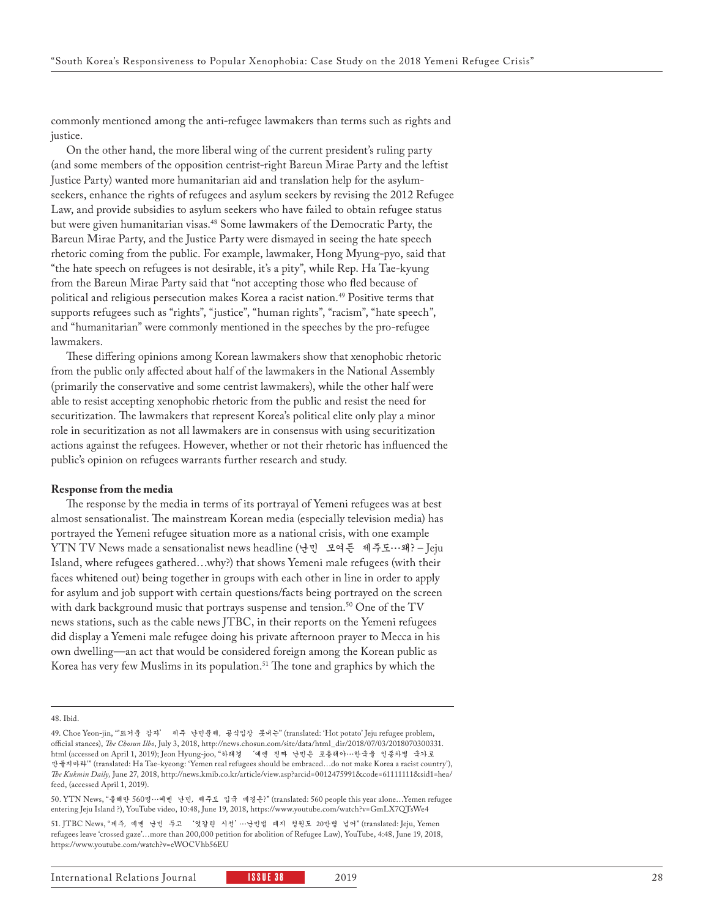commonly mentioned among the anti-refugee lawmakers than terms such as rights and justice.

On the other hand, the more liberal wing of the current president's ruling party (and some members of the opposition centrist-right Bareun Mirae Party and the leftist Justice Party) wanted more humanitarian aid and translation help for the asylum-seekers, enhance the rights of refugees and asylum seekers by revising the 2012 Refugee Law, and provide subsidies to asylum seekers who have failed to obtain refugee status but were given humanitarian visas.[48] Some lawmakers of the Democratic Party, the Bareun Mirae Party, and the Justice Party were dismayed in seeing the hate speech rhetoric coming from the public. For example, lawmaker, Hong Myung-pyo, said that "the hate speech on refugees is not desirable, it's a pity", while Rep. Ha Tae-kyung from the Bareun Mirae Party said that "not accepting those who fled because of political and religious persecution makes Korea a racist nation.[49] Positive terms that supports refugees such as "rights", "justice", "human rights", "racism", "hate speech", and "humanitarian" were commonly mentioned in the speeches by the pro-refugee lawmakers.

These differing opinions among Korean lawmakers show that xenophobic rhetoric from the public only affected about half of the lawmakers in the National Assembly (primarily the conservative and some centrist lawmakers), while the other half were able to resist accepting xenophobic rhetoric from the public and resist the need for securitization. The lawmakers that represent Korea's political elite only play a minor role in securitization as not all lawmakers are in consensus with using securitization actions against the refugees. However, whether or not their rhetoric has influenced the public's opinion on refugees warrants further research and study.

**Response from the media**

The response by the media in terms of its portrayal of Yemeni refugees was at best almost sensationalist. The mainstream Korean media (especially television media) has portrayed the Yemeni refugee situation more as a national crisis, with one example YTN TV News made a sensationalist news headline (난민 모여든 제주도…왜? – Jeju Island, where refugees gathered…why?) that shows Yemeni male refugees (with their faces whitened out) being together in groups with each other in line in order to apply for asylum and job support with certain questions/facts being portrayed on the screen with dark background music that portrays suspense and tension.[50] One of the TV news stations, such as the cable news JTBC, in their reports on the Yemeni refugees did display a Yemeni male refugee doing his private afternoon prayer to Mecca in his own dwelling—an act that would be considered foreign among the Korean public as Korea has very few Muslims in its population.[51] The tone and graphics by which the

---

48. Ibid.

49. Choe Yeon-jin, "'뜨거운 감자' 제주 난민문제, 공식입장 못내는" (translated: 'Hot potato' Jeju refugee problem, official stances), *The Chosun Ilbo*, July 3, 2018, http://news.chosun.com/site/data/html_dir/2018/07/03/2018070300331.html (accessed on April 1, 2019); Jeon Hyung-joo, "하태경 '예멘 진짜 난민은 포용해야…한국을 인종차별 국가로 만들지마라'" (translated: Ha Tae-kyeong: 'Yemen real refugees should be embraced…do not make Korea a racist country'), *The Kukmin Daily*, June 27, 2018, http://news.kmib.co.kr/article/view.asp?arcid=0012475991&code=61111111&sid1=hea/feed, (accessed April 1, 2019).

50. YTN News, "올해만 560명…예멘 난민, 제주도 입국 배경은?" (translated: 560 people this year alone…Yemen refugee entering Jeju Island ?), YouTube video, 10:48, June 19, 2018, https://www.youtube.com/watch?v=GmLX7QTsWe4

51. JTBC News, "제주, 예멘 난민 두고 '엇갈린 시선'…난민법 폐지 청원도 20만명 넘어" (translated: Jeju, Yemen refugees leave 'crossed gaze'…more than 200,000 petition for abolition of Refugee Law), YouTube, 4:48, June 19, 2018, https://www.youtube.com/watch?v=eWOCVhb56EU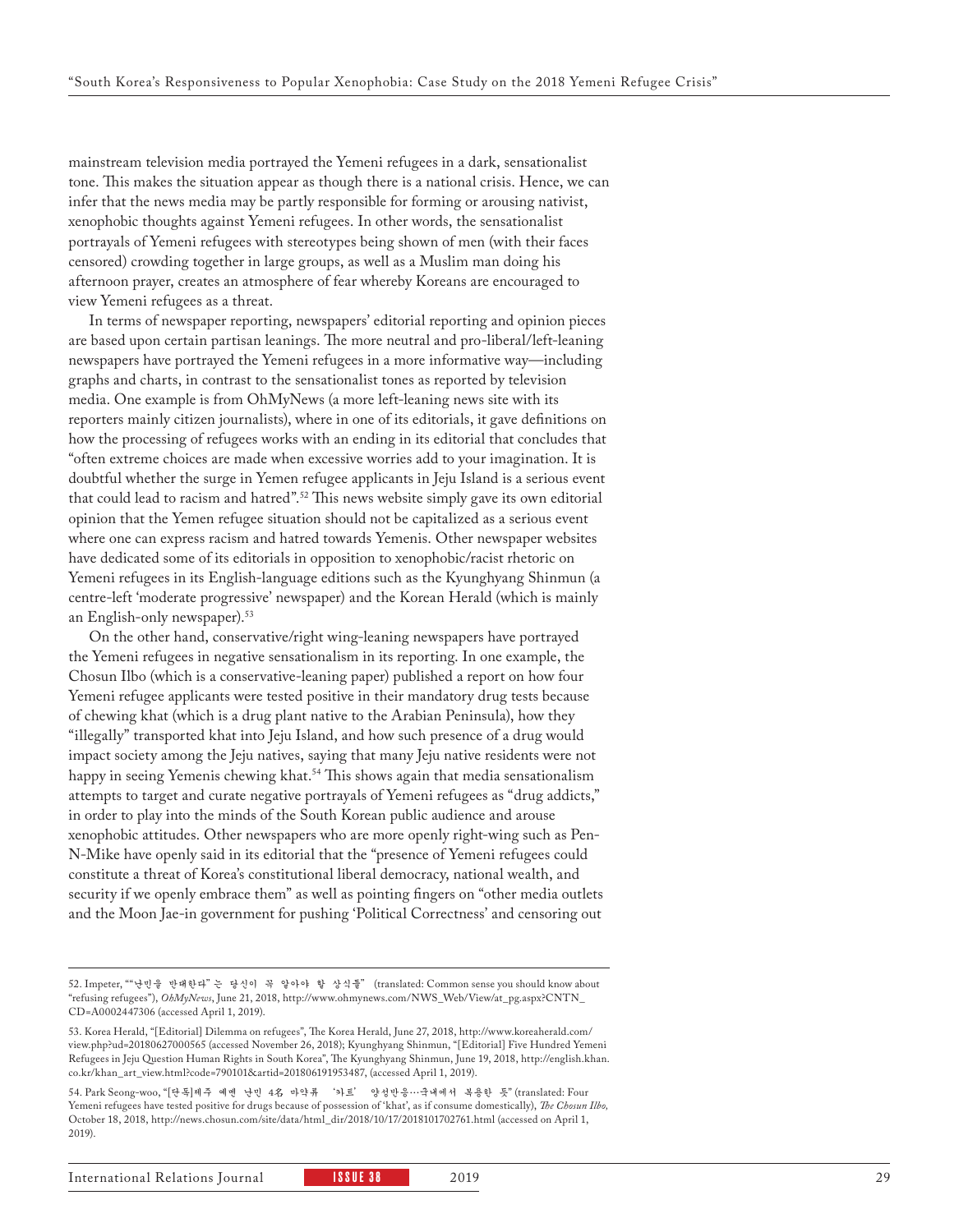mainstream television media portrayed the Yemeni refugees in a dark, sensationalist tone. This makes the situation appear as though there is a national crisis. Hence, we can infer that the news media may be partly responsible for forming or arousing nativist, xenophobic thoughts against Yemeni refugees. In other words, the sensationalist portrayals of Yemeni refugees with stereotypes being shown of men (with their faces censored) crowding together in large groups, as well as a Muslim man doing his afternoon prayer, creates an atmosphere of fear whereby Koreans are encouraged to view Yemeni refugees as a threat.

In terms of newspaper reporting, newspapers' editorial reporting and opinion pieces are based upon certain partisan leanings. The more neutral and pro-liberal/left-leaning newspapers have portrayed the Yemeni refugees in a more informative way—including graphs and charts, in contrast to the sensationalist tones as reported by television media. One example is from OhMyNews (a more left-leaning news site with its reporters mainly citizen journalists), where in one of its editorials, it gave definitions on how the processing of refugees works with an ending in its editorial that concludes that "often extreme choices are made when excessive worries add to your imagination. It is doubtful whether the surge in Yemen refugee applicants in Jeju Island is a serious event that could lead to racism and hatred".[52] This news website simply gave its own editorial opinion that the Yemen refugee situation should not be capitalized as a serious event where one can express racism and hatred towards Yemenis. Other newspaper websites have dedicated some of its editorials in opposition to xenophobic/racist rhetoric on Yemeni refugees in its English-language editions such as the Kyunghyang Shinmun (a centre-left 'moderate progressive' newspaper) and the Korean Herald (which is mainly an English-only newspaper).[53]

On the other hand, conservative/right wing-leaning newspapers have portrayed the Yemeni refugees in negative sensationalism in its reporting. In one example, the Chosun Ilbo (which is a conservative-leaning paper) published a report on how four Yemeni refugee applicants were tested positive in their mandatory drug tests because of chewing khat (which is a drug plant native to the Arabian Peninsula), how they "illegally" transported khat into Jeju Island, and how such presence of a drug would impact society among the Jeju natives, saying that many Jeju native residents were not happy in seeing Yemenis chewing khat.[54] This shows again that media sensationalism attempts to target and curate negative portrayals of Yemeni refugees as "drug addicts," in order to play into the minds of the South Korean public audience and arouse xenophobic attitudes. Other newspapers who are more openly right-wing such as Pen-N-Mike have openly said in its editorial that the "presence of Yemeni refugees could constitute a threat of Korea's constitutional liberal democracy, national wealth, and security if we openly embrace them" as well as pointing fingers on "other media outlets and the Moon Jae-in government for pushing 'Political Correctness' and censoring out

---

52. Impeter, ""난민을 반대한다"는 당신이 꼭 알아야 할 상식들" (translated: Common sense you should know about "refusing refugees"), *OhMyNews*, June 21, 2018, http://www.ohmynews.com/NWS_Web/View/at_pg.aspx?CNTN_CD=A0002447306 (accessed April 1, 2019).

53. Korea Herald, "[Editorial] Dilemma on refugees", The Korea Herald, June 27, 2018, http://www.koreaherald.com/view.php?ud=20180627000565 (accessed November 26, 2018); Kyunghyang Shinmun, "[Editorial] Five Hundred Yemeni Refugees in Jeju Question Human Rights in South Korea", The Kyunghyang Shinmun, June 19, 2018, http://english.khan.co.kr/khan_art_view.html?code=790101&artid=201806191953487, (accessed April 1, 2019).

54. Park Seong-woo, "[단독]제주 예멘 난민 4名 마약류 '카트' 양성반응…국내에서 복용한 듯" (translated: Four Yemeni refugees have tested positive for drugs because of possession of 'khat', as if consume domestically), *The Chosun Ilbo*, October 18, 2018, http://news.chosun.com/site/data/html_dir/2018/10/17/2018101702761.html (accessed on April 1, 2019).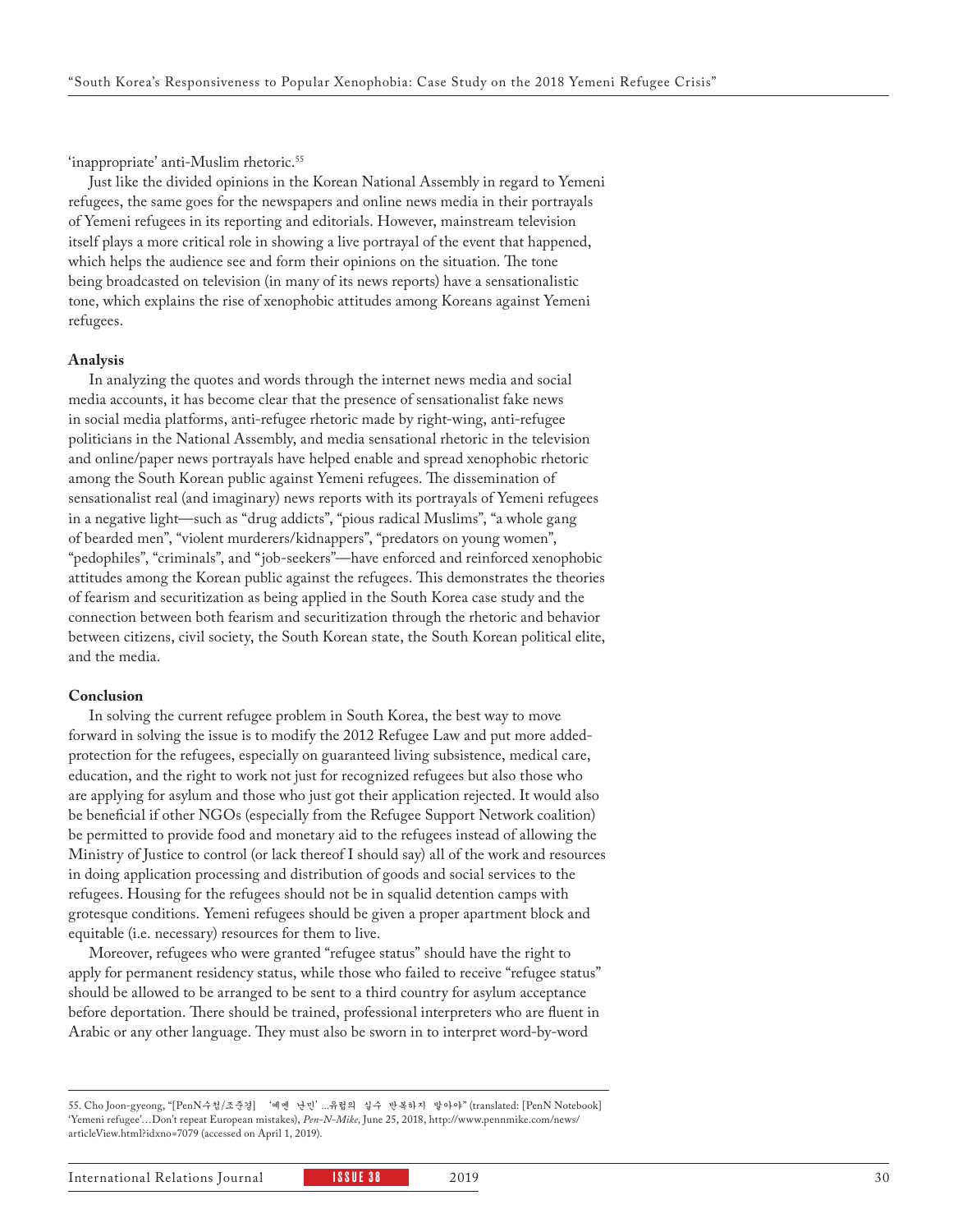'inappropriate' anti-Muslim rhetoric.[55]

Just like the divided opinions in the Korean National Assembly in regard to Yemeni refugees, the same goes for the newspapers and online news media in their portrayals of Yemeni refugees in its reporting and editorials. However, mainstream television itself plays a more critical role in showing a live portrayal of the event that happened, which helps the audience see and form their opinions on the situation. The tone being broadcasted on television (in many of its news reports) have a sensationalistic tone, which explains the rise of xenophobic attitudes among Koreans against Yemeni refugees.

**Analysis**

In analyzing the quotes and words through the internet news media and social media accounts, it has become clear that the presence of sensationalist fake news in social media platforms, anti-refugee rhetoric made by right-wing, anti-refugee politicians in the National Assembly, and media sensational rhetoric in the television and online/paper news portrayals have helped enable and spread xenophobic rhetoric among the South Korean public against Yemeni refugees. The dissemination of sensationalist real (and imaginary) news reports with its portrayals of Yemeni refugees in a negative light—such as "drug addicts", "pious radical Muslims", "a whole gang of bearded men", "violent murderers/kidnappers", "predators on young women", "pedophiles", "criminals", and "job-seekers"—have enforced and reinforced xenophobic attitudes among the Korean public against the refugees. This demonstrates the theories of fearism and securitization as being applied in the South Korea case study and the connection between both fearism and securitization through the rhetoric and behavior between citizens, civil society, the South Korean state, the South Korean political elite, and the media.

**Conclusion**

In solving the current refugee problem in South Korea, the best way to move forward in solving the issue is to modify the 2012 Refugee Law and put more added-protection for the refugees, especially on guaranteed living subsistence, medical care, education, and the right to work not just for recognized refugees but also those who are applying for asylum and those who just got their application rejected. It would also be beneficial if other NGOs (especially from the Refugee Support Network coalition) be permitted to provide food and monetary aid to the refugees instead of allowing the Ministry of Justice to control (or lack thereof I should say) all of the work and resources in doing application processing and distribution of goods and social services to the refugees. Housing for the refugees should not be in squalid detention camps with grotesque conditions. Yemeni refugees should be given a proper apartment block and equitable (i.e. necessary) resources for them to live.

Moreover, refugees who were granted "refugee status" should have the right to apply for permanent residency status, while those who failed to receive "refugee status" should be allowed to be arranged to be sent to a third country for asylum acceptance before deportation. There should be trained, professional interpreters who are fluent in Arabic or any other language. They must also be sworn in to interpret word-by-word

---

55. Cho Joon-gyeong, "[PenN수첩/조준경] '예멘 난민'...유럽의 실수 반복하지 말아야" (translated: [PenN Notebook] 'Yemeni refugee'…Don't repeat European mistakes), *Pen-N-Mike,* June 25, 2018, http://www.pennmike.com/news/articleView.html?idxno=7079 (accessed on April 1, 2019).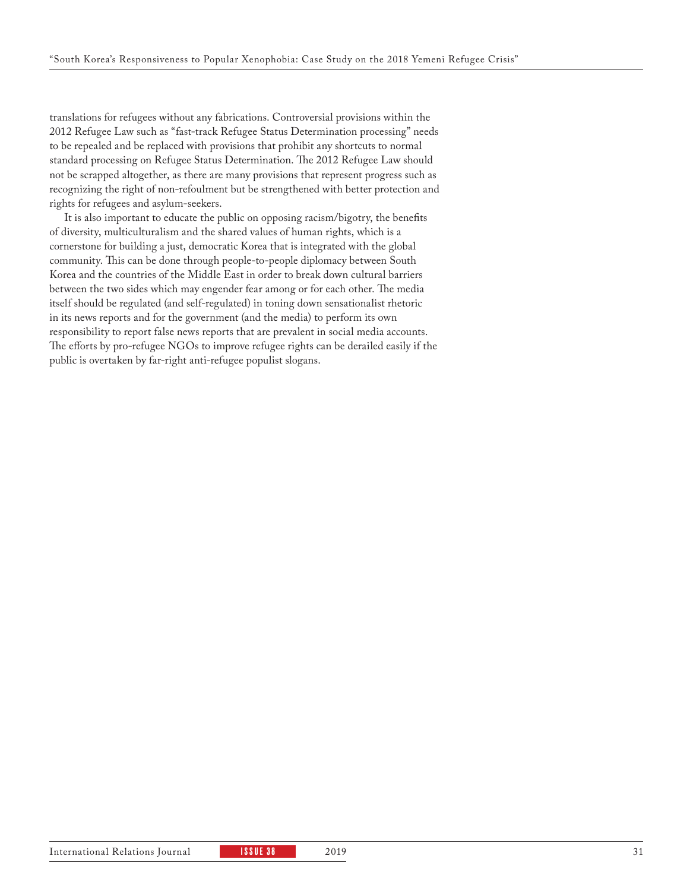translations for refugees without any fabrications. Controversial provisions within the 2012 Refugee Law such as "fast-track Refugee Status Determination processing" needs to be repealed and be replaced with provisions that prohibit any shortcuts to normal standard processing on Refugee Status Determination. The 2012 Refugee Law should not be scrapped altogether, as there are many provisions that represent progress such as recognizing the right of non-refoulment but be strengthened with better protection and rights for refugees and asylum-seekers.

It is also important to educate the public on opposing racism/bigotry, the benefits of diversity, multiculturalism and the shared values of human rights, which is a cornerstone for building a just, democratic Korea that is integrated with the global community. This can be done through people-to-people diplomacy between South Korea and the countries of the Middle East in order to break down cultural barriers between the two sides which may engender fear among or for each other. The media itself should be regulated (and self-regulated) in toning down sensationalist rhetoric in its news reports and for the government (and the media) to perform its own responsibility to report false news reports that are prevalent in social media accounts. The efforts by pro-refugee NGOs to improve refugee rights can be derailed easily if the public is overtaken by far-right anti-refugee populist slogans.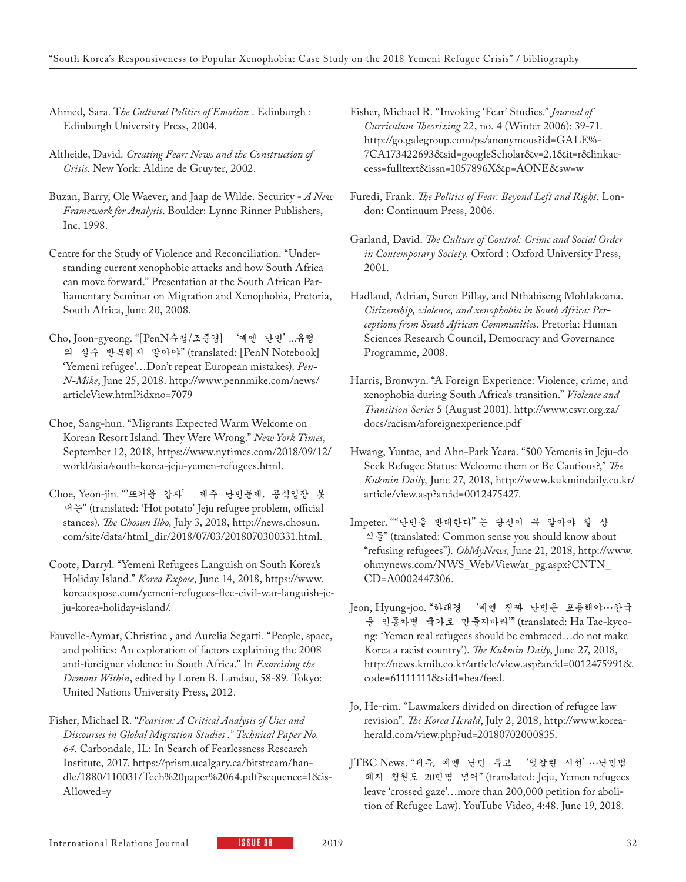Ahmed, Sara. T*he Cultural Politics of Emotion* . Edinburgh : Edinburgh University Press, 2004.

Altheide, David. *Creating Fear: News and the Construction of Crisis*. New York: Aldine de Gruyter, 2002.

Buzan, Barry, Ole Waever, and Jaap de Wilde. Security - *A New Framework for Analysis*. Boulder: Lynne Rinner Publishers, Inc, 1998.

Centre for the Study of Violence and Reconciliation. "Understanding current xenophobic attacks and how South Africa can move forward." Presentation at the South African Parliamentary Seminar on Migration and Xenophobia, Pretoria, South Africa, June 20, 2008.

Cho, Joon-gyeong. "[PenN수첩/조준경] '예멘 난민'...유럽의 실수 반복하지 말아야" (translated: [PenN Notebook] 'Yemeni refugee'...Don't repeat European mistakes). *Pen-N-Mike*, June 25, 2018. http://www.pennmike.com/news/articleView.html?idxno=7079

Choe, Sang-hun. "Migrants Expected Warm Welcome on Korean Resort Island. They Were Wrong." *New York Times*, September 12, 2018, https://www.nytimes.com/2018/09/12/world/asia/south-korea-jeju-yemen-refugees.html.

Choe, Yeon-jin. "'뜨거운 감자' 제주 난민문제, 공식입장 못 내는" (translated: 'Hot potato' Jeju refugee problem, official stances). *The Chosun Ilbo,* July 3, 2018, http://news.chosun.com/site/data/html_dir/2018/07/03/2018070300331.html.

Coote, Darryl. "Yemeni Refugees Languish on South Korea's Holiday Island." *Korea Expose*, June 14, 2018, https://www.koreaexpose.com/yemeni-refugees-flee-civil-war-languish-jeju-korea-holiday-island/.

Fauvelle-Aymar, Christine , and Aurelia Segatti. "People, space, and politics: An exploration of factors explaining the 2008 anti-foreigner violence in South Africa." In *Exorcising the Demons Within*, edited by Loren B. Landau, 58-89. Tokyo: United Nations University Press, 2012.

Fisher, Michael R. "*Fearism: A Critical Analysis of Uses and Discourses in Global Migration Studies ." Technical Paper No. 64.* Carbondale, IL: In Search of Fearlessness Research Institute, 2017. https://prism.ucalgary.ca/bitstream/handle/1880/110031/Tech%20paper%2064.pdf?sequence=1&isAllowed=y

Fisher, Michael R. "Invoking 'Fear' Studies." *Journal of Curriculum Theorizing* 22, no. 4 (Winter 2006): 39-71. http://go.galegroup.com/ps/anonymous?id=GALE%7CA173422693&sid=googleScholar&v=2.1&it=r&linkaccess=fulltext&issn=1057896X&p=AONE&sw=w

Furedi, Frank. *The Politics of Fear: Beyond Left and Right*. London: Continuum Press, 2006.

Garland, David. *The Culture of Control: Crime and Social Order in Contemporary Society*. Oxford : Oxford University Press, 2001.

Hadland, Adrian, Suren Pillay, and Nthabiseng Mohlakoana. *Citizenship, violence, and xenophobia in South Africa: Perceptions from South African Communities*. Pretoria: Human Sciences Research Council, Democracy and Governance Programme, 2008.

Harris, Bronwyn. "A Foreign Experience: Violence, crime, and xenophobia during South Africa's transition." *Violence and Transition Series* 5 (August 2001). http://www.csvr.org.za/docs/racism/aforeignexperience.pdf

Hwang, Yuntae, and Ahn-Park Yeara. "500 Yemenis in Jeju-do Seek Refugee Status: Welcome them or Be Cautious?," *The Kukmin Daily,* June 27, 2018, http://www.kukmindaily.co.kr/article/view.asp?arcid=0012475427.

Impeter. ""난민을 반대한다"는 당신이 꼭 알아야 할 상식들" (translated: Common sense you should know about "refusing refugees"). *OhMyNews,* June 21, 2018, http://www.ohmynews.com/NWS_Web/View/at_pg.aspx?CNTN_CD=A0002447306.

Jeon, Hyung-joo. "하태경 '예멘 진짜 난민은 포용해야…한국을 인종차별 국가로 만들지마라'" (translated: Ha Tae-kyeong: 'Yemen real refugees should be embraced…do not make Korea a racist country'). *The Kukmin Daily*, June 27, 2018, http://news.kmib.co.kr/article/view.asp?arcid=0012475991&code=61111111&sid1=hea/feed.

Jo, He-rim. "Lawmakers divided on direction of refugee law revision". *The Korea Herald*, July 2, 2018, http://www.koreaherald.com/view.php?ud=20180702000835.

JTBC News. "제주, 예멘 난민 두고 '엇갈린 시선'…난민법 폐지 청원도 20만명 넘어" (translated: Jeju, Yemen refugees leave 'crossed gaze'…more than 200,000 petition for abolition of Refugee Law). YouTube Video, 4:48. June 19, 2018.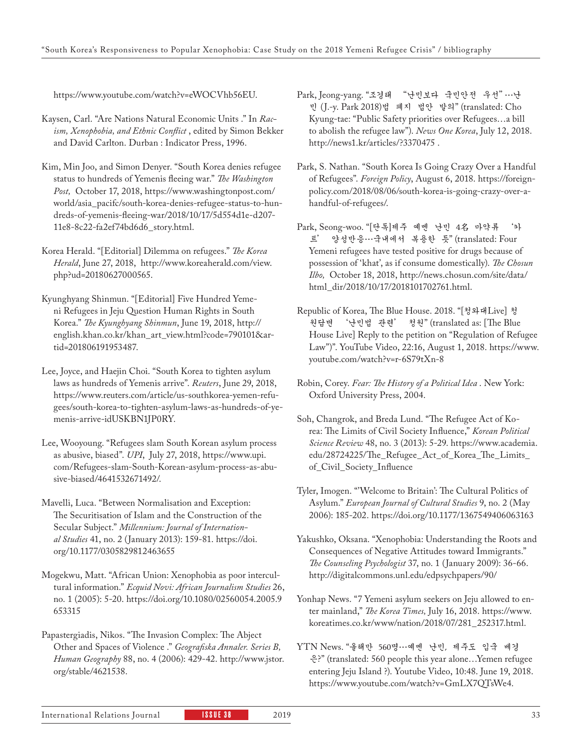https://www.youtube.com/watch?v=eWOCVhb56EU.

Kaysen, Carl. "Are Nations Natural Economic Units ." In *Racism, Xenophobia, and Ethnic Conflict* , edited by Simon Bekker and David Carlton. Durban : Indicator Press, 1996.

Kim, Min Joo, and Simon Denyer. "South Korea denies refugee status to hundreds of Yemenis fleeing war." *The Washington Post,* October 17, 2018, https://www.washingtonpost.com/world/asia_pacifc/south-korea-denies-refugee-status-to-hundreds-of-yemenis-fleeing-war/2018/10/17/5d554d1e-d207-11e8-8c22-fa2ef74bd6d6_story.html.

Korea Herald. "[Editorial] Dilemma on refugees." *The Korea Herald*, June 27, 2018, http://www.koreaherald.com/view.php?ud=20180627000565.

Kyunghyang Shinmun. "[Editorial] Five Hundred Yemeni Refugees in Jeju Question Human Rights in South Korea." *The Kyunghyang Shinmun*, June 19, 2018, http://english.khan.co.kr/khan_art_view.html?code=790101&artid=201806191953487.

Lee, Joyce, and Haejin Choi. "South Korea to tighten asylum laws as hundreds of Yemenis arrive". *Reuters*, June 29, 2018, https://www.reuters.com/article/us-southkorea-yemen-refugees/south-korea-to-tighten-asylum-laws-as-hundreds-of-yemenis-arrive-idUSKBN1JP0RY.

Lee, Wooyoung. "Refugees slam South Korean asylum process as abusive, biased". *UPI*, July 27, 2018, https://www.upi.com/Refugees-slam-South-Korean-asylum-process-as-abusive-biased/4641532671492/.

Mavelli, Luca. "Between Normalisation and Exception: The Securitisation of Islam and the Construction of the Secular Subject." *Millennium: Journal of International Studies* 41, no. 2 (January 2013): 159-81. https://doi.org/10.1177/0305829812463655

Mogekwu, Matt. "African Union: Xenophobia as poor intercultural information." *Ecquid Novi: African Journalism Studies* 26, no. 1 (2005): 5-20. https://doi.org/10.1080/02560054.2005.9653315

Papastergiadis, Nikos. "The Invasion Complex: The Abject Other and Spaces of Violence ." *Geografiska Annaler. Series B, Human Geography* 88, no. 4 (2006): 429-42. http://www.jstor.org/stable/4621538.

Park, Jeong-yang. "조경태 "난민보다 국민안전 우선"…난민 (J.-y. Park 2018)법 폐지 법안 발의" (translated: Cho Kyung-tae: "Public Safety priorities over Refugees…a bill to abolish the refugee law"). *News One Korea*, July 12, 2018. http://news1.kr/articles/?3370475 .

Park, S. Nathan. "South Korea Is Going Crazy Over a Handful of Refugees". *Foreign Policy*, August 6, 2018. https://foreignpolicy.com/2018/08/06/south-korea-is-going-crazy-over-a-handful-of-refugees/.

Park, Seong-woo. "[단독]제주 예멘 난민 4名 마약류 '카트' 양성반응…국내에서 복용한 듯" (translated: Four Yemeni refugees have tested positive for drugs because of possession of 'khat', as if consume domestically). *The Chosun Ilbo,* October 18, 2018, http://news.chosun.com/site/data/html_dir/2018/10/17/2018101702761.html.

Republic of Korea, The Blue House. 2018. "[청와대Live] 청원답변 '난민법 관련' 청원" (translated as: [The Blue House Live] Reply to the petition on "Regulation of Refugee Law")". YouTube Video, 22:16, August 1, 2018. https://www.youtube.com/watch?v=r-6S79tXn-8

Robin, Corey. *Fear: The History of a Political Idea* . New York: Oxford University Press, 2004.

Soh, Changrok, and Breda Lund. "The Refugee Act of Korea: The Limits of Civil Society Influence," *Korean Political Science Review* 48, no. 3 (2013): 5-29. https://www.academia.edu/28724225/The_Refugee_Act_of_Korea_The_Limits_of_Civil_Society_Influence

Tyler, Imogen. "'Welcome to Britain': The Cultural Politics of Asylum." *European Journal of Cultural Studies* 9, no. 2 (May 2006): 185-202. https://doi.org/10.1177/1367549406063163

Yakushko, Oksana. "Xenophobia: Understanding the Roots and Consequences of Negative Attitudes toward Immigrants." *The Counseling Psychologist* 37, no. 1 (January 2009): 36-66. http://digitalcommons.unl.edu/edpsychpapers/90/

Yonhap News. "7 Yemeni asylum seekers on Jeju allowed to enter mainland," *The Korea Times,* July 16, 2018. https://www.koreatimes.co.kr/www/nation/2018/07/281_252317.html.

YTN News. "올해만 560명…예멘 난민, 제주도 입국 배경은?" (translated: 560 people this year alone…Yemen refugee entering Jeju Island ?). Youtube Video, 10:48. June 19, 2018. https://www.youtube.com/watch?v=GmLX7QTsWe4.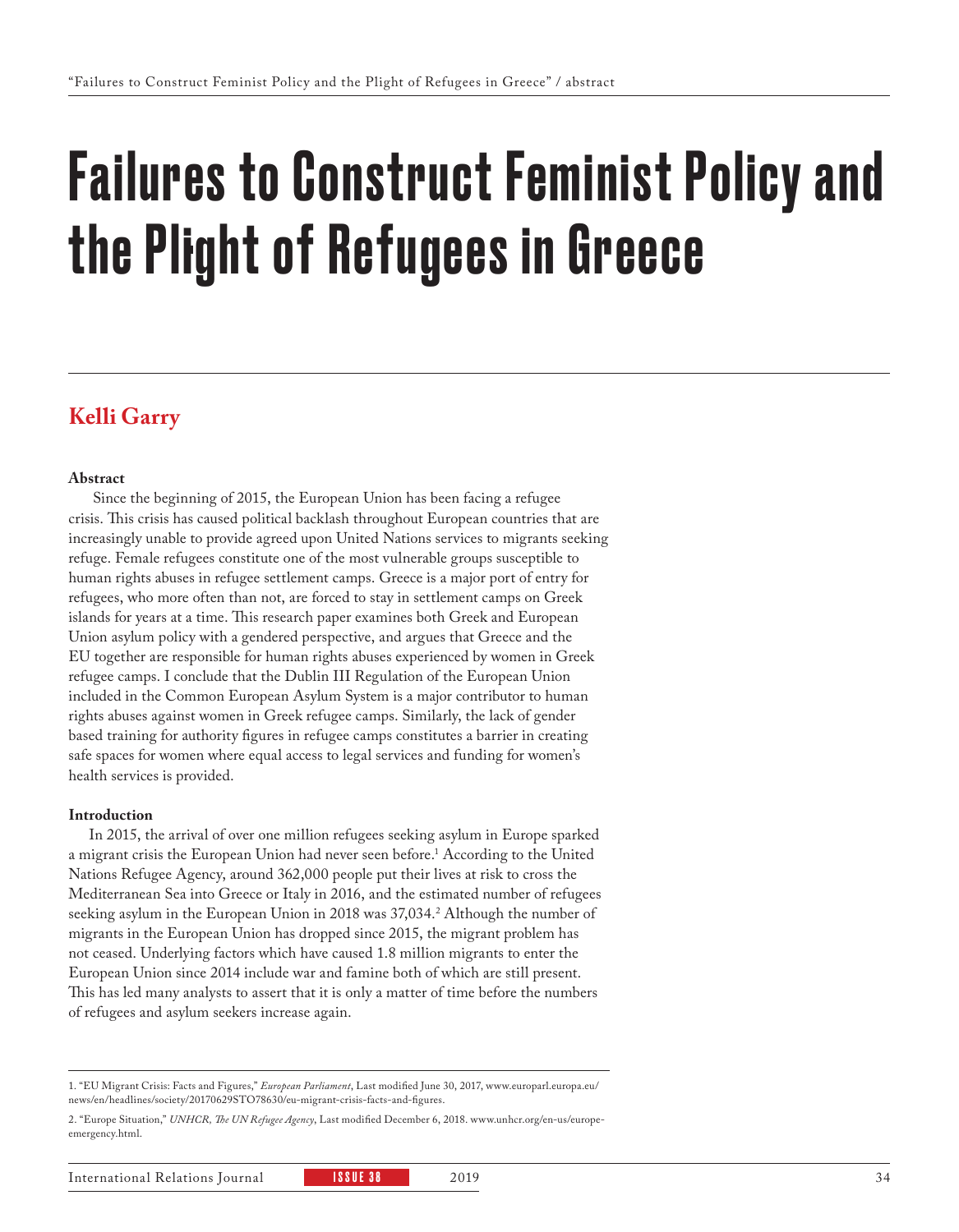# Failures to Construct Feminist Policy and the Plight of Refugees in Greece

## Kelli Garry

**Abstract**

Since the beginning of 2015, the European Union has been facing a refugee crisis. This crisis has caused political backlash throughout European countries that are increasingly unable to provide agreed upon United Nations services to migrants seeking refuge. Female refugees constitute one of the most vulnerable groups susceptible to human rights abuses in refugee settlement camps. Greece is a major port of entry for refugees, who more often than not, are forced to stay in settlement camps on Greek islands for years at a time. This research paper examines both Greek and European Union asylum policy with a gendered perspective, and argues that Greece and the EU together are responsible for human rights abuses experienced by women in Greek refugee camps. I conclude that the Dublin III Regulation of the European Union included in the Common European Asylum System is a major contributor to human rights abuses against women in Greek refugee camps. Similarly, the lack of gender based training for authority figures in refugee camps constitutes a barrier in creating safe spaces for women where equal access to legal services and funding for women's health services is provided.

**Introduction**

In 2015, the arrival of over one million refugees seeking asylum in Europe sparked a migrant crisis the European Union had never seen before.[1] According to the United Nations Refugee Agency, around 362,000 people put their lives at risk to cross the Mediterranean Sea into Greece or Italy in 2016, and the estimated number of refugees seeking asylum in the European Union in 2018 was 37,034.[2] Although the number of migrants in the European Union has dropped since 2015, the migrant problem has not ceased. Underlying factors which have caused 1.8 million migrants to enter the European Union since 2014 include war and famine both of which are still present. This has led many analysts to assert that it is only a matter of time before the numbers of refugees and asylum seekers increase again.

---

1. "EU Migrant Crisis: Facts and Figures," *European Parliament*, Last modified June 30, 2017, www.europarl.europa.eu/news/en/headlines/society/20170629STO78630/eu-migrant-crisis-facts-and-figures.

2. "Europe Situation," *UNHCR, The UN Refugee Agency*, Last modified December 6, 2018. www.unhcr.org/en-us/europe-emergency.html.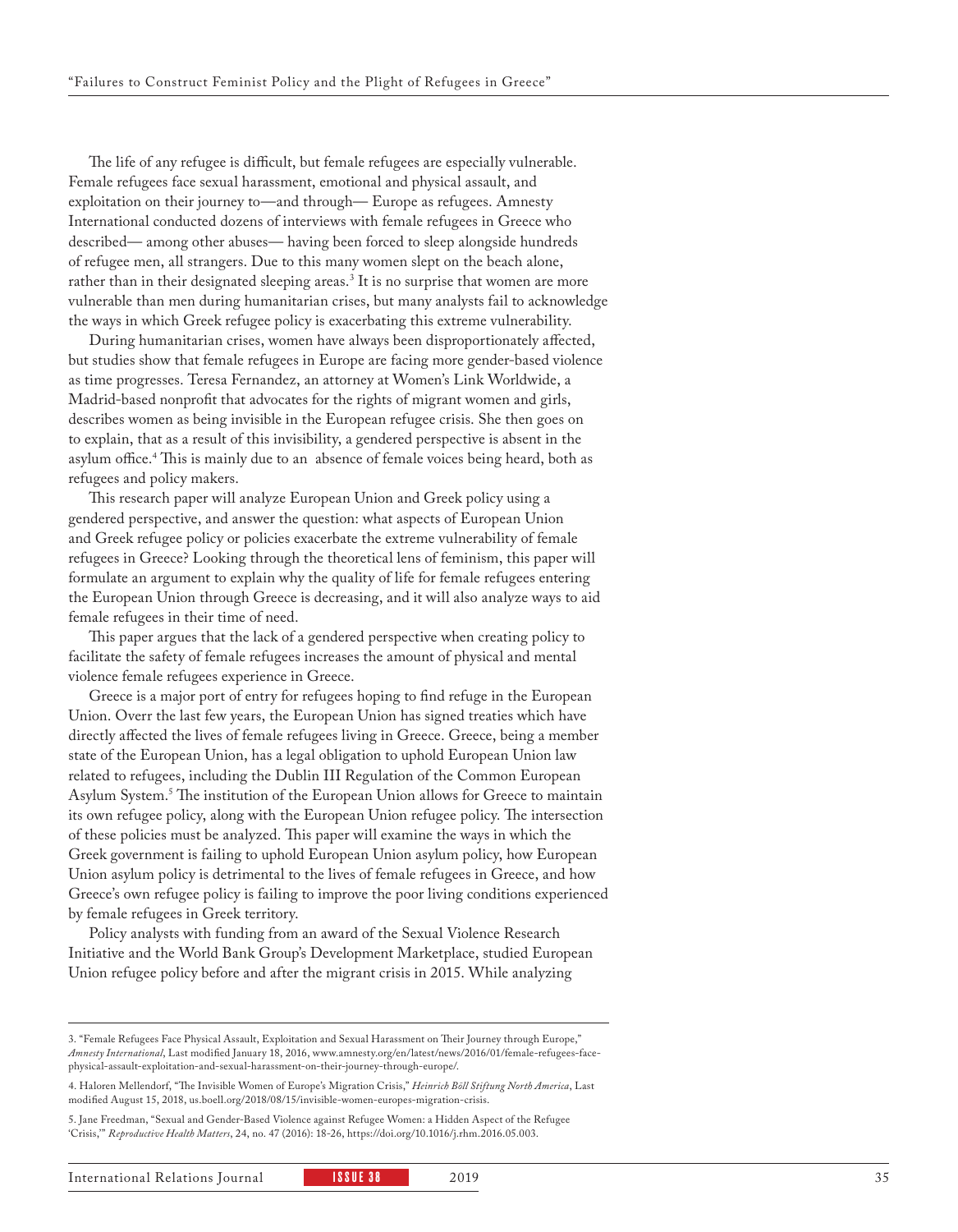The life of any refugee is difficult, but female refugees are especially vulnerable. Female refugees face sexual harassment, emotional and physical assault, and exploitation on their journey to—and through— Europe as refugees. Amnesty International conducted dozens of interviews with female refugees in Greece who described— among other abuses— having been forced to sleep alongside hundreds of refugee men, all strangers. Due to this many women slept on the beach alone, rather than in their designated sleeping areas.[3] It is no surprise that women are more vulnerable than men during humanitarian crises, but many analysts fail to acknowledge the ways in which Greek refugee policy is exacerbating this extreme vulnerability.

During humanitarian crises, women have always been disproportionately affected, but studies show that female refugees in Europe are facing more gender-based violence as time progresses. Teresa Fernandez, an attorney at Women's Link Worldwide, a Madrid-based nonprofit that advocates for the rights of migrant women and girls, describes women as being invisible in the European refugee crisis. She then goes on to explain, that as a result of this invisibility, a gendered perspective is absent in the asylum office.[4] This is mainly due to an absence of female voices being heard, both as refugees and policy makers.

This research paper will analyze European Union and Greek policy using a gendered perspective, and answer the question: what aspects of European Union and Greek refugee policy or policies exacerbate the extreme vulnerability of female refugees in Greece? Looking through the theoretical lens of feminism, this paper will formulate an argument to explain why the quality of life for female refugees entering the European Union through Greece is decreasing, and it will also analyze ways to aid female refugees in their time of need.

This paper argues that the lack of a gendered perspective when creating policy to facilitate the safety of female refugees increases the amount of physical and mental violence female refugees experience in Greece.

Greece is a major port of entry for refugees hoping to find refuge in the European Union. Overr the last few years, the European Union has signed treaties which have directly affected the lives of female refugees living in Greece. Greece, being a member state of the European Union, has a legal obligation to uphold European Union law related to refugees, including the Dublin III Regulation of the Common European Asylum System.[5] The institution of the European Union allows for Greece to maintain its own refugee policy, along with the European Union refugee policy. The intersection of these policies must be analyzed. This paper will examine the ways in which the Greek government is failing to uphold European Union asylum policy, how European Union asylum policy is detrimental to the lives of female refugees in Greece, and how Greece's own refugee policy is failing to improve the poor living conditions experienced by female refugees in Greek territory.

Policy analysts with funding from an award of the Sexual Violence Research Initiative and the World Bank Group's Development Marketplace, studied European Union refugee policy before and after the migrant crisis in 2015. While analyzing

---

3. "Female Refugees Face Physical Assault, Exploitation and Sexual Harassment on Their Journey through Europe," *Amnesty International*, Last modified January 18, 2016, www.amnesty.org/en/latest/news/2016/01/female-refugees-face-physical-assault-exploitation-and-sexual-harassment-on-their-journey-through-europe/.

4. Haloren Mellendorf, "The Invisible Women of Europe's Migration Crisis," *Heinrich Böll Stiftung North America*, Last modified August 15, 2018, us.boell.org/2018/08/15/invisible-women-europes-migration-crisis.

5. Jane Freedman, "Sexual and Gender-Based Violence against Refugee Women: a Hidden Aspect of the Refugee 'Crisis,'" *Reproductive Health Matters*, 24, no. 47 (2016): 18-26, https://doi.org/10.1016/j.rhm.2016.05.003.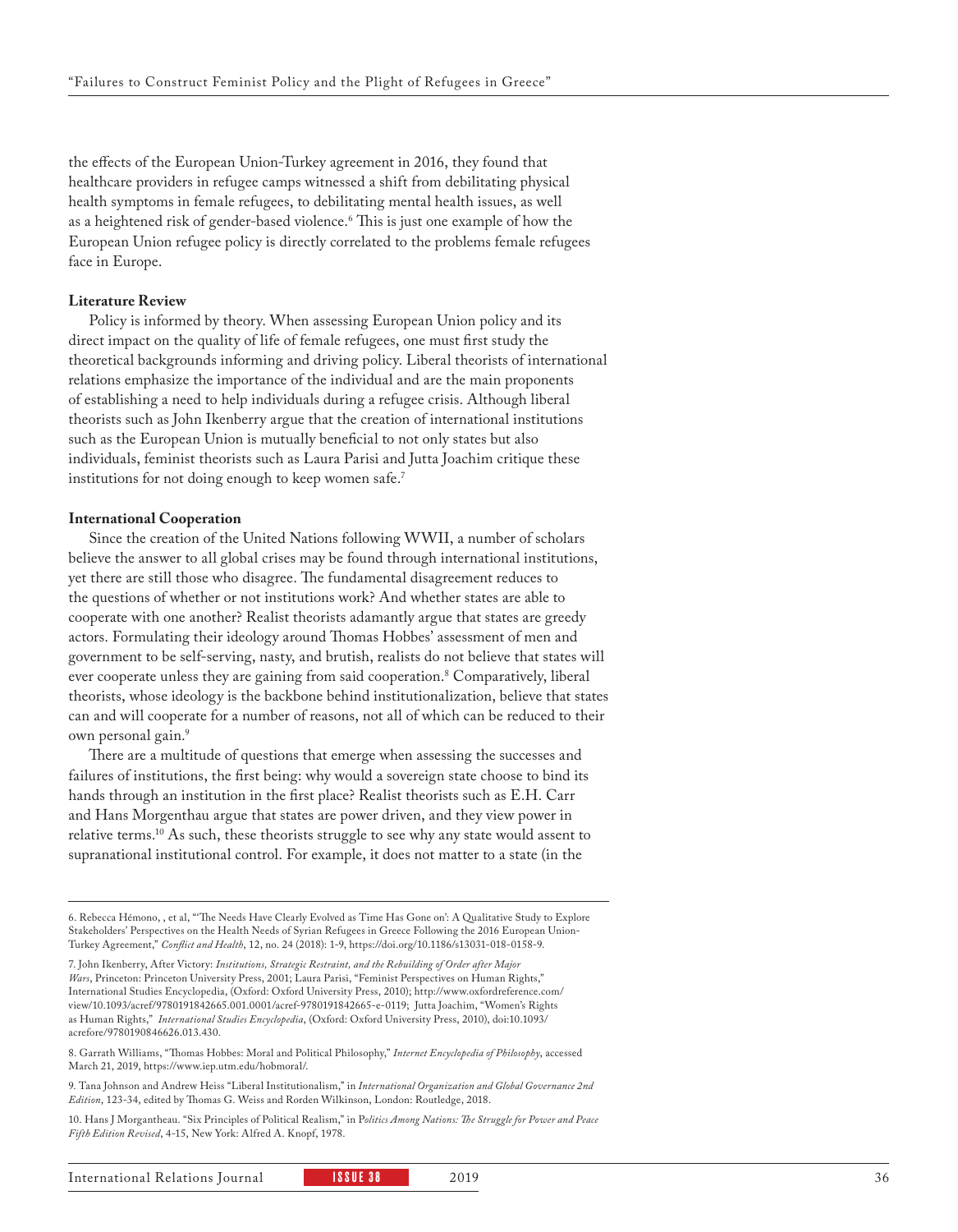the effects of the European Union-Turkey agreement in 2016, they found that healthcare providers in refugee camps witnessed a shift from debilitating physical health symptoms in female refugees, to debilitating mental health issues, as well as a heightened risk of gender-based violence.[6] This is just one example of how the European Union refugee policy is directly correlated to the problems female refugees face in Europe.

**Literature Review**

Policy is informed by theory. When assessing European Union policy and its direct impact on the quality of life of female refugees, one must first study the theoretical backgrounds informing and driving policy. Liberal theorists of international relations emphasize the importance of the individual and are the main proponents of establishing a need to help individuals during a refugee crisis. Although liberal theorists such as John Ikenberry argue that the creation of international institutions such as the European Union is mutually beneficial to not only states but also individuals, feminist theorists such as Laura Parisi and Jutta Joachim critique these institutions for not doing enough to keep women safe.[7]

**International Cooperation**

Since the creation of the United Nations following WWII, a number of scholars believe the answer to all global crises may be found through international institutions, yet there are still those who disagree. The fundamental disagreement reduces to the questions of whether or not institutions work? And whether states are able to cooperate with one another? Realist theorists adamantly argue that states are greedy actors. Formulating their ideology around Thomas Hobbes' assessment of men and government to be self-serving, nasty, and brutish, realists do not believe that states will ever cooperate unless they are gaining from said cooperation.[8] Comparatively, liberal theorists, whose ideology is the backbone behind institutionalization, believe that states can and will cooperate for a number of reasons, not all of which can be reduced to their own personal gain.[9]

There are a multitude of questions that emerge when assessing the successes and failures of institutions, the first being: why would a sovereign state choose to bind its hands through an institution in the first place? Realist theorists such as E.H. Carr and Hans Morgenthau argue that states are power driven, and they view power in relative terms.[10] As such, these theorists struggle to see why any state would assent to supranational institutional control. For example, it does not matter to a state (in the

---

6. Rebecca Hémono, , et al, "'The Needs Have Clearly Evolved as Time Has Gone on': A Qualitative Study to Explore Stakeholders' Perspectives on the Health Needs of Syrian Refugees in Greece Following the 2016 European Union-Turkey Agreement," *Conflict and Health*, 12, no. 24 (2018): 1-9, https://doi.org/10.1186/s13031-018-0158-9.

7. John Ikenberry, After Victory: *Institutions, Strategic Restraint, and the Rebuilding of Order after Major Wars*, Princeton: Princeton University Press, 2001; Laura Parisi, "Feminist Perspectives on Human Rights," International Studies Encyclopedia, (Oxford: Oxford University Press, 2010); http://www.oxfordreference.com/view/10.1093/acref/9780191842665.001.0001/acref-9780191842665-e-0119; Jutta Joachim, "Women's Rights as Human Rights," *International Studies Encyclopedia*, (Oxford: Oxford University Press, 2010), doi:10.1093/acrefore/9780190846626.013.430.

8. Garrath Williams, "Thomas Hobbes: Moral and Political Philosophy," *Internet Encyclopedia of Philosophy*, accessed March 21, 2019, https://www.iep.utm.edu/hobmoral/.

9. Tana Johnson and Andrew Heiss "Liberal Institutionalism," in *International Organization and Global Governance 2nd Edition*, 123-34, edited by Thomas G. Weiss and Rorden Wilkinson, London: Routledge, 2018.

10. Hans J Morgantheau. "Six Principles of Political Realism," in *Politics Among Nations: The Struggle for Power and Peace Fifth Edition Revised*, 4-15, New York: Alfred A. Knopf, 1978.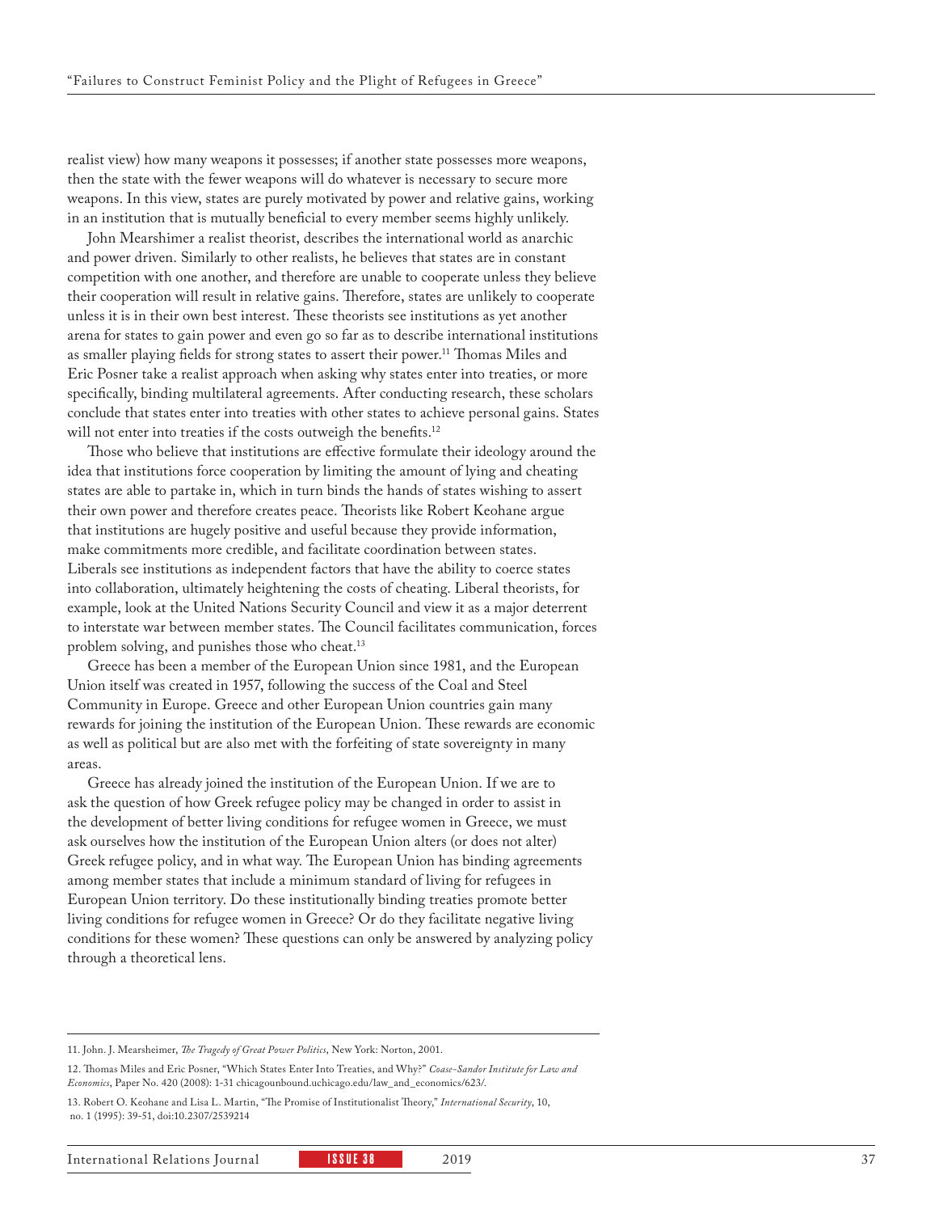realist view) how many weapons it possesses; if another state possesses more weapons, then the state with the fewer weapons will do whatever is necessary to secure more weapons. In this view, states are purely motivated by power and relative gains, working in an institution that is mutually beneficial to every member seems highly unlikely.

John Mearshimer a realist theorist, describes the international world as anarchic and power driven. Similarly to other realists, he believes that states are in constant competition with one another, and therefore are unable to cooperate unless they believe their cooperation will result in relative gains. Therefore, states are unlikely to cooperate unless it is in their own best interest. These theorists see institutions as yet another arena for states to gain power and even go so far as to describe international institutions as smaller playing fields for strong states to assert their power.[11] Thomas Miles and Eric Posner take a realist approach when asking why states enter into treaties, or more specifically, binding multilateral agreements. After conducting research, these scholars conclude that states enter into treaties with other states to achieve personal gains. States will not enter into treaties if the costs outweigh the benefits.[12]

Those who believe that institutions are effective formulate their ideology around the idea that institutions force cooperation by limiting the amount of lying and cheating states are able to partake in, which in turn binds the hands of states wishing to assert their own power and therefore creates peace. Theorists like Robert Keohane argue that institutions are hugely positive and useful because they provide information, make commitments more credible, and facilitate coordination between states. Liberals see institutions as independent factors that have the ability to coerce states into collaboration, ultimately heightening the costs of cheating. Liberal theorists, for example, look at the United Nations Security Council and view it as a major deterrent to interstate war between member states. The Council facilitates communication, forces problem solving, and punishes those who cheat.[13]

Greece has been a member of the European Union since 1981, and the European Union itself was created in 1957, following the success of the Coal and Steel Community in Europe. Greece and other European Union countries gain many rewards for joining the institution of the European Union. These rewards are economic as well as political but are also met with the forfeiting of state sovereignty in many areas.

Greece has already joined the institution of the European Union. If we are to ask the question of how Greek refugee policy may be changed in order to assist in the development of better living conditions for refugee women in Greece, we must ask ourselves how the institution of the European Union alters (or does not alter) Greek refugee policy, and in what way. The European Union has binding agreements among member states that include a minimum standard of living for refugees in European Union territory. Do these institutionally binding treaties promote better living conditions for refugee women in Greece? Or do they facilitate negative living conditions for these women? These questions can only be answered by analyzing policy through a theoretical lens.

---

11. John. J. Mearsheimer, *The Tragedy of Great Power Politics*, New York: Norton, 2001.

12. Thomas Miles and Eric Posner, "Which States Enter Into Treaties, and Why?" *Coase-Sandor Institute for Law and Economics*, Paper No. 420 (2008): 1-31 chicagounbound.uchicago.edu/law_and_economics/623/.

13. Robert O. Keohane and Lisa L. Martin, "The Promise of Institutionalist Theory," *International Security*, 10, no. 1 (1995): 39-51, doi:10.2307/2539214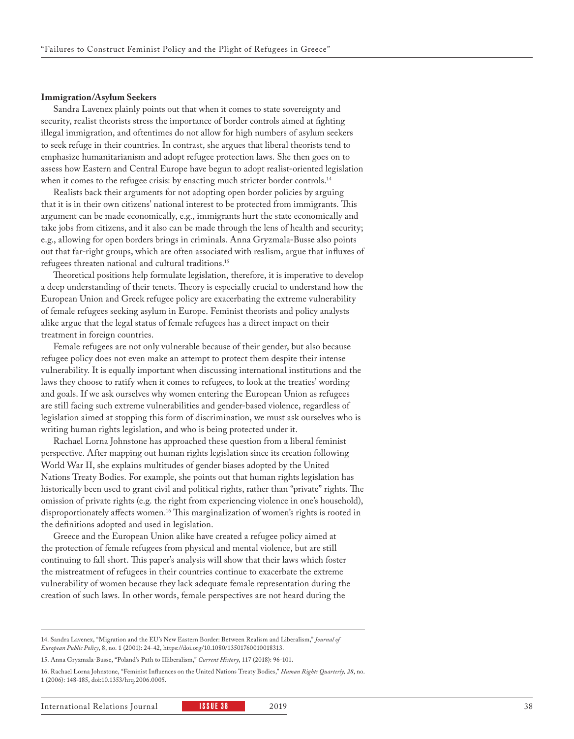### Immigration/Asylum Seekers

Sandra Lavenex plainly points out that when it comes to state sovereignty and security, realist theorists stress the importance of border controls aimed at fighting illegal immigration, and oftentimes do not allow for high numbers of asylum seekers to seek refuge in their countries. In contrast, she argues that liberal theorists tend to emphasize humanitarianism and adopt refugee protection laws. She then goes on to assess how Eastern and Central Europe have begun to adopt realist-oriented legislation when it comes to the refugee crisis: by enacting much stricter border controls.[14]

Realists back their arguments for not adopting open border policies by arguing that it is in their own citizens' national interest to be protected from immigrants. This argument can be made economically, e.g., immigrants hurt the state economically and take jobs from citizens, and it also can be made through the lens of health and security; e.g., allowing for open borders brings in criminals. Anna Gryzmala-Busse also points out that far-right groups, which are often associated with realism, argue that influxes of refugees threaten national and cultural traditions.[15]

Theoretical positions help formulate legislation, therefore, it is imperative to develop a deep understanding of their tenets. Theory is especially crucial to understand how the European Union and Greek refugee policy are exacerbating the extreme vulnerability of female refugees seeking asylum in Europe. Feminist theorists and policy analysts alike argue that the legal status of female refugees has a direct impact on their treatment in foreign countries.

Female refugees are not only vulnerable because of their gender, but also because refugee policy does not even make an attempt to protect them despite their intense vulnerability. It is equally important when discussing international institutions and the laws they choose to ratify when it comes to refugees, to look at the treaties' wording and goals. If we ask ourselves why women entering the European Union as refugees are still facing such extreme vulnerabilities and gender-based violence, regardless of legislation aimed at stopping this form of discrimination, we must ask ourselves who is writing human rights legislation, and who is being protected under it.

Rachael Lorna Johnstone has approached these question from a liberal feminist perspective. After mapping out human rights legislation since its creation following World War II, she explains multitudes of gender biases adopted by the United Nations Treaty Bodies. For example, she points out that human rights legislation has historically been used to grant civil and political rights, rather than "private" rights. The omission of private rights (e.g. the right from experiencing violence in one's household), disproportionately affects women.[16] This marginalization of women's rights is rooted in the definitions adopted and used in legislation.

Greece and the European Union alike have created a refugee policy aimed at the protection of female refugees from physical and mental violence, but are still continuing to fall short. This paper's analysis will show that their laws which foster the mistreatment of refugees in their countries continue to exacerbate the extreme vulnerability of women because they lack adequate female representation during the creation of such laws. In other words, female perspectives are not heard during the

---

14. Sandra Lavenex, "Migration and the EU's New Eastern Border: Between Realism and Liberalism," *Journal of European Public Policy*, 8, no. 1 (2001): 24-42, https://doi.org/10.1080/13501760010018313.

15. Anna Gryzmala-Busse, "Poland's Path to Illiberalism," *Current History*, 117 (2018): 96-101.

16. Rachael Lorna Johnstone, "Feminist Influences on the United Nations Treaty Bodies," *Human Rights Quarterly, 28*, no. 1 (2006): 148-185, doi:10.1353/hrq.2006.0005.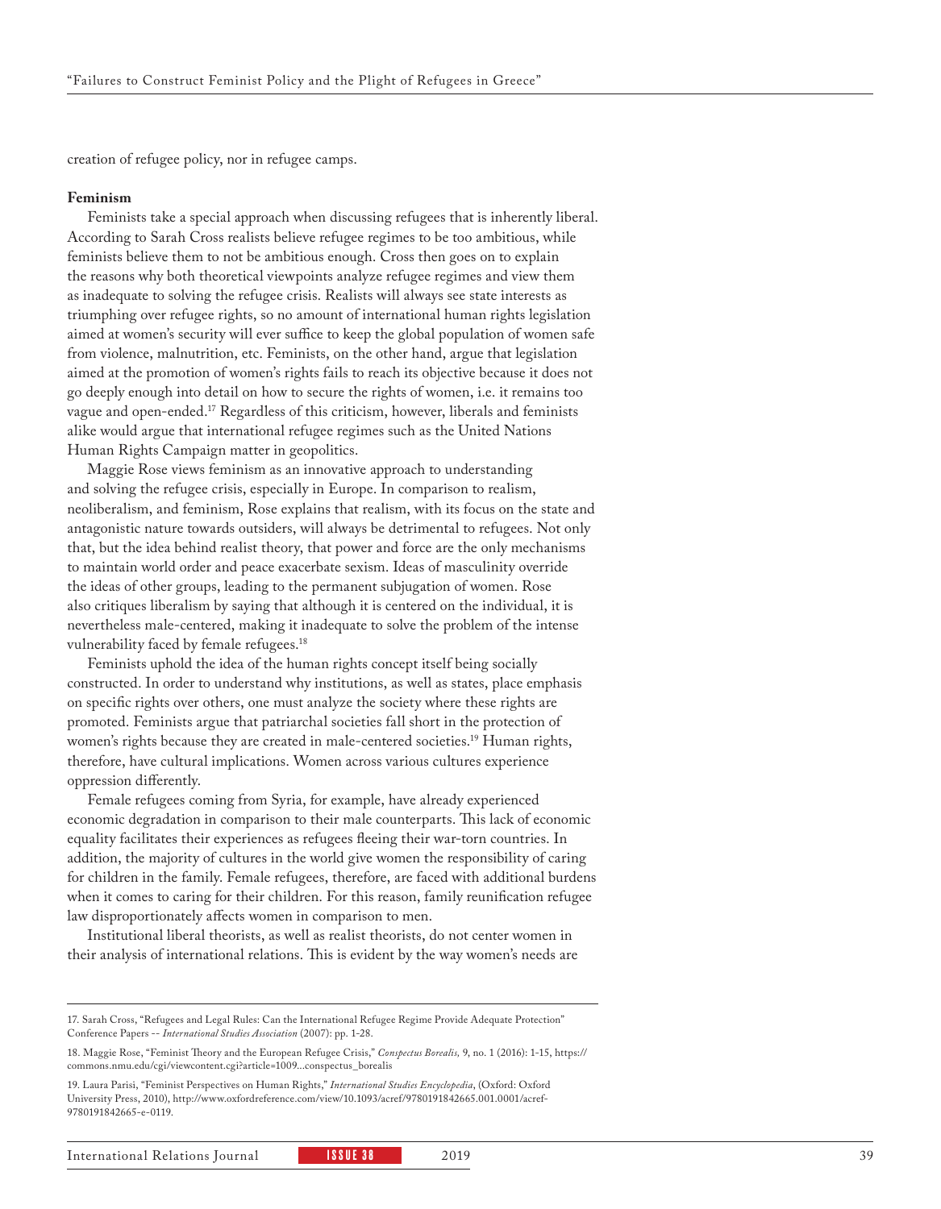creation of refugee policy, nor in refugee camps.

**Feminism**

Feminists take a special approach when discussing refugees that is inherently liberal. According to Sarah Cross realists believe refugee regimes to be too ambitious, while feminists believe them to not be ambitious enough. Cross then goes on to explain the reasons why both theoretical viewpoints analyze refugee regimes and view them as inadequate to solving the refugee crisis. Realists will always see state interests as triumphing over refugee rights, so no amount of international human rights legislation aimed at women's security will ever suffice to keep the global population of women safe from violence, malnutrition, etc. Feminists, on the other hand, argue that legislation aimed at the promotion of women's rights fails to reach its objective because it does not go deeply enough into detail on how to secure the rights of women, i.e. it remains too vague and open-ended.[17] Regardless of this criticism, however, liberals and feminists alike would argue that international refugee regimes such as the United Nations Human Rights Campaign matter in geopolitics.

Maggie Rose views feminism as an innovative approach to understanding and solving the refugee crisis, especially in Europe. In comparison to realism, neoliberalism, and feminism, Rose explains that realism, with its focus on the state and antagonistic nature towards outsiders, will always be detrimental to refugees. Not only that, but the idea behind realist theory, that power and force are the only mechanisms to maintain world order and peace exacerbate sexism. Ideas of masculinity override the ideas of other groups, leading to the permanent subjugation of women. Rose also critiques liberalism by saying that although it is centered on the individual, it is nevertheless male-centered, making it inadequate to solve the problem of the intense vulnerability faced by female refugees.[18]

Feminists uphold the idea of the human rights concept itself being socially constructed. In order to understand why institutions, as well as states, place emphasis on specific rights over others, one must analyze the society where these rights are promoted. Feminists argue that patriarchal societies fall short in the protection of women's rights because they are created in male-centered societies.[19] Human rights, therefore, have cultural implications. Women across various cultures experience oppression differently.

Female refugees coming from Syria, for example, have already experienced economic degradation in comparison to their male counterparts. This lack of economic equality facilitates their experiences as refugees fleeing their war-torn countries. In addition, the majority of cultures in the world give women the responsibility of caring for children in the family. Female refugees, therefore, are faced with additional burdens when it comes to caring for their children. For this reason, family reunification refugee law disproportionately affects women in comparison to men.

Institutional liberal theorists, as well as realist theorists, do not center women in their analysis of international relations. This is evident by the way women's needs are

---

17. Sarah Cross, "Refugees and Legal Rules: Can the International Refugee Regime Provide Adequate Protection" Conference Papers -- *International Studies Association* (2007): pp. 1-28.

18. Maggie Rose, "Feminist Theory and the European Refugee Crisis," *Conspectus Borealis,* 9, no. 1 (2016): 1-15, https://commons.nmu.edu/cgi/viewcontent.cgi?article=1009...conspectus_borealis

19. Laura Parisi, "Feminist Perspectives on Human Rights," *International Studies Encyclopedia*, (Oxford: Oxford University Press, 2010), http://www.oxfordreference.com/view/10.1093/acref/9780191842665.001.0001/acref-9780191842665-e-0119.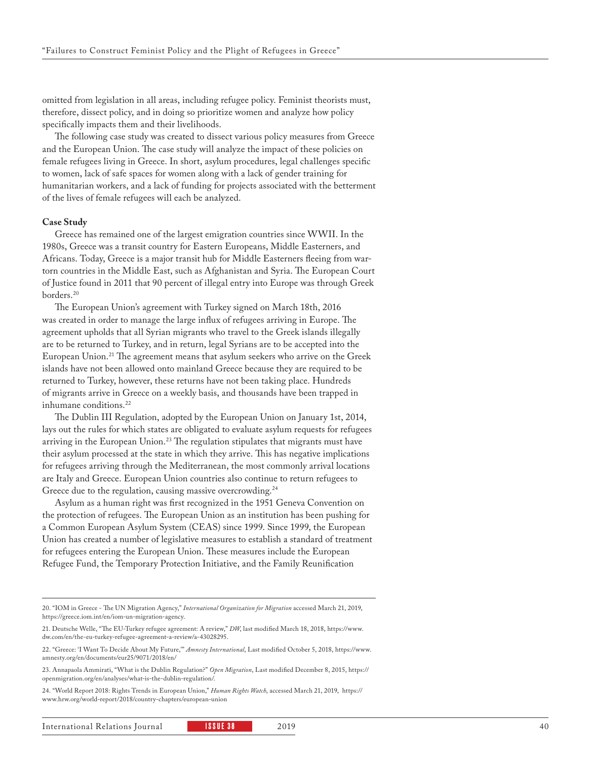omitted from legislation in all areas, including refugee policy. Feminist theorists must, therefore, dissect policy, and in doing so prioritize women and analyze how policy specifically impacts them and their livelihoods.

The following case study was created to dissect various policy measures from Greece and the European Union. The case study will analyze the impact of these policies on female refugees living in Greece. In short, asylum procedures, legal challenges specific to women, lack of safe spaces for women along with a lack of gender training for humanitarian workers, and a lack of funding for projects associated with the betterment of the lives of female refugees will each be analyzed.

**Case Study**

Greece has remained one of the largest emigration countries since WWII. In the 1980s, Greece was a transit country for Eastern Europeans, Middle Easterners, and Africans. Today, Greece is a major transit hub for Middle Easterners fleeing from war-torn countries in the Middle East, such as Afghanistan and Syria. The European Court of Justice found in 2011 that 90 percent of illegal entry into Europe was through Greek borders.[20]

The European Union's agreement with Turkey signed on March 18th, 2016 was created in order to manage the large influx of refugees arriving in Europe. The agreement upholds that all Syrian migrants who travel to the Greek islands illegally are to be returned to Turkey, and in return, legal Syrians are to be accepted into the European Union.[21] The agreement means that asylum seekers who arrive on the Greek islands have not been allowed onto mainland Greece because they are required to be returned to Turkey, however, these returns have not been taking place. Hundreds of migrants arrive in Greece on a weekly basis, and thousands have been trapped in inhumane conditions.[22]

The Dublin III Regulation, adopted by the European Union on January 1st, 2014, lays out the rules for which states are obligated to evaluate asylum requests for refugees arriving in the European Union.[23] The regulation stipulates that migrants must have their asylum processed at the state in which they arrive. This has negative implications for refugees arriving through the Mediterranean, the most commonly arrival locations are Italy and Greece. European Union countries also continue to return refugees to Greece due to the regulation, causing massive overcrowding.[24]

Asylum as a human right was first recognized in the 1951 Geneva Convention on the protection of refugees. The European Union as an institution has been pushing for a Common European Asylum System (CEAS) since 1999. Since 1999, the European Union has created a number of legislative measures to establish a standard of treatment for refugees entering the European Union. These measures include the European Refugee Fund, the Temporary Protection Initiative, and the Family Reunification

---

20. "IOM in Greece - The UN Migration Agency," *International Organization for Migration* accessed March 21, 2019, https://greece.iom.int/en/iom-un-migration-agency.

21. Deutsche Welle, "The EU-Turkey refugee agreement: A review," *DW*, last modified March 18, 2018, https://www.dw.com/en/the-eu-turkey-refugee-agreement-a-review/a-43028295.

22. "Greece: 'I Want To Decide About My Future,'" *Amnesty International*, Last modified October 5, 2018, https://www.amnesty.org/en/documents/eur25/9071/2018/en/

23. Annapaola Ammirati, "What is the Dublin Regulation?" *Open Migration*, Last modified December 8, 2015, https://openmigration.org/en/analyses/what-is-the-dublin-regulation/.

24. "World Report 2018: Rights Trends in European Union," *Human Rights Watch*, accessed March 21, 2019, https://www.hrw.org/world-report/2018/country-chapters/european-union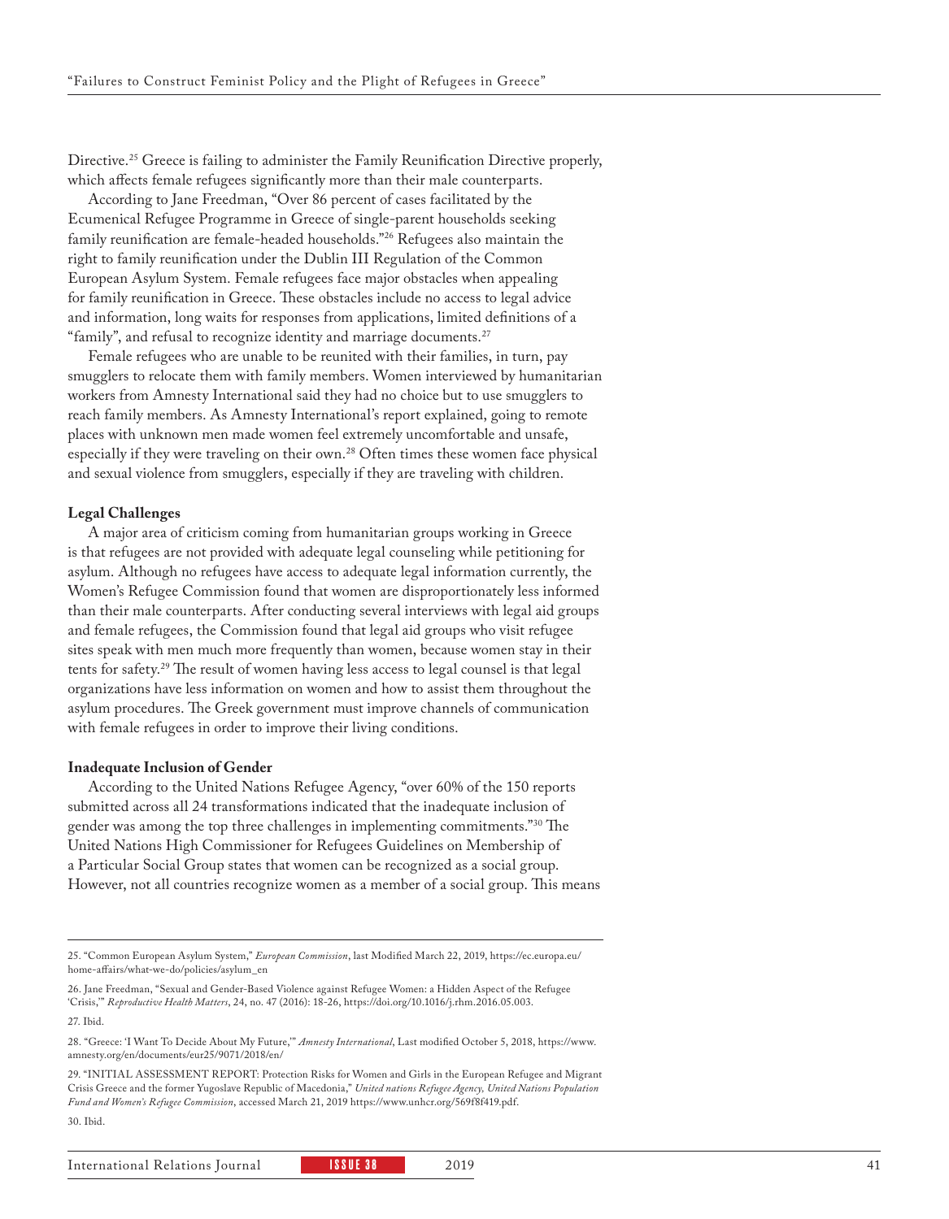Directive.[25] Greece is failing to administer the Family Reunification Directive properly, which affects female refugees significantly more than their male counterparts.

According to Jane Freedman, "Over 86 percent of cases facilitated by the Ecumenical Refugee Programme in Greece of single-parent households seeking family reunification are female-headed households."[26] Refugees also maintain the right to family reunification under the Dublin III Regulation of the Common European Asylum System. Female refugees face major obstacles when appealing for family reunification in Greece. These obstacles include no access to legal advice and information, long waits for responses from applications, limited definitions of a "family", and refusal to recognize identity and marriage documents.[27]

Female refugees who are unable to be reunited with their families, in turn, pay smugglers to relocate them with family members. Women interviewed by humanitarian workers from Amnesty International said they had no choice but to use smugglers to reach family members. As Amnesty International's report explained, going to remote places with unknown men made women feel extremely uncomfortable and unsafe, especially if they were traveling on their own.[28] Often times these women face physical and sexual violence from smugglers, especially if they are traveling with children.

**Legal Challenges**

A major area of criticism coming from humanitarian groups working in Greece is that refugees are not provided with adequate legal counseling while petitioning for asylum. Although no refugees have access to adequate legal information currently, the Women's Refugee Commission found that women are disproportionately less informed than their male counterparts. After conducting several interviews with legal aid groups and female refugees, the Commission found that legal aid groups who visit refugee sites speak with men much more frequently than women, because women stay in their tents for safety.[29] The result of women having less access to legal counsel is that legal organizations have less information on women and how to assist them throughout the asylum procedures. The Greek government must improve channels of communication with female refugees in order to improve their living conditions.

**Inadequate Inclusion of Gender**

According to the United Nations Refugee Agency, "over 60% of the 150 reports submitted across all 24 transformations indicated that the inadequate inclusion of gender was among the top three challenges in implementing commitments."[30] The United Nations High Commissioner for Refugees Guidelines on Membership of a Particular Social Group states that women can be recognized as a social group. However, not all countries recognize women as a member of a social group. This means

---

25. "Common European Asylum System," *European Commission*, last Modified March 22, 2019, https://ec.europa.eu/home-affairs/what-we-do/policies/asylum_en

26. Jane Freedman, "Sexual and Gender-Based Violence against Refugee Women: a Hidden Aspect of the Refugee 'Crisis,'" *Reproductive Health Matters*, 24, no. 47 (2016): 18-26, https://doi.org/10.1016/j.rhm.2016.05.003.

27. Ibid.

28. "Greece: 'I Want To Decide About My Future,'" *Amnesty International*, Last modified October 5, 2018, https://www.amnesty.org/en/documents/eur25/9071/2018/en/

29. "INITIAL ASSESSMENT REPORT: Protection Risks for Women and Girls in the European Refugee and Migrant Crisis Greece and the former Yugoslave Republic of Macedonia," *United nations Refugee Agency, United Nations Population Fund and Women's Refugee Commission*, accessed March 21, 2019 https://www.unhcr.org/569f8f419.pdf.

30. Ibid.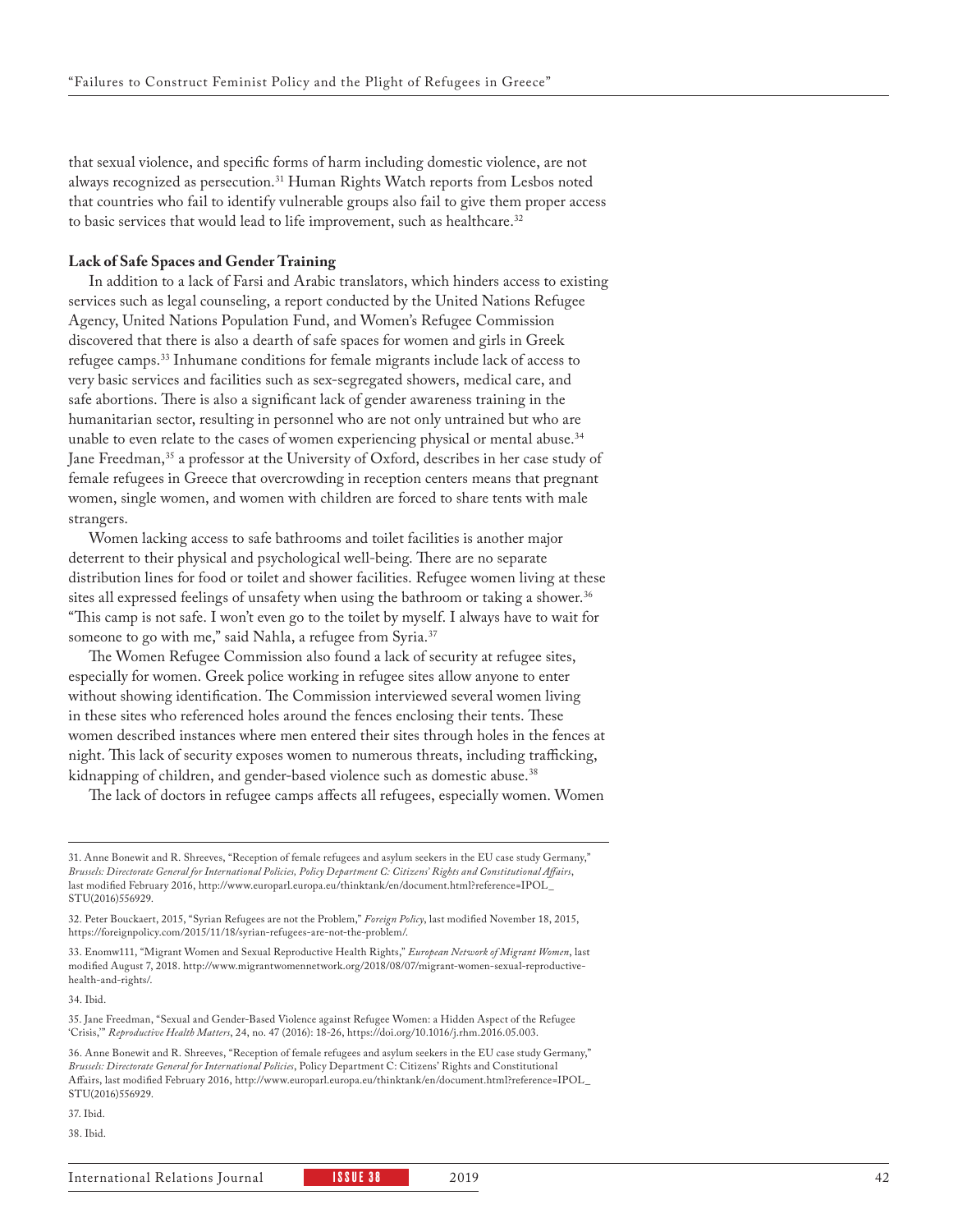that sexual violence, and specific forms of harm including domestic violence, are not always recognized as persecution.[31] Human Rights Watch reports from Lesbos noted that countries who fail to identify vulnerable groups also fail to give them proper access to basic services that would lead to life improvement, such as healthcare.[32]

**Lack of Safe Spaces and Gender Training**

In addition to a lack of Farsi and Arabic translators, which hinders access to existing services such as legal counseling, a report conducted by the United Nations Refugee Agency, United Nations Population Fund, and Women's Refugee Commission discovered that there is also a dearth of safe spaces for women and girls in Greek refugee camps.[33] Inhumane conditions for female migrants include lack of access to very basic services and facilities such as sex-segregated showers, medical care, and safe abortions. There is also a significant lack of gender awareness training in the humanitarian sector, resulting in personnel who are not only untrained but who are unable to even relate to the cases of women experiencing physical or mental abuse.[34] Jane Freedman,[35] a professor at the University of Oxford, describes in her case study of female refugees in Greece that overcrowding in reception centers means that pregnant women, single women, and women with children are forced to share tents with male strangers.

Women lacking access to safe bathrooms and toilet facilities is another major deterrent to their physical and psychological well-being. There are no separate distribution lines for food or toilet and shower facilities. Refugee women living at these sites all expressed feelings of unsafety when using the bathroom or taking a shower.[36] "This camp is not safe. I won't even go to the toilet by myself. I always have to wait for someone to go with me," said Nahla, a refugee from Syria.[37]

The Women Refugee Commission also found a lack of security at refugee sites, especially for women. Greek police working in refugee sites allow anyone to enter without showing identification. The Commission interviewed several women living in these sites who referenced holes around the fences enclosing their tents. These women described instances where men entered their sites through holes in the fences at night. This lack of security exposes women to numerous threats, including trafficking, kidnapping of children, and gender-based violence such as domestic abuse.[38]

The lack of doctors in refugee camps affects all refugees, especially women. Women

---

31. Anne Bonewit and R. Shreeves, "Reception of female refugees and asylum seekers in the EU case study Germany," *Brussels: Directorate General for International Policies, Policy Department C: Citizens' Rights and Constitutional Affairs*, last modified February 2016, http://www.europarl.europa.eu/thinktank/en/document.html?reference=IPOL_STU(2016)556929.

32. Peter Bouckaert, 2015, "Syrian Refugees are not the Problem," *Foreign Policy*, last modified November 18, 2015, https://foreignpolicy.com/2015/11/18/syrian-refugees-are-not-the-problem/.

33. Enomw111, "Migrant Women and Sexual Reproductive Health Rights," *European Network of Migrant Women*, last modified August 7, 2018. http://www.migrantwomennetwork.org/2018/08/07/migrant-women-sexual-reproductive-health-and-rights/.

34. Ibid.

35. Jane Freedman, "Sexual and Gender-Based Violence against Refugee Women: a Hidden Aspect of the Refugee 'Crisis,'" *Reproductive Health Matters*, 24, no. 47 (2016): 18-26, https://doi.org/10.1016/j.rhm.2016.05.003.

36. Anne Bonewit and R. Shreeves, "Reception of female refugees and asylum seekers in the EU case study Germany," *Brussels: Directorate General for International Policies*, Policy Department C: Citizens' Rights and Constitutional Affairs, last modified February 2016, http://www.europarl.europa.eu/thinktank/en/document.html?reference=IPOL_STU(2016)556929.

37. Ibid.

38. Ibid.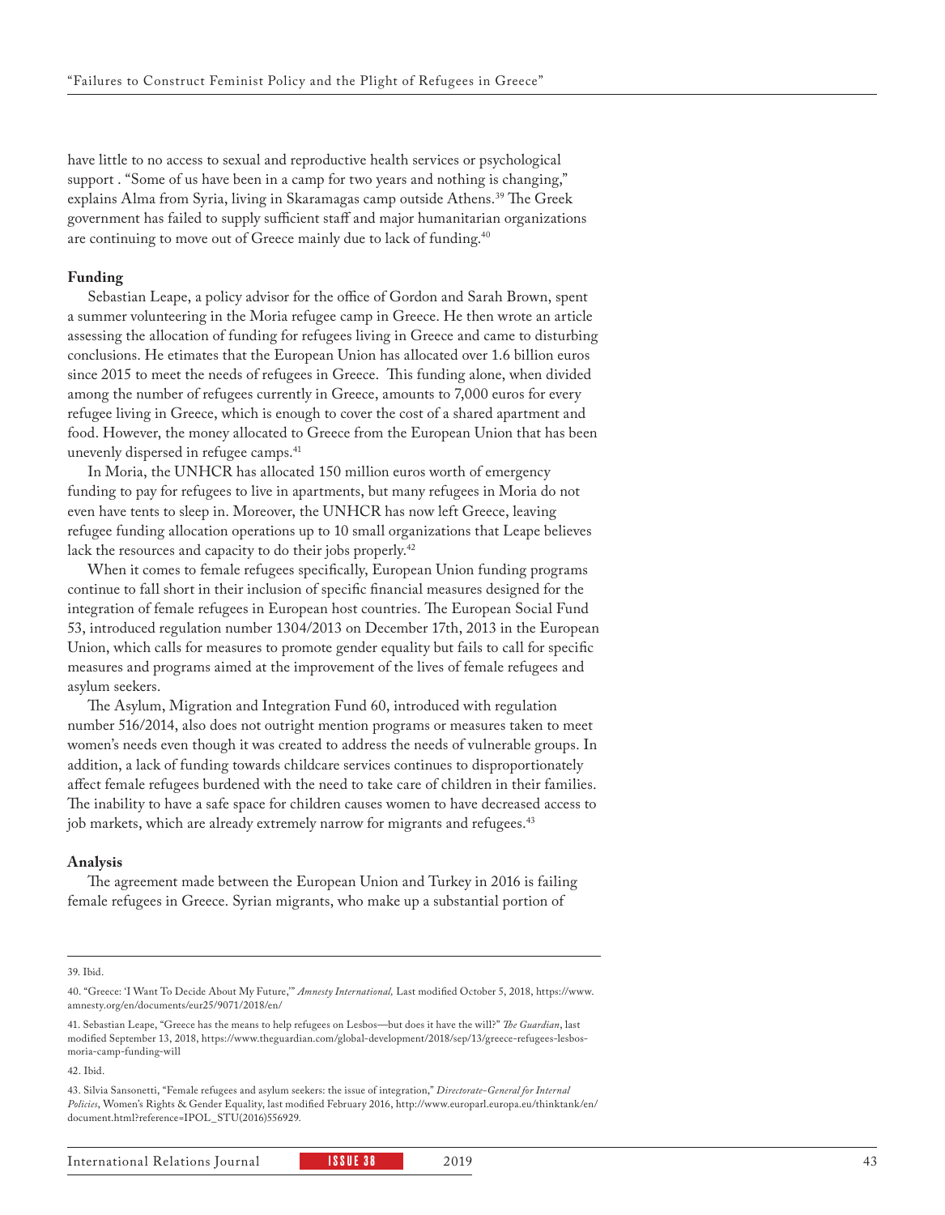have little to no access to sexual and reproductive health services or psychological support . "Some of us have been in a camp for two years and nothing is changing," explains Alma from Syria, living in Skaramagas camp outside Athens.[39] The Greek government has failed to supply sufficient staff and major humanitarian organizations are continuing to move out of Greece mainly due to lack of funding.[40]

**Funding**

Sebastian Leape, a policy advisor for the office of Gordon and Sarah Brown, spent a summer volunteering in the Moria refugee camp in Greece. He then wrote an article assessing the allocation of funding for refugees living in Greece and came to disturbing conclusions. He etimates that the European Union has allocated over 1.6 billion euros since 2015 to meet the needs of refugees in Greece. This funding alone, when divided among the number of refugees currently in Greece, amounts to 7,000 euros for every refugee living in Greece, which is enough to cover the cost of a shared apartment and food. However, the money allocated to Greece from the European Union that has been unevenly dispersed in refugee camps.[41]

In Moria, the UNHCR has allocated 150 million euros worth of emergency funding to pay for refugees to live in apartments, but many refugees in Moria do not even have tents to sleep in. Moreover, the UNHCR has now left Greece, leaving refugee funding allocation operations up to 10 small organizations that Leape believes lack the resources and capacity to do their jobs properly.[42]

When it comes to female refugees specifically, European Union funding programs continue to fall short in their inclusion of specific financial measures designed for the integration of female refugees in European host countries. The European Social Fund 53, introduced regulation number 1304/2013 on December 17th, 2013 in the European Union, which calls for measures to promote gender equality but fails to call for specific measures and programs aimed at the improvement of the lives of female refugees and asylum seekers.

The Asylum, Migration and Integration Fund 60, introduced with regulation number 516/2014, also does not outright mention programs or measures taken to meet women's needs even though it was created to address the needs of vulnerable groups. In addition, a lack of funding towards childcare services continues to disproportionately affect female refugees burdened with the need to take care of children in their families. The inability to have a safe space for children causes women to have decreased access to job markets, which are already extremely narrow for migrants and refugees.[43]

**Analysis**

The agreement made between the European Union and Turkey in 2016 is failing female refugees in Greece. Syrian migrants, who make up a substantial portion of

---

39. Ibid.

40. "Greece: 'I Want To Decide About My Future,'" *Amnesty International,* Last modified October 5, 2018, https://www.amnesty.org/en/documents/eur25/9071/2018/en/

41. Sebastian Leape, "Greece has the means to help refugees on Lesbos—but does it have the will?" *The Guardian*, last modified September 13, 2018, https://www.theguardian.com/global-development/2018/sep/13/greece-refugees-lesbos-moria-camp-funding-will

42. Ibid.

43. Silvia Sansonetti, "Female refugees and asylum seekers: the issue of integration," *Directorate-General for Internal Policies*, Women's Rights & Gender Equality, last modified February 2016, http://www.europarl.europa.eu/thinktank/en/document.html?reference=IPOL_STU(2016)556929.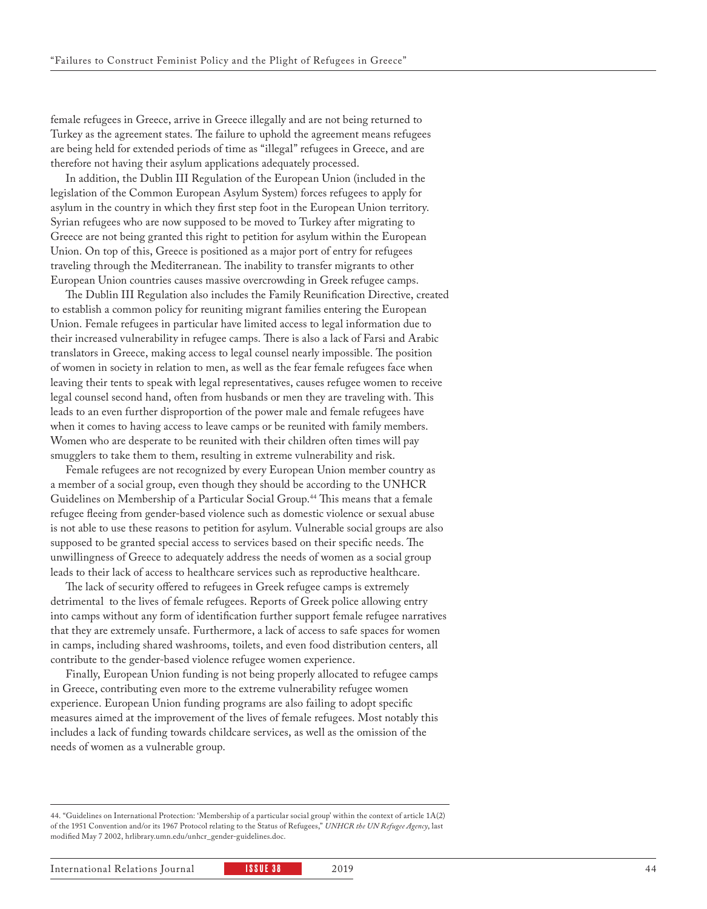female refugees in Greece, arrive in Greece illegally and are not being returned to Turkey as the agreement states. The failure to uphold the agreement means refugees are being held for extended periods of time as "illegal" refugees in Greece, and are therefore not having their asylum applications adequately processed.

In addition, the Dublin III Regulation of the European Union (included in the legislation of the Common European Asylum System) forces refugees to apply for asylum in the country in which they first step foot in the European Union territory. Syrian refugees who are now supposed to be moved to Turkey after migrating to Greece are not being granted this right to petition for asylum within the European Union. On top of this, Greece is positioned as a major port of entry for refugees traveling through the Mediterranean. The inability to transfer migrants to other European Union countries causes massive overcrowding in Greek refugee camps.

The Dublin III Regulation also includes the Family Reunification Directive, created to establish a common policy for reuniting migrant families entering the European Union. Female refugees in particular have limited access to legal information due to their increased vulnerability in refugee camps. There is also a lack of Farsi and Arabic translators in Greece, making access to legal counsel nearly impossible. The position of women in society in relation to men, as well as the fear female refugees face when leaving their tents to speak with legal representatives, causes refugee women to receive legal counsel second hand, often from husbands or men they are traveling with. This leads to an even further disproportion of the power male and female refugees have when it comes to having access to leave camps or be reunited with family members. Women who are desperate to be reunited with their children often times will pay smugglers to take them to them, resulting in extreme vulnerability and risk.

Female refugees are not recognized by every European Union member country as a member of a social group, even though they should be according to the UNHCR Guidelines on Membership of a Particular Social Group.[44] This means that a female refugee fleeing from gender-based violence such as domestic violence or sexual abuse is not able to use these reasons to petition for asylum. Vulnerable social groups are also supposed to be granted special access to services based on their specific needs. The unwillingness of Greece to adequately address the needs of women as a social group leads to their lack of access to healthcare services such as reproductive healthcare.

The lack of security offered to refugees in Greek refugee camps is extremely detrimental to the lives of female refugees. Reports of Greek police allowing entry into camps without any form of identification further support female refugee narratives that they are extremely unsafe. Furthermore, a lack of access to safe spaces for women in camps, including shared washrooms, toilets, and even food distribution centers, all contribute to the gender-based violence refugee women experience.

Finally, European Union funding is not being properly allocated to refugee camps in Greece, contributing even more to the extreme vulnerability refugee women experience. European Union funding programs are also failing to adopt specific measures aimed at the improvement of the lives of female refugees. Most notably this includes a lack of funding towards childcare services, as well as the omission of the needs of women as a vulnerable group.

---

44. "Guidelines on International Protection: 'Membership of a particular social group' within the context of article 1A(2) of the 1951 Convention and/or its 1967 Protocol relating to the Status of Refugees," *UNHCR the UN Refugee Agency*, last modified May 7 2002, hrlibrary.umn.edu/unhcr_gender-guidelines.doc.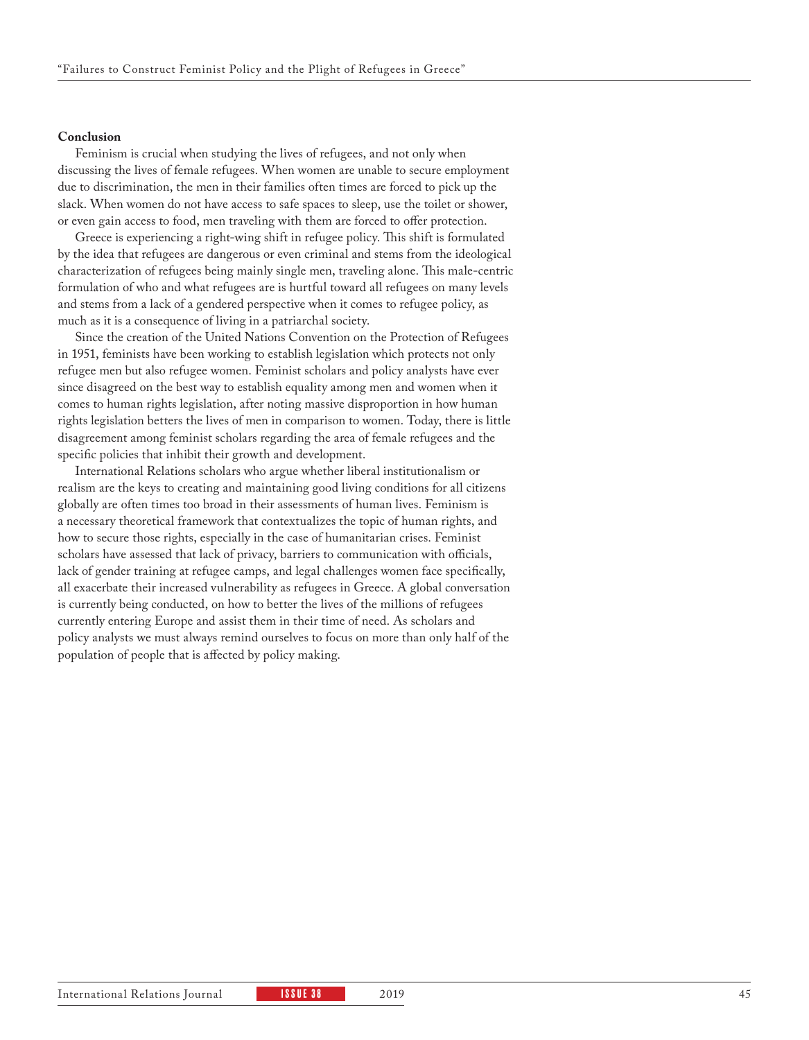**Conclusion**

Feminism is crucial when studying the lives of refugees, and not only when discussing the lives of female refugees. When women are unable to secure employment due to discrimination, the men in their families often times are forced to pick up the slack. When women do not have access to safe spaces to sleep, use the toilet or shower, or even gain access to food, men traveling with them are forced to offer protection.

Greece is experiencing a right-wing shift in refugee policy. This shift is formulated by the idea that refugees are dangerous or even criminal and stems from the ideological characterization of refugees being mainly single men, traveling alone. This male-centric formulation of who and what refugees are is hurtful toward all refugees on many levels and stems from a lack of a gendered perspective when it comes to refugee policy, as much as it is a consequence of living in a patriarchal society.

Since the creation of the United Nations Convention on the Protection of Refugees in 1951, feminists have been working to establish legislation which protects not only refugee men but also refugee women. Feminist scholars and policy analysts have ever since disagreed on the best way to establish equality among men and women when it comes to human rights legislation, after noting massive disproportion in how human rights legislation betters the lives of men in comparison to women. Today, there is little disagreement among feminist scholars regarding the area of female refugees and the specific policies that inhibit their growth and development.

International Relations scholars who argue whether liberal institutionalism or realism are the keys to creating and maintaining good living conditions for all citizens globally are often times too broad in their assessments of human lives. Feminism is a necessary theoretical framework that contextualizes the topic of human rights, and how to secure those rights, especially in the case of humanitarian crises. Feminist scholars have assessed that lack of privacy, barriers to communication with officials, lack of gender training at refugee camps, and legal challenges women face specifically, all exacerbate their increased vulnerability as refugees in Greece. A global conversation is currently being conducted, on how to better the lives of the millions of refugees currently entering Europe and assist them in their time of need. As scholars and policy analysts we must always remind ourselves to focus on more than only half of the population of people that is affected by policy making.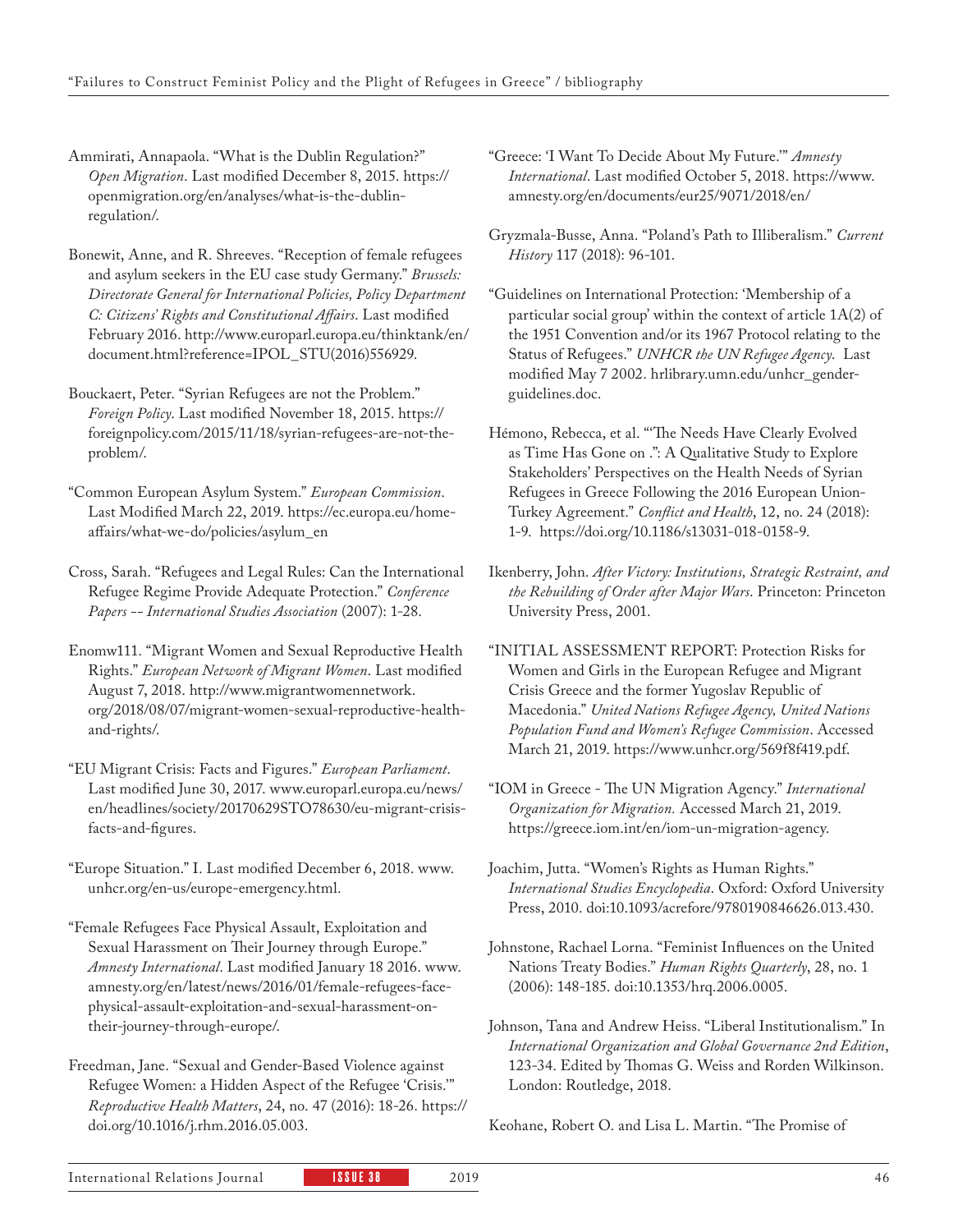Ammirati, Annapaola. "What is the Dublin Regulation?" *Open Migration*. Last modified December 8, 2015. https://openmigration.org/en/analyses/what-is-the-dublin-regulation/.

Bonewit, Anne, and R. Shreeves. "Reception of female refugees and asylum seekers in the EU case study Germany." *Brussels: Directorate General for International Policies, Policy Department C: Citizens' Rights and Constitutional Affairs*. Last modified February 2016. http://www.europarl.europa.eu/thinktank/en/document.html?reference=IPOL_STU(2016)556929.

Bouckaert, Peter. "Syrian Refugees are not the Problem." *Foreign Policy*. Last modified November 18, 2015. https://foreignpolicy.com/2015/11/18/syrian-refugees-are-not-the-problem/.

"Common European Asylum System." *European Commission*. Last Modified March 22, 2019. https://ec.europa.eu/home-affairs/what-we-do/policies/asylum_en

Cross, Sarah. "Refugees and Legal Rules: Can the International Refugee Regime Provide Adequate Protection." *Conference Papers -- International Studies Association* (2007): 1-28.

Enomw111. "Migrant Women and Sexual Reproductive Health Rights." *European Network of Migrant Women*. Last modified August 7, 2018. http://www.migrantwomennetwork.org/2018/08/07/migrant-women-sexual-reproductive-health-and-rights/.

"EU Migrant Crisis: Facts and Figures." *European Parliament*. Last modified June 30, 2017. www.europarl.europa.eu/news/en/headlines/society/20170629STO78630/eu-migrant-crisis-facts-and-figures.

"Europe Situation." I. Last modified December 6, 2018. www.unhcr.org/en-us/europe-emergency.html.

"Female Refugees Face Physical Assault, Exploitation and Sexual Harassment on Their Journey through Europe." *Amnesty International*. Last modified January 18 2016. www.amnesty.org/en/latest/news/2016/01/female-refugees-face-physical-assault-exploitation-and-sexual-harassment-on-their-journey-through-europe/.

Freedman, Jane. "Sexual and Gender-Based Violence against Refugee Women: a Hidden Aspect of the Refugee 'Crisis.'" *Reproductive Health Matters*, 24, no. 47 (2016): 18-26. https://doi.org/10.1016/j.rhm.2016.05.003.

"Greece: 'I Want To Decide About My Future.'" *Amnesty International*. Last modified October 5, 2018. https://www.amnesty.org/en/documents/eur25/9071/2018/en/

Gryzmala-Busse, Anna. "Poland's Path to Illiberalism." *Current History* 117 (2018): 96-101.

"Guidelines on International Protection: 'Membership of a particular social group' within the context of article 1A(2) of the 1951 Convention and/or its 1967 Protocol relating to the Status of Refugees." *UNHCR the UN Refugee Agency*. Last modified May 7 2002. hrlibrary.umn.edu/unhcr_gender-guidelines.doc.

Hémono, Rebecca, et al. "'The Needs Have Clearly Evolved as Time Has Gone on .": A Qualitative Study to Explore Stakeholders' Perspectives on the Health Needs of Syrian Refugees in Greece Following the 2016 European Union-Turkey Agreement." *Conflict and Health*, 12, no. 24 (2018): 1-9. https://doi.org/10.1186/s13031-018-0158-9.

Ikenberry, John. *After Victory: Institutions, Strategic Restraint, and the Rebuilding of Order after Major Wars*. Princeton: Princeton University Press, 2001.

"INITIAL ASSESSMENT REPORT: Protection Risks for Women and Girls in the European Refugee and Migrant Crisis Greece and the former Yugoslav Republic of Macedonia." *United Nations Refugee Agency, United Nations Population Fund and Women's Refugee Commission*. Accessed March 21, 2019. https://www.unhcr.org/569f8f419.pdf.

"IOM in Greece - The UN Migration Agency." *International Organization for Migration.* Accessed March 21, 2019. https://greece.iom.int/en/iom-un-migration-agency.

Joachim, Jutta. "Women's Rights as Human Rights." *International Studies Encyclopedia*. Oxford: Oxford University Press, 2010. doi:10.1093/acrefore/9780190846626.013.430.

Johnstone, Rachael Lorna. "Feminist Influences on the United Nations Treaty Bodies." *Human Rights Quarterly*, 28, no. 1 (2006): 148-185. doi:10.1353/hrq.2006.0005.

Johnson, Tana and Andrew Heiss. "Liberal Institutionalism." In *International Organization and Global Governance 2nd Edition*, 123-34. Edited by Thomas G. Weiss and Rorden Wilkinson. London: Routledge, 2018.

Keohane, Robert O. and Lisa L. Martin. "The Promise of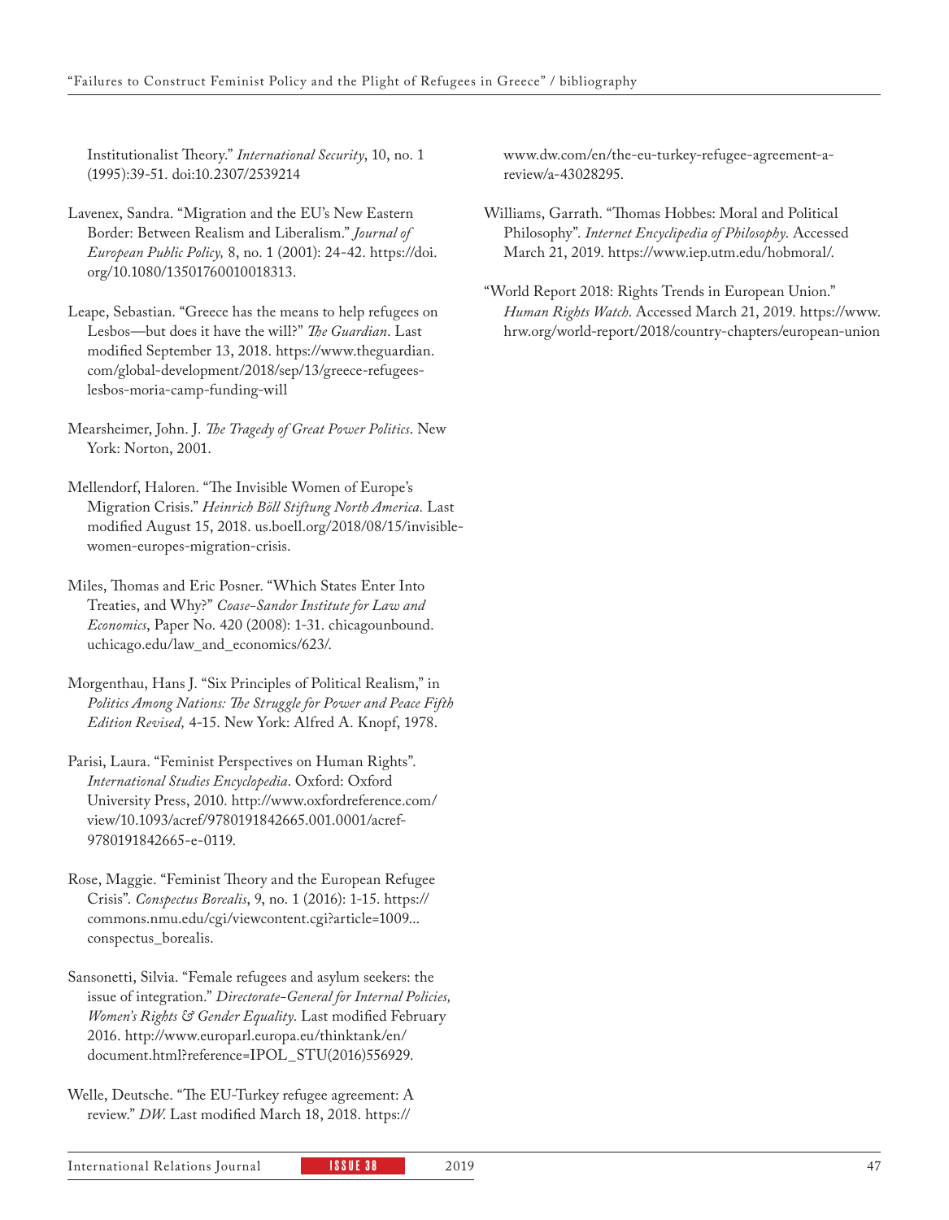Institutionalist Theory." *International Security*, 10, no. 1 (1995):39-51. doi:10.2307/2539214

Lavenex, Sandra. "Migration and the EU's New Eastern Border: Between Realism and Liberalism." *Journal of European Public Policy,* 8, no. 1 (2001): 24-42. https://doi.org/10.1080/13501760010018313.

Leape, Sebastian. "Greece has the means to help refugees on Lesbos—but does it have the will?" *The Guardian*. Last modified September 13, 2018. https://www.theguardian.com/global-development/2018/sep/13/greece-refugees-lesbos-moria-camp-funding-will

Mearsheimer, John. J. *The Tragedy of Great Power Politics*. New York: Norton, 2001.

Mellendorf, Haloren. "The Invisible Women of Europe's Migration Crisis." *Heinrich Böll Stiftung North America.* Last modified August 15, 2018. us.boell.org/2018/08/15/invisible-women-europes-migration-crisis.

Miles, Thomas and Eric Posner. "Which States Enter Into Treaties, and Why?" *Coase-Sandor Institute for Law and Economics*, Paper No. 420 (2008): 1-31. chicagounbound.uchicago.edu/law_and_economics/623/.

Morgenthau, Hans J. "Six Principles of Political Realism," in *Politics Among Nations: The Struggle for Power and Peace Fifth Edition Revised,* 4-15. New York: Alfred A. Knopf, 1978.

Parisi, Laura. "Feminist Perspectives on Human Rights". *International Studies Encyclopedia*. Oxford: Oxford University Press, 2010. http://www.oxfordreference.com/view/10.1093/acref/9780191842665.001.0001/acref-9780191842665-e-0119.

Rose, Maggie. "Feminist Theory and the European Refugee Crisis". *Conspectus Borealis*, 9, no. 1 (2016): 1-15. https://commons.nmu.edu/cgi/viewcontent.cgi?article=1009... conspectus_borealis.

Sansonetti, Silvia. "Female refugees and asylum seekers: the issue of integration." *Directorate-General for Internal Policies, Women's Rights & Gender Equality*. Last modified February 2016. http://www.europarl.europa.eu/thinktank/en/document.html?reference=IPOL_STU(2016)556929.

Welle, Deutsche. "The EU-Turkey refugee agreement: A review." *DW*. Last modified March 18, 2018. https://www.dw.com/en/the-eu-turkey-refugee-agreement-a-review/a-43028295.

Williams, Garrath. "Thomas Hobbes: Moral and Political Philosophy". *Internet Encyclipedia of Philosophy*. Accessed March 21, 2019. https://www.iep.utm.edu/hobmoral/.

"World Report 2018: Rights Trends in European Union." *Human Rights Watch*. Accessed March 21, 2019. https://www.hrw.org/world-report/2018/country-chapters/european-union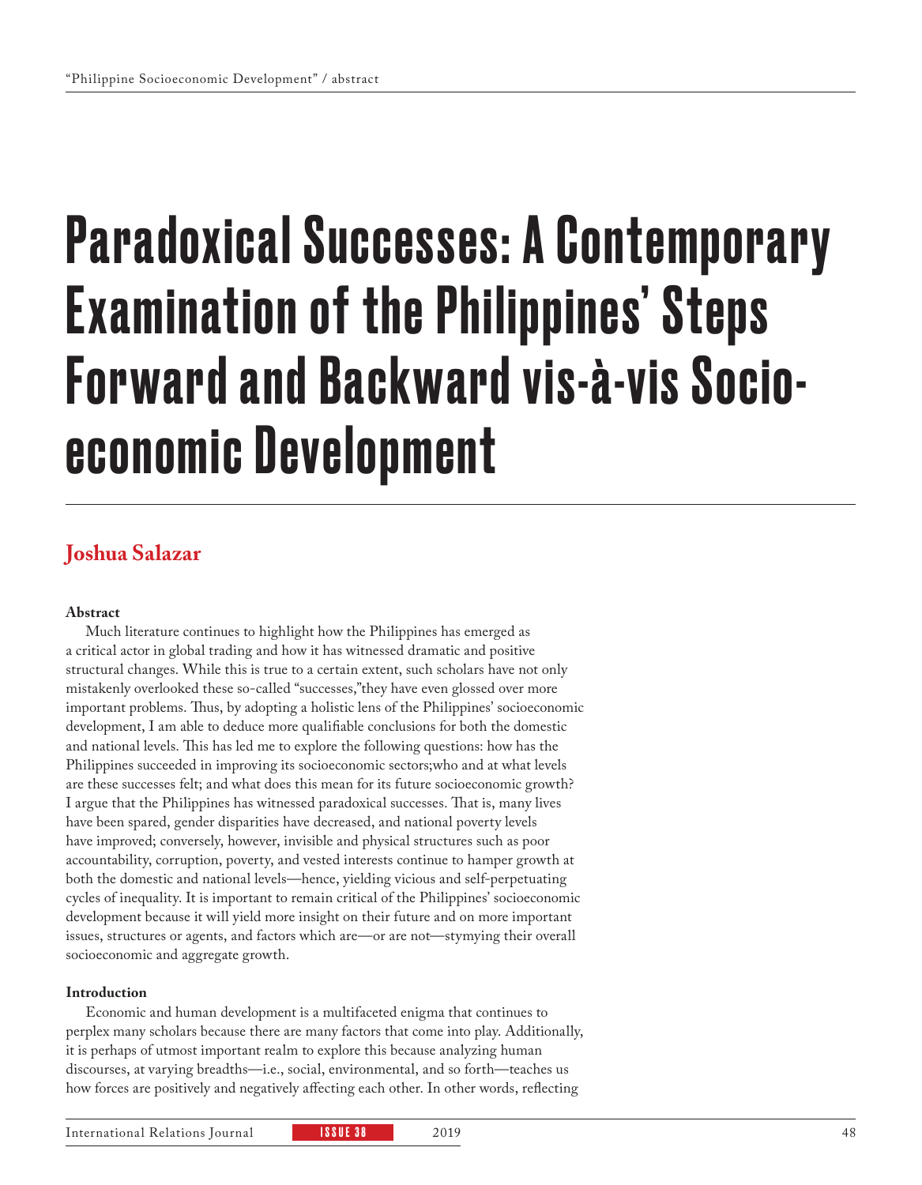# Paradoxical Successes: A Contemporary Examination of the Philippines' Steps Forward and Backward vis-à-vis Socio-economic Development

## Joshua Salazar

**Abstract**

Much literature continues to highlight how the Philippines has emerged as a critical actor in global trading and how it has witnessed dramatic and positive structural changes. While this is true to a certain extent, such scholars have not only mistakenly overlooked these so-called "successes,"they have even glossed over more important problems. Thus, by adopting a holistic lens of the Philippines' socioeconomic development, I am able to deduce more qualifiable conclusions for both the domestic and national levels. This has led me to explore the following questions: how has the Philippines succeeded in improving its socioeconomic sectors;who and at what levels are these successes felt; and what does this mean for its future socioeconomic growth? I argue that the Philippines has witnessed paradoxical successes. That is, many lives have been spared, gender disparities have decreased, and national poverty levels have improved; conversely, however, invisible and physical structures such as poor accountability, corruption, poverty, and vested interests continue to hamper growth at both the domestic and national levels—hence, yielding vicious and self-perpetuating cycles of inequality. It is important to remain critical of the Philippines' socioeconomic development because it will yield more insight on their future and on more important issues, structures or agents, and factors which are—or are not—stymying their overall socioeconomic and aggregate growth.

**Introduction**

Economic and human development is a multifaceted enigma that continues to perplex many scholars because there are many factors that come into play. Additionally, it is perhaps of utmost important realm to explore this because analyzing human discourses, at varying breadths—i.e., social, environmental, and so forth—teaches us how forces are positively and negatively affecting each other. In other words, reflecting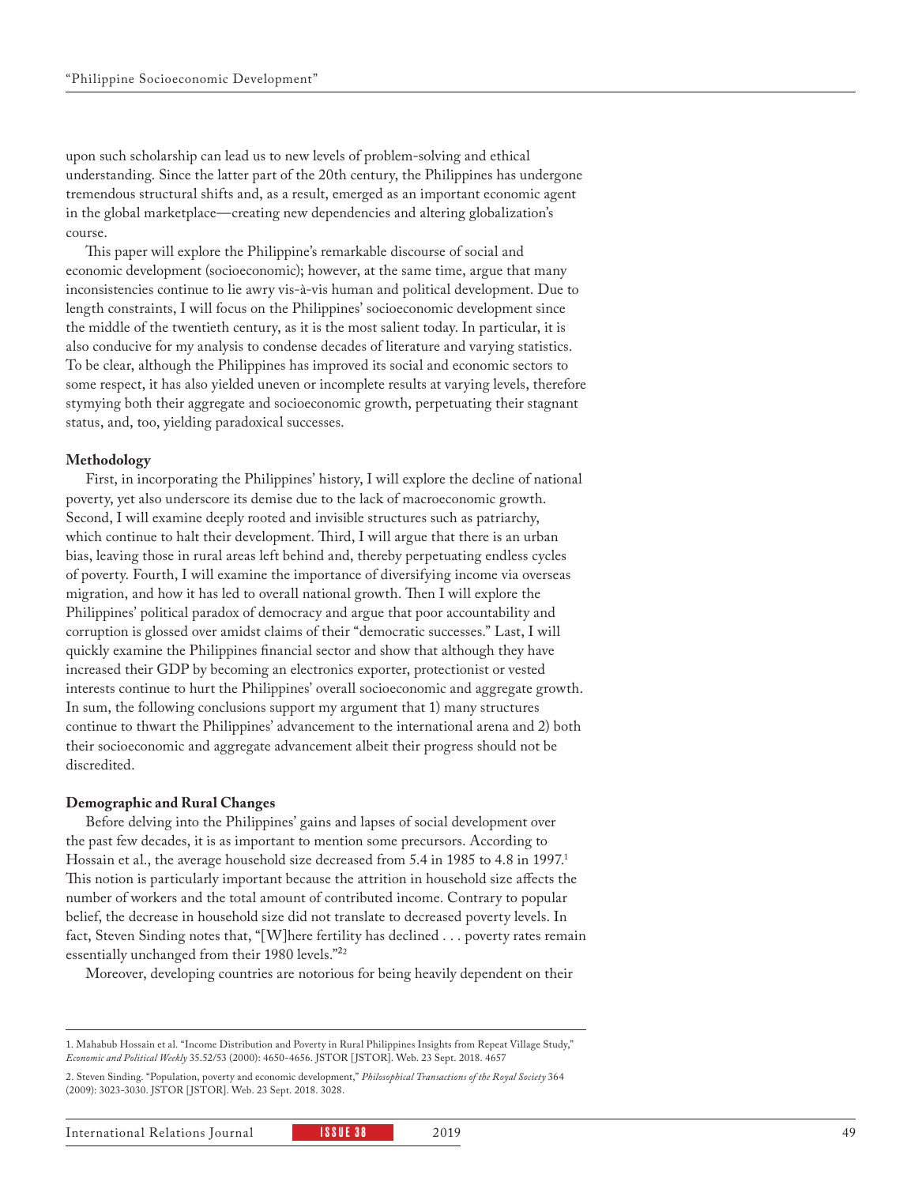upon such scholarship can lead us to new levels of problem-solving and ethical understanding. Since the latter part of the 20th century, the Philippines has undergone tremendous structural shifts and, as a result, emerged as an important economic agent in the global marketplace—creating new dependencies and altering globalization's course.

This paper will explore the Philippine's remarkable discourse of social and economic development (socioeconomic); however, at the same time, argue that many inconsistencies continue to lie awry vis-à-vis human and political development. Due to length constraints, I will focus on the Philippines' socioeconomic development since the middle of the twentieth century, as it is the most salient today. In particular, it is also conducive for my analysis to condense decades of literature and varying statistics. To be clear, although the Philippines has improved its social and economic sectors to some respect, it has also yielded uneven or incomplete results at varying levels, therefore stymying both their aggregate and socioeconomic growth, perpetuating their stagnant status, and, too, yielding paradoxical successes.

**Methodology**

First, in incorporating the Philippines' history, I will explore the decline of national poverty, yet also underscore its demise due to the lack of macroeconomic growth. Second, I will examine deeply rooted and invisible structures such as patriarchy, which continue to halt their development. Third, I will argue that there is an urban bias, leaving those in rural areas left behind and, thereby perpetuating endless cycles of poverty. Fourth, I will examine the importance of diversifying income via overseas migration, and how it has led to overall national growth. Then I will explore the Philippines' political paradox of democracy and argue that poor accountability and corruption is glossed over amidst claims of their "democratic successes." Last, I will quickly examine the Philippines financial sector and show that although they have increased their GDP by becoming an electronics exporter, protectionist or vested interests continue to hurt the Philippines' overall socioeconomic and aggregate growth. In sum, the following conclusions support my argument that 1) many structures continue to thwart the Philippines' advancement to the international arena and 2) both their socioeconomic and aggregate advancement albeit their progress should not be discredited.

**Demographic and Rural Changes**

Before delving into the Philippines' gains and lapses of social development over the past few decades, it is as important to mention some precursors. According to Hossain et al., the average household size decreased from 5.4 in 1985 to 4.8 in 1997.[1] This notion is particularly important because the attrition in household size affects the number of workers and the total amount of contributed income. Contrary to popular belief, the decrease in household size did not translate to decreased poverty levels. In fact, Steven Sinding notes that, "[W]here fertility has declined . . . poverty rates remain essentially unchanged from their 1980 levels."[2]

Moreover, developing countries are notorious for being heavily dependent on their

---

1. Mahabub Hossain et al. "Income Distribution and Poverty in Rural Philippines Insights from Repeat Village Study," *Economic and Political Weekly* 35.52/53 (2000): 4650-4656. JSTOR [JSTOR]. Web. 23 Sept. 2018. 4657

2. Steven Sinding. "Population, poverty and economic development," *Philosophical Transactions of the Royal Society* 364 (2009): 3023-3030. JSTOR [JSTOR]. Web. 23 Sept. 2018. 3028.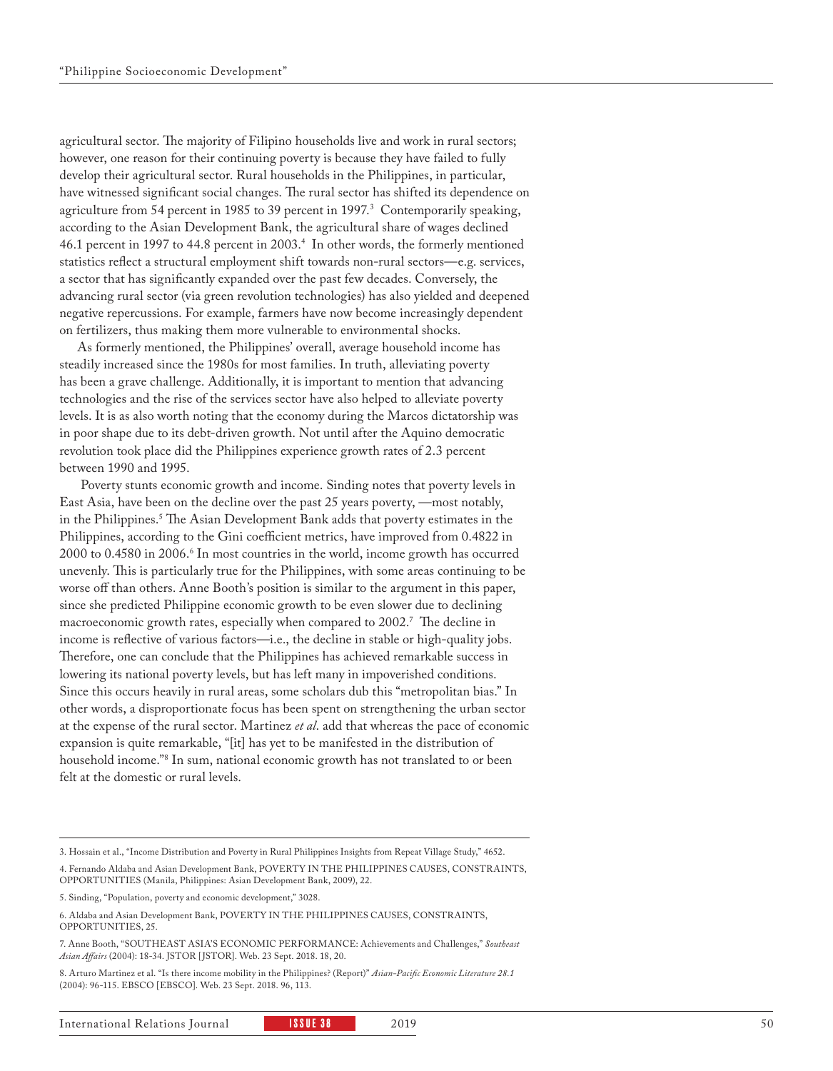agricultural sector. The majority of Filipino households live and work in rural sectors; however, one reason for their continuing poverty is because they have failed to fully develop their agricultural sector. Rural households in the Philippines, in particular, have witnessed significant social changes. The rural sector has shifted its dependence on agriculture from 54 percent in 1985 to 39 percent in 1997.[3] Contemporarily speaking, according to the Asian Development Bank, the agricultural share of wages declined 46.1 percent in 1997 to 44.8 percent in 2003.[4] In other words, the formerly mentioned statistics reflect a structural employment shift towards non-rural sectors—e.g. services, a sector that has significantly expanded over the past few decades. Conversely, the advancing rural sector (via green revolution technologies) has also yielded and deepened negative repercussions. For example, farmers have now become increasingly dependent on fertilizers, thus making them more vulnerable to environmental shocks.

As formerly mentioned, the Philippines' overall, average household income has steadily increased since the 1980s for most families. In truth, alleviating poverty has been a grave challenge. Additionally, it is important to mention that advancing technologies and the rise of the services sector have also helped to alleviate poverty levels. It is as also worth noting that the economy during the Marcos dictatorship was in poor shape due to its debt-driven growth. Not until after the Aquino democratic revolution took place did the Philippines experience growth rates of 2.3 percent between 1990 and 1995.

Poverty stunts economic growth and income. Sinding notes that poverty levels in East Asia, have been on the decline over the past 25 years poverty, —most notably, in the Philippines.[5] The Asian Development Bank adds that poverty estimates in the Philippines, according to the Gini coefficient metrics, have improved from 0.4822 in 2000 to 0.4580 in 2006.[6] In most countries in the world, income growth has occurred unevenly. This is particularly true for the Philippines, with some areas continuing to be worse off than others. Anne Booth's position is similar to the argument in this paper, since she predicted Philippine economic growth to be even slower due to declining macroeconomic growth rates, especially when compared to 2002.[7] The decline in income is reflective of various factors—i.e., the decline in stable or high-quality jobs. Therefore, one can conclude that the Philippines has achieved remarkable success in lowering its national poverty levels, but has left many in impoverished conditions. Since this occurs heavily in rural areas, some scholars dub this "metropolitan bias." In other words, a disproportionate focus has been spent on strengthening the urban sector at the expense of the rural sector. Martinez *et al.* add that whereas the pace of economic expansion is quite remarkable, "[it] has yet to be manifested in the distribution of household income."[8] In sum, national economic growth has not translated to or been felt at the domestic or rural levels.

---

3. Hossain et al., "Income Distribution and Poverty in Rural Philippines Insights from Repeat Village Study," 4652.

4. Fernando Aldaba and Asian Development Bank, POVERTY IN THE PHILIPPINES CAUSES, CONSTRAINTS, OPPORTUNITIES (Manila, Philippines: Asian Development Bank, 2009), 22.

5. Sinding, "Population, poverty and economic development," 3028.

6. Aldaba and Asian Development Bank, POVERTY IN THE PHILIPPINES CAUSES, CONSTRAINTS, OPPORTUNITIES, 25.

7. Anne Booth, "SOUTHEAST ASIA'S ECONOMIC PERFORMANCE: Achievements and Challenges," *Southeast Asian Affairs* (2004): 18-34. JSTOR [JSTOR]. Web. 23 Sept. 2018. 18, 20.

8. Arturo Martinez et al. "Is there income mobility in the Philippines? (Report)" *Asian-Pacific Economic Literature 28.1* (2004): 96-115. EBSCO [EBSCO]. Web. 23 Sept. 2018. 96, 113.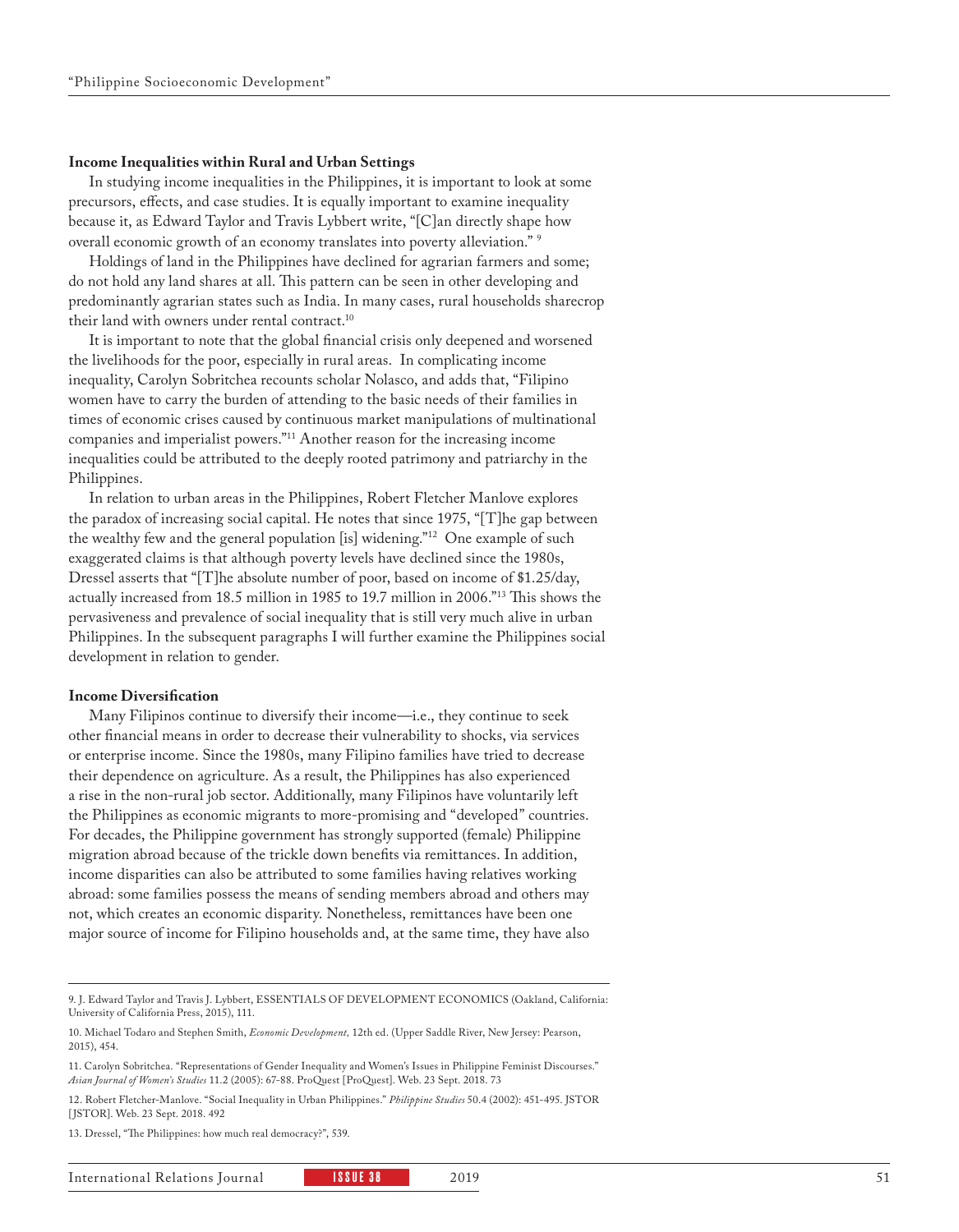### Income Inequalities within Rural and Urban Settings

In studying income inequalities in the Philippines, it is important to look at some precursors, effects, and case studies. It is equally important to examine inequality because it, as Edward Taylor and Travis Lybbert write, "[C]an directly shape how overall economic growth of an economy translates into poverty alleviation." [9]

Holdings of land in the Philippines have declined for agrarian farmers and some; do not hold any land shares at all. This pattern can be seen in other developing and predominantly agrarian states such as India. In many cases, rural households sharecrop their land with owners under rental contract.[10]

It is important to note that the global financial crisis only deepened and worsened the livelihoods for the poor, especially in rural areas. In complicating income inequality, Carolyn Sobritchea recounts scholar Nolasco, and adds that, "Filipino women have to carry the burden of attending to the basic needs of their families in times of economic crises caused by continuous market manipulations of multinational companies and imperialist powers."[11] Another reason for the increasing income inequalities could be attributed to the deeply rooted patrimony and patriarchy in the Philippines.

In relation to urban areas in the Philippines, Robert Fletcher Manlove explores the paradox of increasing social capital. He notes that since 1975, "[T]he gap between the wealthy few and the general population [is] widening."[12] One example of such exaggerated claims is that although poverty levels have declined since the 1980s, Dressel asserts that "[T]he absolute number of poor, based on income of $1.25/day, actually increased from 18.5 million in 1985 to 19.7 million in 2006."[13] This shows the pervasiveness and prevalence of social inequality that is still very much alive in urban Philippines. In the subsequent paragraphs I will further examine the Philippines social development in relation to gender.

### Income Diversification

Many Filipinos continue to diversify their income—i.e., they continue to seek other financial means in order to decrease their vulnerability to shocks, via services or enterprise income. Since the 1980s, many Filipino families have tried to decrease their dependence on agriculture. As a result, the Philippines has also experienced a rise in the non-rural job sector. Additionally, many Filipinos have voluntarily left the Philippines as economic migrants to more-promising and "developed" countries. For decades, the Philippine government has strongly supported (female) Philippine migration abroad because of the trickle down benefits via remittances. In addition, income disparities can also be attributed to some families having relatives working abroad: some families possess the means of sending members abroad and others may not, which creates an economic disparity. Nonetheless, remittances have been one major source of income for Filipino households and, at the same time, they have also

---

9. J. Edward Taylor and Travis J. Lybbert, ESSENTIALS OF DEVELOPMENT ECONOMICS (Oakland, California: University of California Press, 2015), 111.

10. Michael Todaro and Stephen Smith, *Economic Development,* 12th ed. (Upper Saddle River, New Jersey: Pearson, 2015), 454.

11. Carolyn Sobritchea. "Representations of Gender Inequality and Women's Issues in Philippine Feminist Discourses." *Asian Journal of Women's Studies* 11.2 (2005): 67-88. ProQuest [ProQuest]. Web. 23 Sept. 2018. 73

12. Robert Fletcher-Manlove. "Social Inequality in Urban Philippines." *Philippine Studies* 50.4 (2002): 451-495. JSTOR [JSTOR]. Web. 23 Sept. 2018. 492

13. Dressel, "The Philippines: how much real democracy?", 539.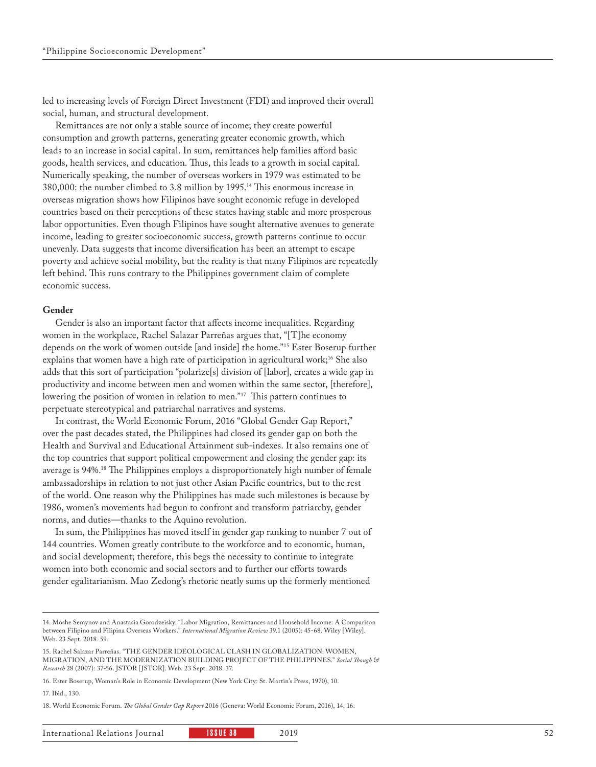led to increasing levels of Foreign Direct Investment (FDI) and improved their overall social, human, and structural development.

Remittances are not only a stable source of income; they create powerful consumption and growth patterns, generating greater economic growth, which leads to an increase in social capital. In sum, remittances help families afford basic goods, health services, and education. Thus, this leads to a growth in social capital. Numerically speaking, the number of overseas workers in 1979 was estimated to be 380,000: the number climbed to 3.8 million by 1995.[14] This enormous increase in overseas migration shows how Filipinos have sought economic refuge in developed countries based on their perceptions of these states having stable and more prosperous labor opportunities. Even though Filipinos have sought alternative avenues to generate income, leading to greater socioeconomic success, growth patterns continue to occur unevenly. Data suggests that income diversification has been an attempt to escape poverty and achieve social mobility, but the reality is that many Filipinos are repeatedly left behind. This runs contrary to the Philippines government claim of complete economic success.

**Gender**

Gender is also an important factor that affects income inequalities. Regarding women in the workplace, Rachel Salazar Parreñas argues that, "[T]he economy depends on the work of women outside [and inside] the home."[15] Ester Boserup further explains that women have a high rate of participation in agricultural work;[16] She also adds that this sort of participation "polarize[s] division of [labor], creates a wide gap in productivity and income between men and women within the same sector, [therefore], lowering the position of women in relation to men."[17] This pattern continues to perpetuate stereotypical and patriarchal narratives and systems.

In contrast, the World Economic Forum, 2016 "Global Gender Gap Report," over the past decades stated, the Philippines had closed its gender gap on both the Health and Survival and Educational Attainment sub-indexes. It also remains one of the top countries that support political empowerment and closing the gender gap: its average is 94%.[18] The Philippines employs a disproportionately high number of female ambassadorships in relation to not just other Asian Pacific countries, but to the rest of the world. One reason why the Philippines has made such milestones is because by 1986, women's movements had begun to confront and transform patriarchy, gender norms, and duties—thanks to the Aquino revolution.

In sum, the Philippines has moved itself in gender gap ranking to number 7 out of 144 countries. Women greatly contribute to the workforce and to economic, human, and social development; therefore, this begs the necessity to continue to integrate women into both economic and social sectors and to further our efforts towards gender egalitarianism. Mao Zedong's rhetoric neatly sums up the formerly mentioned

---

14. Moshe Semynov and Anastasia Gorodzeisky. "Labor Migration, Remittances and Household Income: A Comparison between Filipino and Filipina Overseas Workers." *International Migration Review* 39.1 (2005): 45-68. Wiley [Wiley]. Web. 23 Sept. 2018. 59.

15. Rachel Salazar Parreñas. "THE GENDER IDEOLOGICAL CLASH IN GLOBALIZATION: WOMEN, MIGRATION, AND THE MODERNIZATION BUILDING PROJECT OF THE PHILIPPINES." *Social Though & Research* 28 (2007): 37-56. JSTOR [JSTOR]. Web. 23 Sept. 2018. 37.

16. Ester Boserup, Woman's Role in Economic Development (New York City: St. Martin's Press, 1970), 10.

17. Ibid., 130.

18. World Economic Forum. *The Global Gender Gap Report* 2016 (Geneva: World Economic Forum, 2016), 14, 16.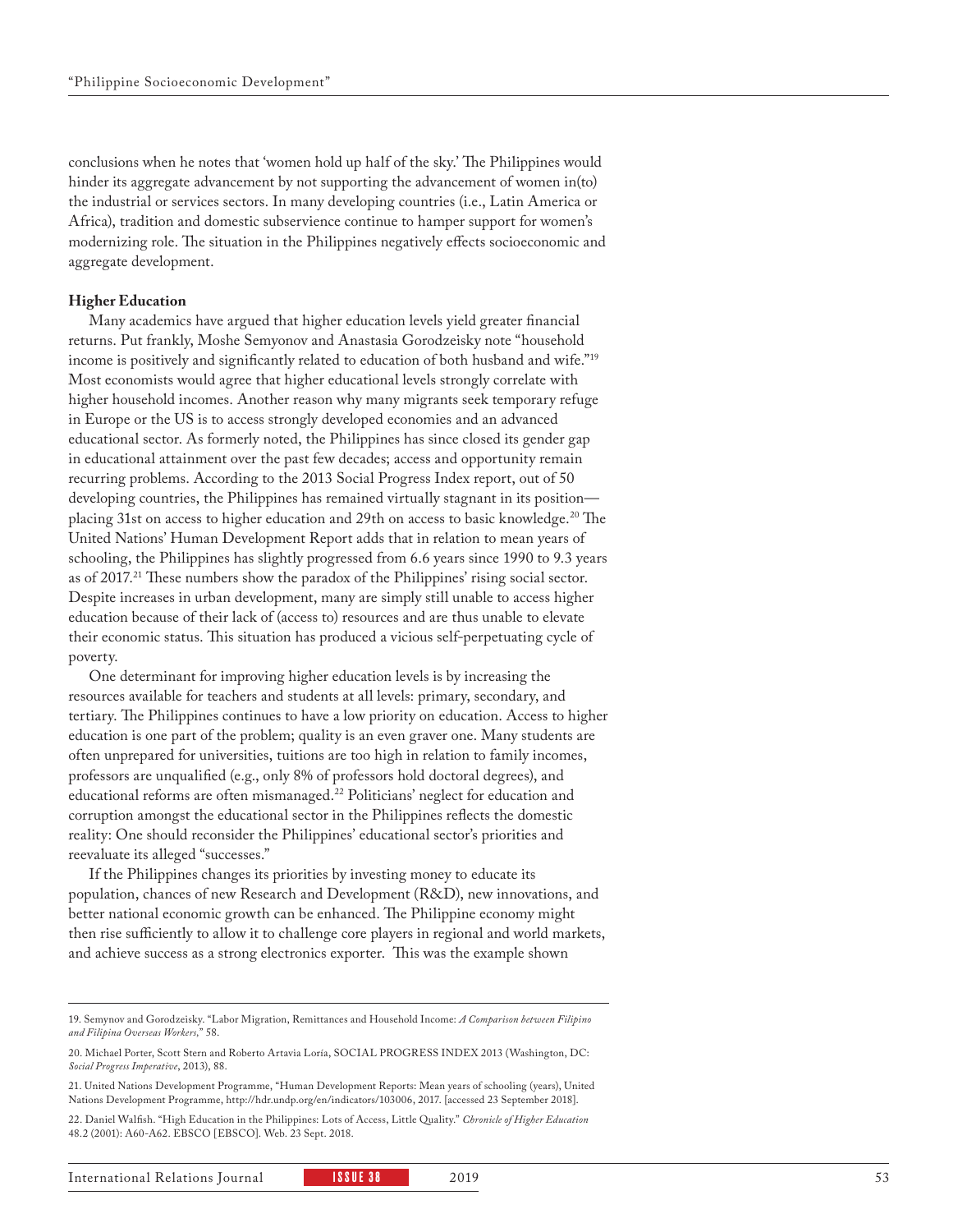conclusions when he notes that 'women hold up half of the sky.' The Philippines would hinder its aggregate advancement by not supporting the advancement of women in(to) the industrial or services sectors. In many developing countries (i.e., Latin America or Africa), tradition and domestic subservience continue to hamper support for women's modernizing role. The situation in the Philippines negatively effects socioeconomic and aggregate development.

**Higher Education**

Many academics have argued that higher education levels yield greater financial returns. Put frankly, Moshe Semyonov and Anastasia Gorodzeisky note "household income is positively and significantly related to education of both husband and wife."[19] Most economists would agree that higher educational levels strongly correlate with higher household incomes. Another reason why many migrants seek temporary refuge in Europe or the US is to access strongly developed economies and an advanced educational sector. As formerly noted, the Philippines has since closed its gender gap in educational attainment over the past few decades; access and opportunity remain recurring problems. According to the 2013 Social Progress Index report, out of 50 developing countries, the Philippines has remained virtually stagnant in its position—placing 31st on access to higher education and 29th on access to basic knowledge.[20] The United Nations' Human Development Report adds that in relation to mean years of schooling, the Philippines has slightly progressed from 6.6 years since 1990 to 9.3 years as of 2017.[21] These numbers show the paradox of the Philippines' rising social sector. Despite increases in urban development, many are simply still unable to access higher education because of their lack of (access to) resources and are thus unable to elevate their economic status. This situation has produced a vicious self-perpetuating cycle of poverty.

One determinant for improving higher education levels is by increasing the resources available for teachers and students at all levels: primary, secondary, and tertiary. The Philippines continues to have a low priority on education. Access to higher education is one part of the problem; quality is an even graver one. Many students are often unprepared for universities, tuitions are too high in relation to family incomes, professors are unqualified (e.g., only 8% of professors hold doctoral degrees), and educational reforms are often mismanaged.[22] Politicians' neglect for education and corruption amongst the educational sector in the Philippines reflects the domestic reality: One should reconsider the Philippines' educational sector's priorities and reevaluate its alleged "successes."

If the Philippines changes its priorities by investing money to educate its population, chances of new Research and Development (R&D), new innovations, and better national economic growth can be enhanced. The Philippine economy might then rise sufficiently to allow it to challenge core players in regional and world markets, and achieve success as a strong electronics exporter. This was the example shown

---

19. Semynov and Gorodzeisky. "Labor Migration, Remittances and Household Income: *A Comparison between Filipino and Filipina Overseas Workers*," 58.

20. Michael Porter, Scott Stern and Roberto Artavia Loría, SOCIAL PROGRESS INDEX 2013 (Washington, DC: *Social Progress Imperative*, 2013), 88.

21. United Nations Development Programme, "Human Development Reports: Mean years of schooling (years), United Nations Development Programme, http://hdr.undp.org/en/indicators/103006, 2017. [accessed 23 September 2018].

22. Daniel Walfish. "High Education in the Philippines: Lots of Access, Little Quality." *Chronicle of Higher Education* 48.2 (2001): A60-A62. EBSCO [EBSCO]. Web. 23 Sept. 2018.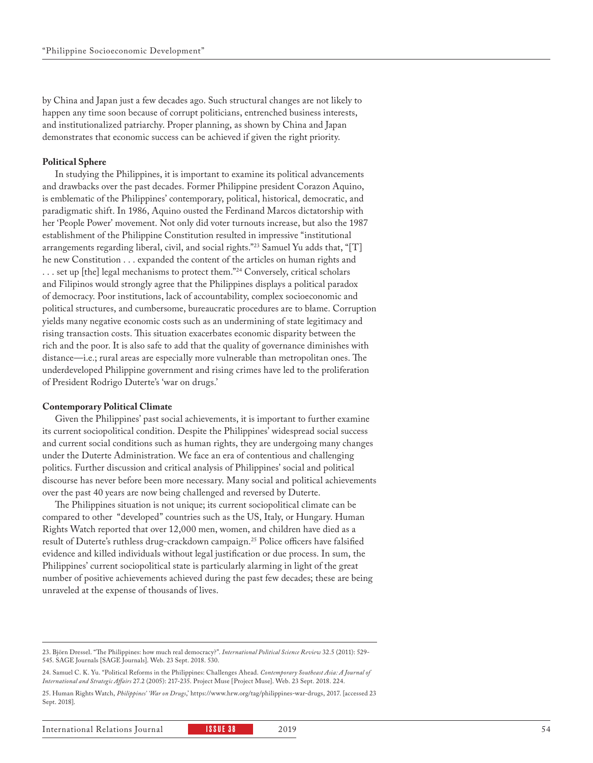by China and Japan just a few decades ago. Such structural changes are not likely to happen any time soon because of corrupt politicians, entrenched business interests, and institutionalized patriarchy. Proper planning, as shown by China and Japan demonstrates that economic success can be achieved if given the right priority.

**Political Sphere**

In studying the Philippines, it is important to examine its political advancements and drawbacks over the past decades. Former Philippine president Corazon Aquino, is emblematic of the Philippines' contemporary, political, historical, democratic, and paradigmatic shift. In 1986, Aquino ousted the Ferdinand Marcos dictatorship with her 'People Power' movement. Not only did voter turnouts increase, but also the 1987 establishment of the Philippine Constitution resulted in impressive "institutional arrangements regarding liberal, civil, and social rights."[23] Samuel Yu adds that, "[T]he new Constitution . . . expanded the content of the articles on human rights and . . . set up [the] legal mechanisms to protect them."[24] Conversely, critical scholars and Filipinos would strongly agree that the Philippines displays a political paradox of democracy. Poor institutions, lack of accountability, complex socioeconomic and political structures, and cumbersome, bureaucratic procedures are to blame. Corruption yields many negative economic costs such as an undermining of state legitimacy and rising transaction costs. This situation exacerbates economic disparity between the rich and the poor. It is also safe to add that the quality of governance diminishes with distance—i.e.; rural areas are especially more vulnerable than metropolitan ones. The underdeveloped Philippine government and rising crimes have led to the proliferation of President Rodrigo Duterte's 'war on drugs.'

**Contemporary Political Climate**

Given the Philippines' past social achievements, it is important to further examine its current sociopolitical condition. Despite the Philippines' widespread social success and current social conditions such as human rights, they are undergoing many changes under the Duterte Administration. We face an era of contentious and challenging politics. Further discussion and critical analysis of Philippines' social and political discourse has never before been more necessary. Many social and political achievements over the past 40 years are now being challenged and reversed by Duterte.

The Philippines situation is not unique; its current sociopolitical climate can be compared to other "developed" countries such as the US, Italy, or Hungary. Human Rights Watch reported that over 12,000 men, women, and children have died as a result of Duterte's ruthless drug-crackdown campaign.[25] Police officers have falsified evidence and killed individuals without legal justification or due process. In sum, the Philippines' current sociopolitical state is particularly alarming in light of the great number of positive achievements achieved during the past few decades; these are being unraveled at the expense of thousands of lives.

---

23. Björn Dressel. "The Philippines: how much real democracy?". *International Political Science Review* 32.5 (2011): 529-545. SAGE Journals [SAGE Journals]. Web. 23 Sept. 2018. 530.

24. Samuel C. K. Yu. "Political Reforms in the Philippines: Challenges Ahead. *Contemporary Southeast Asia: A Journal of International and Strategic Affairs* 27.2 (2005): 217-235. Project Muse [Project Muse]. Web. 23 Sept. 2018. 224.

25. Human Rights Watch, *Philippines' 'War on Drugs*,' https://www.hrw.org/tag/philippines-war-drugs, 2017. [accessed 23 Sept. 2018].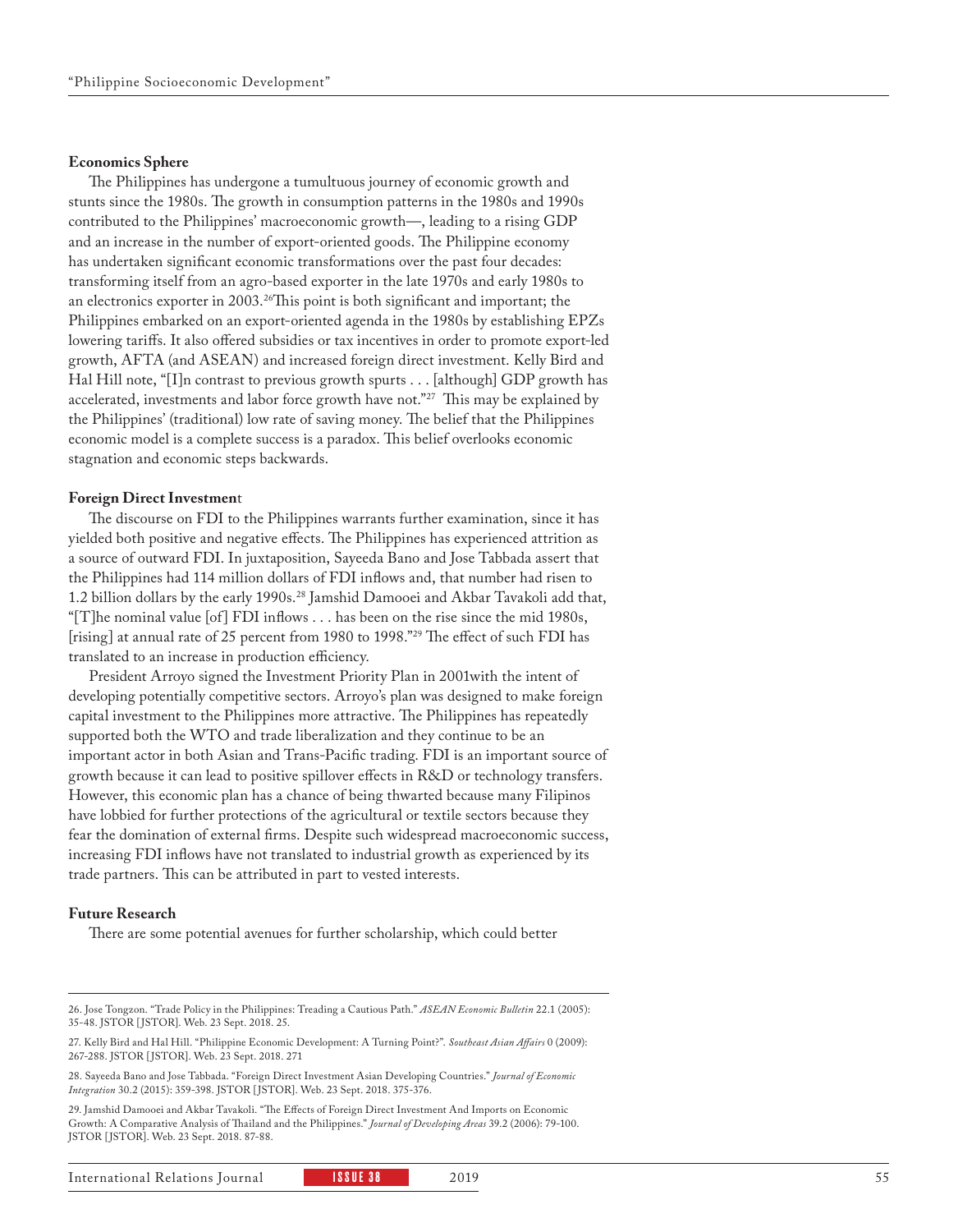**Economics Sphere**

The Philippines has undergone a tumultuous journey of economic growth and stunts since the 1980s. The growth in consumption patterns in the 1980s and 1990s contributed to the Philippines' macroeconomic growth—, leading to a rising GDP and an increase in the number of export-oriented goods. The Philippine economy has undertaken significant economic transformations over the past four decades: transforming itself from an agro-based exporter in the late 1970s and early 1980s to an electronics exporter in 2003.[26]This point is both significant and important; the Philippines embarked on an export-oriented agenda in the 1980s by establishing EPZs lowering tariffs. It also offered subsidies or tax incentives in order to promote export-led growth, AFTA (and ASEAN) and increased foreign direct investment. Kelly Bird and Hal Hill note, "[I]n contrast to previous growth spurts . . . [although] GDP growth has accelerated, investments and labor force growth have not."[27] This may be explained by the Philippines' (traditional) low rate of saving money. The belief that the Philippines economic model is a complete success is a paradox. This belief overlooks economic stagnation and economic steps backwards.

**Foreign Direct Investment**

The discourse on FDI to the Philippines warrants further examination, since it has yielded both positive and negative effects. The Philippines has experienced attrition as a source of outward FDI. In juxtaposition, Sayeeda Bano and Jose Tabbada assert that the Philippines had 114 million dollars of FDI inflows and, that number had risen to 1.2 billion dollars by the early 1990s.[28] Jamshid Damooei and Akbar Tavakoli add that, "[T]he nominal value [of] FDI inflows . . . has been on the rise since the mid 1980s, [rising] at annual rate of 25 percent from 1980 to 1998."[29] The effect of such FDI has translated to an increase in production efficiency.

President Arroyo signed the Investment Priority Plan in 2001with the intent of developing potentially competitive sectors. Arroyo's plan was designed to make foreign capital investment to the Philippines more attractive. The Philippines has repeatedly supported both the WTO and trade liberalization and they continue to be an important actor in both Asian and Trans-Pacific trading. FDI is an important source of growth because it can lead to positive spillover effects in R&D or technology transfers. However, this economic plan has a chance of being thwarted because many Filipinos have lobbied for further protections of the agricultural or textile sectors because they fear the domination of external firms. Despite such widespread macroeconomic success, increasing FDI inflows have not translated to industrial growth as experienced by its trade partners. This can be attributed in part to vested interests.

**Future Research**

There are some potential avenues for further scholarship, which could better

---

26. Jose Tongzon. "Trade Policy in the Philippines: Treading a Cautious Path." *ASEAN Economic Bulletin* 22.1 (2005): 35-48. JSTOR [JSTOR]. Web. 23 Sept. 2018. 25.

27. Kelly Bird and Hal Hill. "Philippine Economic Development: A Turning Point?". *Southeast Asian Affairs* 0 (2009): 267-288. JSTOR [JSTOR]. Web. 23 Sept. 2018. 271

28. Sayeeda Bano and Jose Tabbada. "Foreign Direct Investment Asian Developing Countries." *Journal of Economic Integration* 30.2 (2015): 359-398. JSTOR [JSTOR]. Web. 23 Sept. 2018. 375-376.

29. Jamshid Damooei and Akbar Tavakoli. "The Effects of Foreign Direct Investment And Imports on Economic Growth: A Comparative Analysis of Thailand and the Philippines." *Journal of Developing Areas* 39.2 (2006): 79-100. JSTOR [JSTOR]. Web. 23 Sept. 2018. 87-88.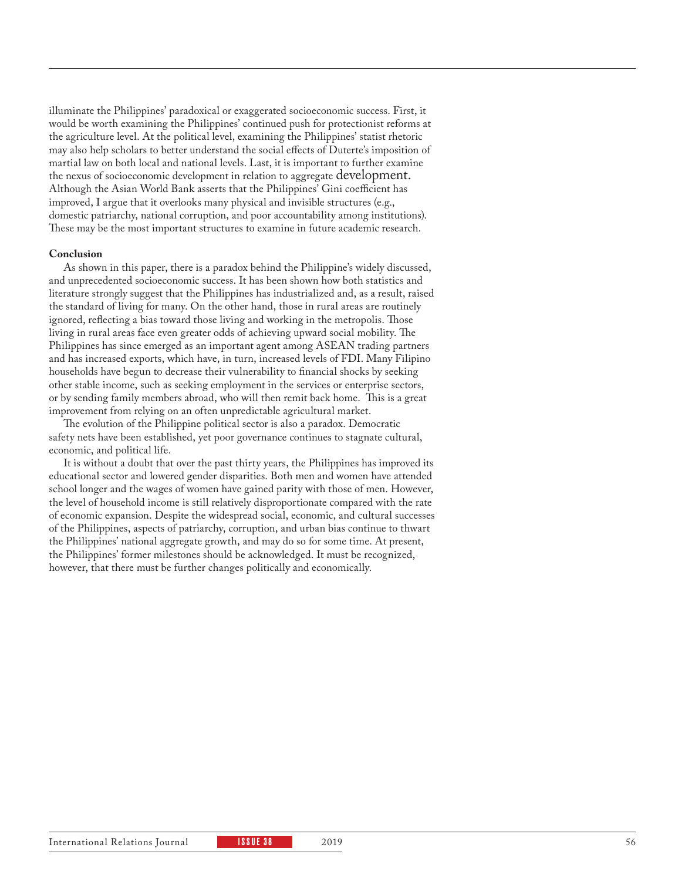illuminate the Philippines' paradoxical or exaggerated socioeconomic success. First, it would be worth examining the Philippines' continued push for protectionist reforms at the agriculture level. At the political level, examining the Philippines' statist rhetoric may also help scholars to better understand the social effects of Duterte's imposition of martial law on both local and national levels. Last, it is important to further examine the nexus of socioeconomic development in relation to aggregate development. Although the Asian World Bank asserts that the Philippines' Gini coefficient has improved, I argue that it overlooks many physical and invisible structures (e.g., domestic patriarchy, national corruption, and poor accountability among institutions). These may be the most important structures to examine in future academic research.

**Conclusion**

As shown in this paper, there is a paradox behind the Philippine's widely discussed, and unprecedented socioeconomic success. It has been shown how both statistics and literature strongly suggest that the Philippines has industrialized and, as a result, raised the standard of living for many. On the other hand, those in rural areas are routinely ignored, reflecting a bias toward those living and working in the metropolis. Those living in rural areas face even greater odds of achieving upward social mobility. The Philippines has since emerged as an important agent among ASEAN trading partners and has increased exports, which have, in turn, increased levels of FDI. Many Filipino households have begun to decrease their vulnerability to financial shocks by seeking other stable income, such as seeking employment in the services or enterprise sectors, or by sending family members abroad, who will then remit back home. This is a great improvement from relying on an often unpredictable agricultural market.

The evolution of the Philippine political sector is also a paradox. Democratic safety nets have been established, yet poor governance continues to stagnate cultural, economic, and political life.

It is without a doubt that over the past thirty years, the Philippines has improved its educational sector and lowered gender disparities. Both men and women have attended school longer and the wages of women have gained parity with those of men. However, the level of household income is still relatively disproportionate compared with the rate of economic expansion. Despite the widespread social, economic, and cultural successes of the Philippines, aspects of patriarchy, corruption, and urban bias continue to thwart the Philippines' national aggregate growth, and may do so for some time. At present, the Philippines' former milestones should be acknowledged. It must be recognized, however, that there must be further changes politically and economically.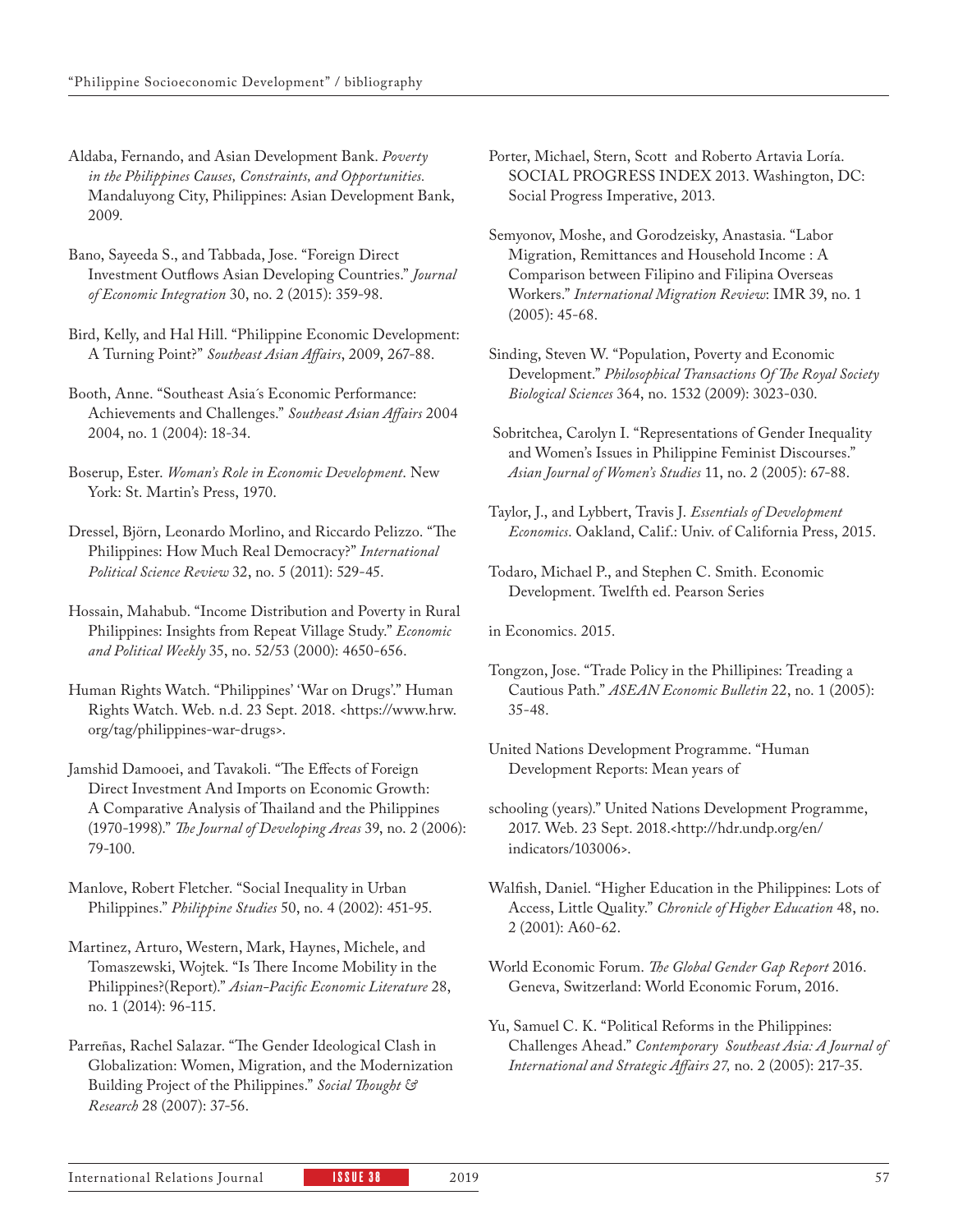Aldaba, Fernando, and Asian Development Bank. *Poverty in the Philippines Causes, Constraints, and Opportunities.* Mandaluyong City, Philippines: Asian Development Bank, 2009.

Bano, Sayeeda S., and Tabbada, Jose. "Foreign Direct Investment Outflows Asian Developing Countries." *Journal of Economic Integration* 30, no. 2 (2015): 359-98.

Bird, Kelly, and Hal Hill. "Philippine Economic Development: A Turning Point?" *Southeast Asian Affairs*, 2009, 267-88.

Booth, Anne. "Southeast Asia´s Economic Performance: Achievements and Challenges." *Southeast Asian Affairs* 2004 2004, no. 1 (2004): 18-34.

Boserup, Ester. *Woman's Role in Economic Development*. New York: St. Martin's Press, 1970.

Dressel, Björn, Leonardo Morlino, and Riccardo Pelizzo. "The Philippines: How Much Real Democracy?" *International Political Science Review* 32, no. 5 (2011): 529-45.

Hossain, Mahabub. "Income Distribution and Poverty in Rural Philippines: Insights from Repeat Village Study." *Economic and Political Weekly* 35, no. 52/53 (2000): 4650-656.

Human Rights Watch. "Philippines' 'War on Drugs'." Human Rights Watch. Web. n.d. 23 Sept. 2018. <https://www.hrw.org/tag/philippines-war-drugs>.

Jamshid Damooei, and Tavakoli. "The Effects of Foreign Direct Investment And Imports on Economic Growth: A Comparative Analysis of Thailand and the Philippines (1970-1998)." *The Journal of Developing Areas* 39, no. 2 (2006): 79-100.

Manlove, Robert Fletcher. "Social Inequality in Urban Philippines." *Philippine Studies* 50, no. 4 (2002): 451-95.

Martinez, Arturo, Western, Mark, Haynes, Michele, and Tomaszewski, Wojtek. "Is There Income Mobility in the Philippines?(Report)." *Asian-Pacific Economic Literature* 28, no. 1 (2014): 96-115.

Parreñas, Rachel Salazar. "The Gender Ideological Clash in Globalization: Women, Migration, and the Modernization Building Project of the Philippines." *Social Thought & Research* 28 (2007): 37-56.

Porter, Michael, Stern, Scott and Roberto Artavia Loría. SOCIAL PROGRESS INDEX 2013. Washington, DC: Social Progress Imperative, 2013.

Semyonov, Moshe, and Gorodzeisky, Anastasia. "Labor Migration, Remittances and Household Income : A Comparison between Filipino and Filipina Overseas Workers." *International Migration Review*: IMR 39, no. 1 (2005): 45-68.

Sinding, Steven W. "Population, Poverty and Economic Development." *Philosophical Transactions Of The Royal Society Biological Sciences* 364, no. 1532 (2009): 3023-030.

Sobritchea, Carolyn I. "Representations of Gender Inequality and Women's Issues in Philippine Feminist Discourses." *Asian Journal of Women's Studies* 11, no. 2 (2005): 67-88.

Taylor, J., and Lybbert, Travis J. *Essentials of Development Economics*. Oakland, Calif.: Univ. of California Press, 2015.

Todaro, Michael P., and Stephen C. Smith. Economic Development. Twelfth ed. Pearson Series in Economics. 2015.

Tongzon, Jose. "Trade Policy in the Phillipines: Treading a Cautious Path." *ASEAN Economic Bulletin* 22, no. 1 (2005): 35-48.

United Nations Development Programme. "Human Development Reports: Mean years of schooling (years)." United Nations Development Programme, 2017. Web. 23 Sept. 2018.<http://hdr.undp.org/en/indicators/103006>.

Walfish, Daniel. "Higher Education in the Philippines: Lots of Access, Little Quality." *Chronicle of Higher Education* 48, no. 2 (2001): A60-62.

World Economic Forum. *The Global Gender Gap Report* 2016. Geneva, Switzerland: World Economic Forum, 2016.

Yu, Samuel C. K. "Political Reforms in the Philippines: Challenges Ahead." *Contemporary Southeast Asia: A Journal of International and Strategic Affairs 27,* no. 2 (2005): 217-35.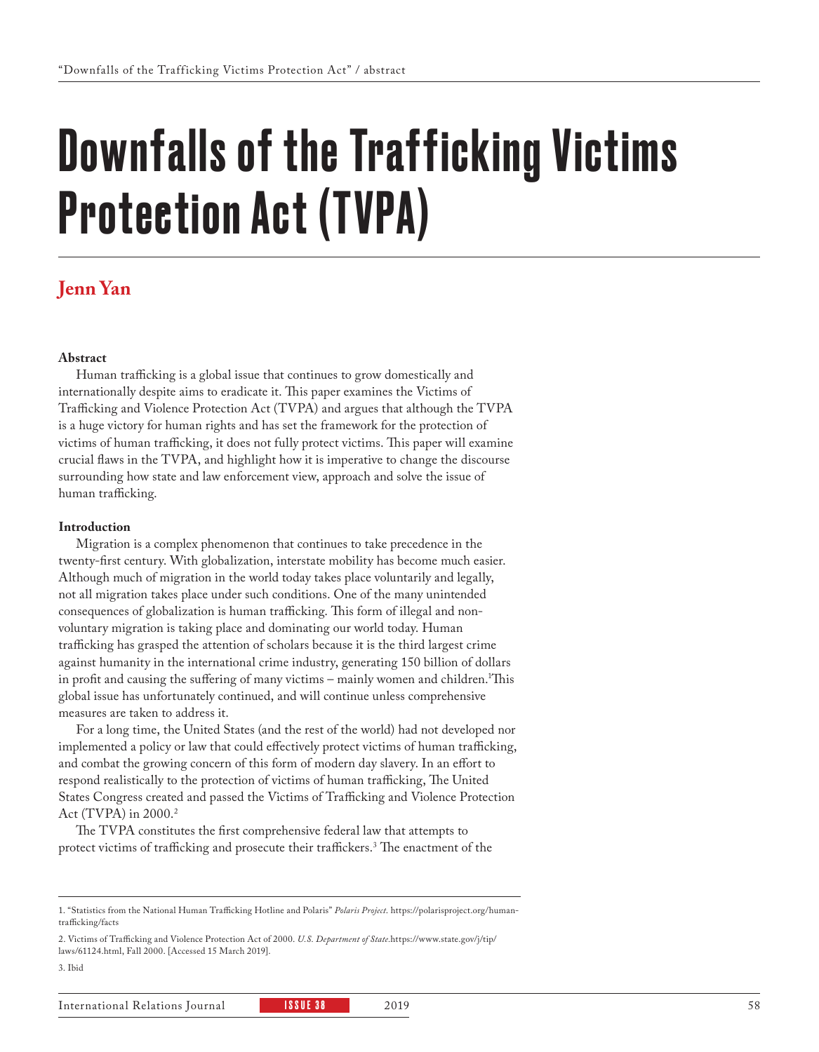# Downfalls of the Trafficking Victims Protection Act (TVPA)

## Jenn Yan

**Abstract**

Human trafficking is a global issue that continues to grow domestically and internationally despite aims to eradicate it. This paper examines the Victims of Trafficking and Violence Protection Act (TVPA) and argues that although the TVPA is a huge victory for human rights and has set the framework for the protection of victims of human trafficking, it does not fully protect victims. This paper will examine crucial flaws in the TVPA, and highlight how it is imperative to change the discourse surrounding how state and law enforcement view, approach and solve the issue of human trafficking.

**Introduction**

Migration is a complex phenomenon that continues to take precedence in the twenty-first century. With globalization, interstate mobility has become much easier. Although much of migration in the world today takes place voluntarily and legally, not all migration takes place under such conditions. One of the many unintended consequences of globalization is human trafficking. This form of illegal and non-voluntary migration is taking place and dominating our world today. Human trafficking has grasped the attention of scholars because it is the third largest crime against humanity in the international crime industry, generating 150 billion of dollars in profit and causing the suffering of many victims – mainly women and children.[1] This global issue has unfortunately continued, and will continue unless comprehensive measures are taken to address it.

For a long time, the United States (and the rest of the world) had not developed nor implemented a policy or law that could effectively protect victims of human trafficking, and combat the growing concern of this form of modern day slavery. In an effort to respond realistically to the protection of victims of human trafficking, The United States Congress created and passed the Victims of Trafficking and Violence Protection Act (TVPA) in 2000.[2]

The TVPA constitutes the first comprehensive federal law that attempts to protect victims of trafficking and prosecute their traffickers.[3] The enactment of the

---

1. "Statistics from the National Human Trafficking Hotline and Polaris" *Polaris Project.* https://polarisproject.org/human-trafficking/facts

2. Victims of Trafficking and Violence Protection Act of 2000. *U.S. Department of State.*https://www.state.gov/j/tip/laws/61124.html, Fall 2000. [Accessed 15 March 2019].

3. Ibid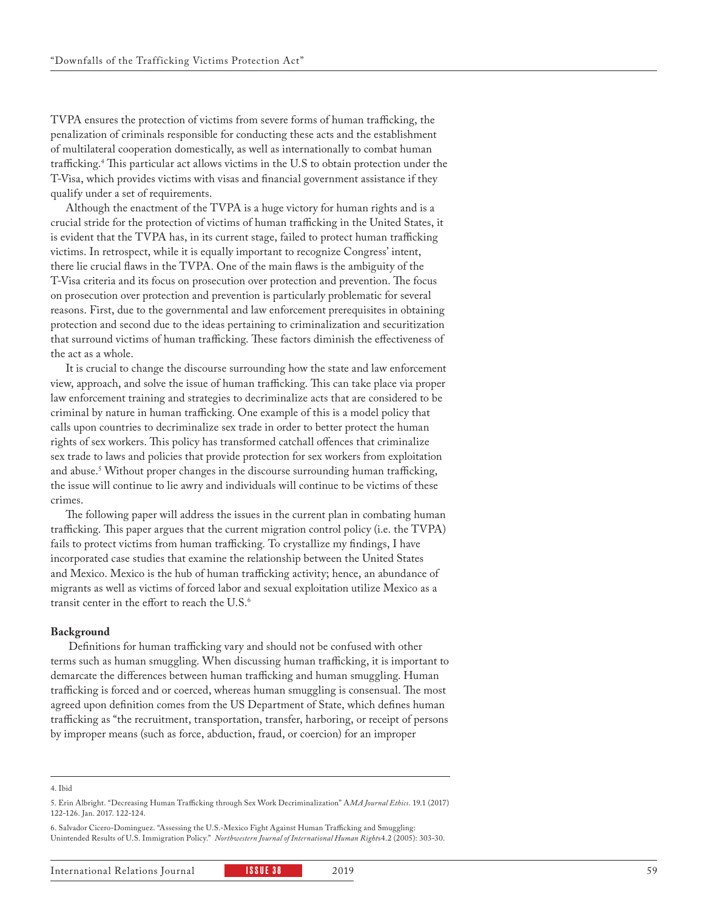TVPA ensures the protection of victims from severe forms of human trafficking, the penalization of criminals responsible for conducting these acts and the establishment of multilateral cooperation domestically, as well as internationally to combat human trafficking.[4] This particular act allows victims in the U.S to obtain protection under the T-Visa, which provides victims with visas and financial government assistance if they qualify under a set of requirements.

Although the enactment of the TVPA is a huge victory for human rights and is a crucial stride for the protection of victims of human trafficking in the United States, it is evident that the TVPA has, in its current stage, failed to protect human trafficking victims. In retrospect, while it is equally important to recognize Congress' intent, there lie crucial flaws in the TVPA. One of the main flaws is the ambiguity of the T-Visa criteria and its focus on prosecution over protection and prevention. The focus on prosecution over protection and prevention is particularly problematic for several reasons. First, due to the governmental and law enforcement prerequisites in obtaining protection and second due to the ideas pertaining to criminalization and securitization that surround victims of human trafficking. These factors diminish the effectiveness of the act as a whole.

It is crucial to change the discourse surrounding how the state and law enforcement view, approach, and solve the issue of human trafficking. This can take place via proper law enforcement training and strategies to decriminalize acts that are considered to be criminal by nature in human trafficking. One example of this is a model policy that calls upon countries to decriminalize sex trade in order to better protect the human rights of sex workers. This policy has transformed catchall offences that criminalize sex trade to laws and policies that provide protection for sex workers from exploitation and abuse.[5] Without proper changes in the discourse surrounding human trafficking, the issue will continue to lie awry and individuals will continue to be victims of these crimes.

The following paper will address the issues in the current plan in combating human trafficking. This paper argues that the current migration control policy (i.e. the TVPA) fails to protect victims from human trafficking. To crystallize my findings, I have incorporated case studies that examine the relationship between the United States and Mexico. Mexico is the hub of human trafficking activity; hence, an abundance of migrants as well as victims of forced labor and sexual exploitation utilize Mexico as a transit center in the effort to reach the U.S.[6]

**Background**

Definitions for human trafficking vary and should not be confused with other terms such as human smuggling. When discussing human trafficking, it is important to demarcate the differences between human trafficking and human smuggling. Human trafficking is forced and or coerced, whereas human smuggling is consensual. The most agreed upon definition comes from the US Department of State, which defines human trafficking as "the recruitment, transportation, transfer, harboring, or receipt of persons by improper means (such as force, abduction, fraud, or coercion) for an improper

---

4. Ibid

5. Erin Albright. "Decreasing Human Trafficking through Sex Work Decriminalization" A*MA Journal Ethics*. 19.1 (2017) 122-126. Jan. 2017. 122-124.

6. Salvador Cicero-Dominguez. "Assessing the U.S.-Mexico Fight Against Human Trafficking and Smuggling: Unintended Results of U.S. Immigration Policy." *Northwestern Journal of International Human Rights*4.2 (2005): 303-30.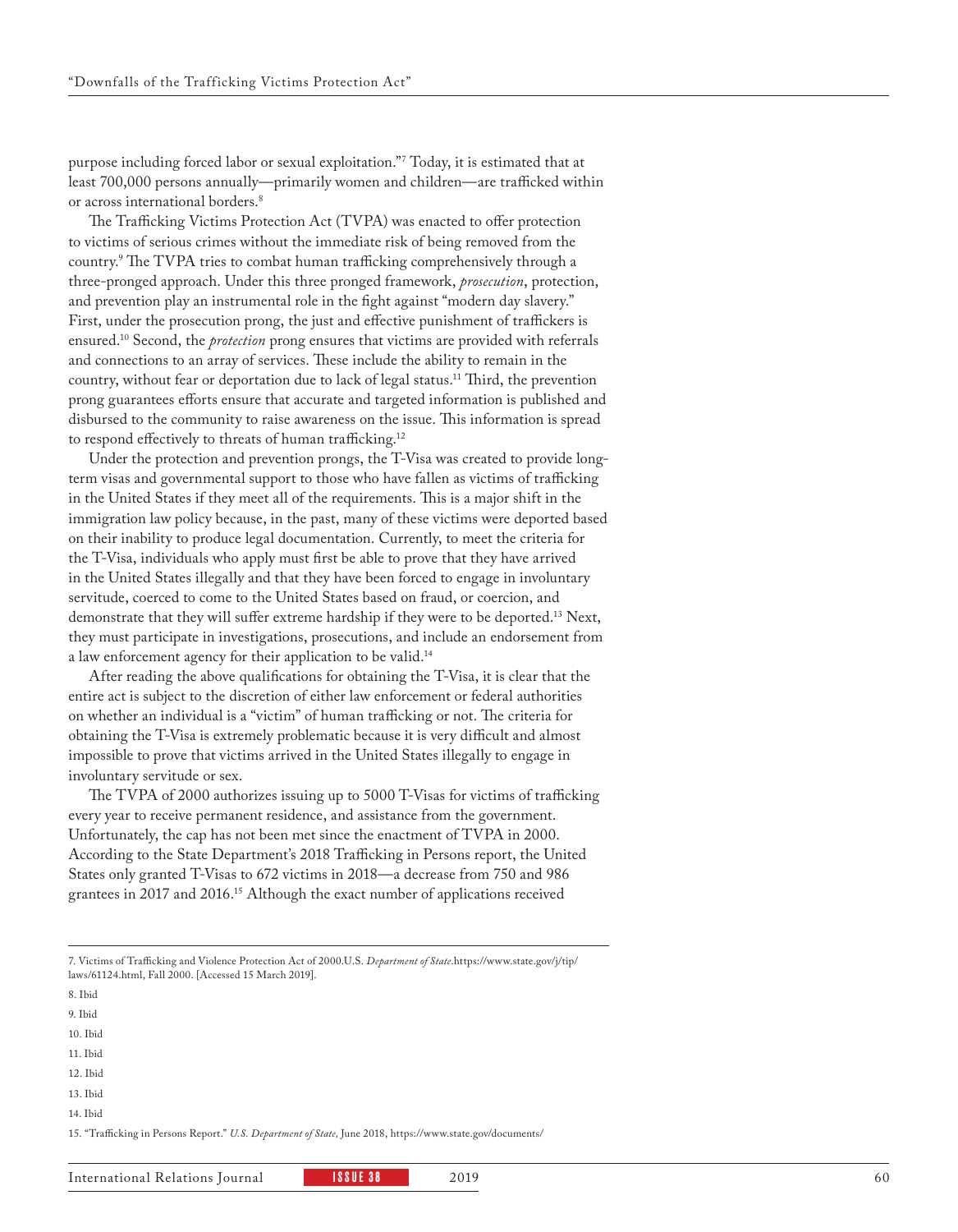purpose including forced labor or sexual exploitation."[7] Today, it is estimated that at least 700,000 persons annually—primarily women and children—are trafficked within or across international borders.[8]

The Trafficking Victims Protection Act (TVPA) was enacted to offer protection to victims of serious crimes without the immediate risk of being removed from the country.[9] The TVPA tries to combat human trafficking comprehensively through a three-pronged approach. Under this three pronged framework, *prosecution*, protection, and prevention play an instrumental role in the fight against "modern day slavery." First, under the prosecution prong, the just and effective punishment of traffickers is ensured.[10] Second, the *protection* prong ensures that victims are provided with referrals and connections to an array of services. These include the ability to remain in the country, without fear or deportation due to lack of legal status.[11] Third, the prevention prong guarantees efforts ensure that accurate and targeted information is published and disbursed to the community to raise awareness on the issue. This information is spread to respond effectively to threats of human trafficking.[12]

Under the protection and prevention prongs, the T-Visa was created to provide long-term visas and governmental support to those who have fallen as victims of trafficking in the United States if they meet all of the requirements. This is a major shift in the immigration law policy because, in the past, many of these victims were deported based on their inability to produce legal documentation. Currently, to meet the criteria for the T-Visa, individuals who apply must first be able to prove that they have arrived in the United States illegally and that they have been forced to engage in involuntary servitude, coerced to come to the United States based on fraud, or coercion, and demonstrate that they will suffer extreme hardship if they were to be deported.[13] Next, they must participate in investigations, prosecutions, and include an endorsement from a law enforcement agency for their application to be valid.[14]

After reading the above qualifications for obtaining the T-Visa, it is clear that the entire act is subject to the discretion of either law enforcement or federal authorities on whether an individual is a "victim" of human trafficking or not. The criteria for obtaining the T-Visa is extremely problematic because it is very difficult and almost impossible to prove that victims arrived in the United States illegally to engage in involuntary servitude or sex.

The TVPA of 2000 authorizes issuing up to 5000 T-Visas for victims of trafficking every year to receive permanent residence, and assistance from the government. Unfortunately, the cap has not been met since the enactment of TVPA in 2000. According to the State Department's 2018 Trafficking in Persons report, the United States only granted T-Visas to 672 victims in 2018—a decrease from 750 and 986 grantees in 2017 and 2016.[15] Although the exact number of applications received

---

7. Victims of Trafficking and Violence Protection Act of 2000.U.S. *Department of State*.https://www.state.gov/j/tip/laws/61124.html, Fall 2000. [Accessed 15 March 2019].

8. Ibid

9. Ibid

10. Ibid

11. Ibid

12. Ibid

13. Ibid

14. Ibid

15. "Trafficking in Persons Report." *U.S. Department of State,* June 2018, https://www.state.gov/documents/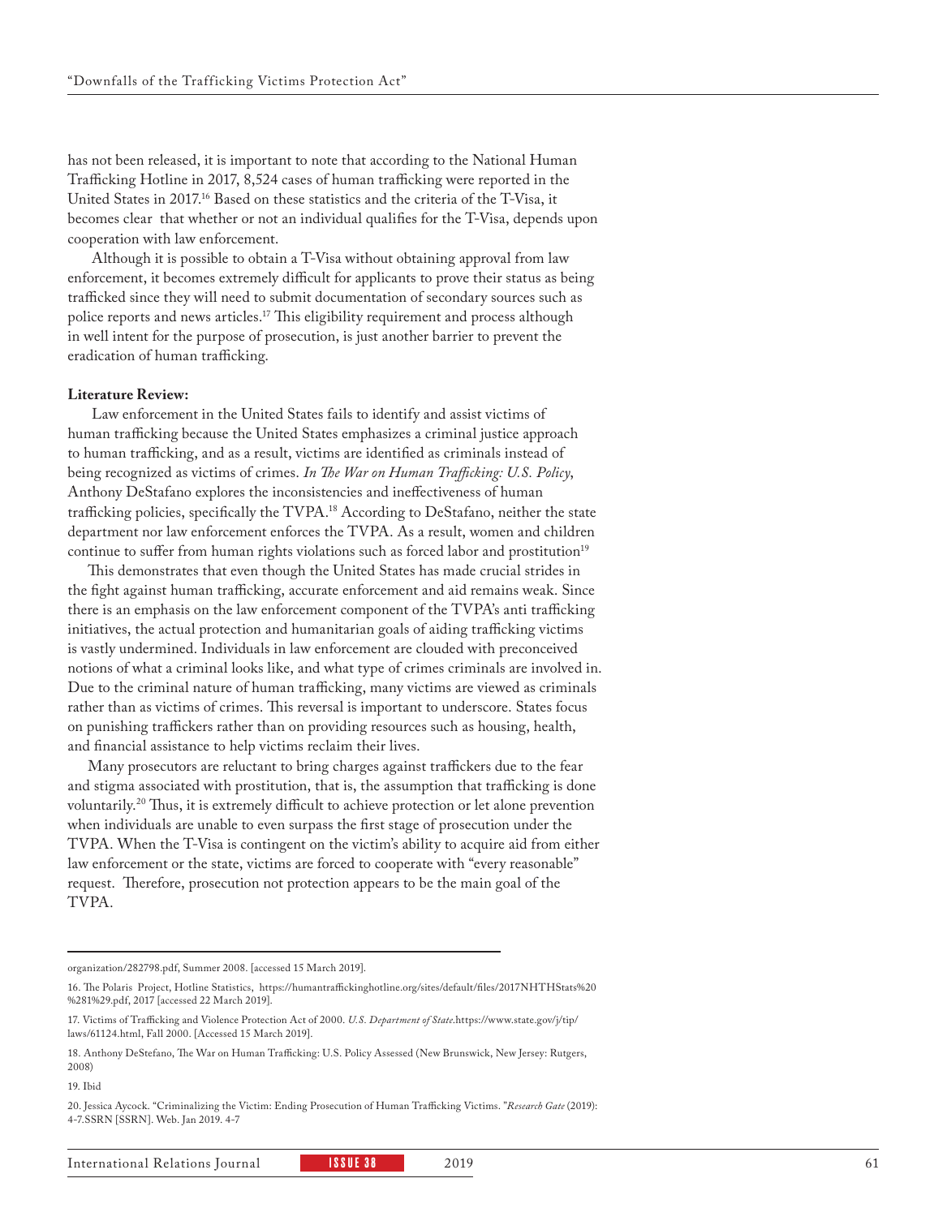has not been released, it is important to note that according to the National Human Trafficking Hotline in 2017, 8,524 cases of human trafficking were reported in the United States in 2017.[16] Based on these statistics and the criteria of the T-Visa, it becomes clear that whether or not an individual qualifies for the T-Visa, depends upon cooperation with law enforcement.

Although it is possible to obtain a T-Visa without obtaining approval from law enforcement, it becomes extremely difficult for applicants to prove their status as being trafficked since they will need to submit documentation of secondary sources such as police reports and news articles.[17] This eligibility requirement and process although in well intent for the purpose of prosecution, is just another barrier to prevent the eradication of human trafficking.

**Literature Review:**

Law enforcement in the United States fails to identify and assist victims of human trafficking because the United States emphasizes a criminal justice approach to human trafficking, and as a result, victims are identified as criminals instead of being recognized as victims of crimes. *In The War on Human Trafficking: U.S. Policy*, Anthony DeStafano explores the inconsistencies and ineffectiveness of human trafficking policies, specifically the TVPA.[18] According to DeStafano, neither the state department nor law enforcement enforces the TVPA. As a result, women and children continue to suffer from human rights violations such as forced labor and prostitution[19]

This demonstrates that even though the United States has made crucial strides in the fight against human trafficking, accurate enforcement and aid remains weak. Since there is an emphasis on the law enforcement component of the TVPA's anti trafficking initiatives, the actual protection and humanitarian goals of aiding trafficking victims is vastly undermined. Individuals in law enforcement are clouded with preconceived notions of what a criminal looks like, and what type of crimes criminals are involved in. Due to the criminal nature of human trafficking, many victims are viewed as criminals rather than as victims of crimes. This reversal is important to underscore. States focus on punishing traffickers rather than on providing resources such as housing, health, and financial assistance to help victims reclaim their lives.

Many prosecutors are reluctant to bring charges against traffickers due to the fear and stigma associated with prostitution, that is, the assumption that trafficking is done voluntarily.[20] Thus, it is extremely difficult to achieve protection or let alone prevention when individuals are unable to even surpass the first stage of prosecution under the TVPA. When the T-Visa is contingent on the victim's ability to acquire aid from either law enforcement or the state, victims are forced to cooperate with "every reasonable" request. Therefore, prosecution not protection appears to be the main goal of the TVPA.

---

organization/282798.pdf, Summer 2008. [accessed 15 March 2019].

16. The Polaris Project, Hotline Statistics, https://humantraffickinghotline.org/sites/default/files/2017NHTHStats%20%281%29.pdf, 2017 [accessed 22 March 2019].

17. Victims of Trafficking and Violence Protection Act of 2000. *U.S. Department of State*.https://www.state.gov/j/tip/laws/61124.html, Fall 2000. [Accessed 15 March 2019].

18. Anthony DeStefano, The War on Human Trafficking: U.S. Policy Assessed (New Brunswick, New Jersey: Rutgers, 2008)

19. Ibid

20. Jessica Aycock. "Criminalizing the Victim: Ending Prosecution of Human Trafficking Victims. "*Research Gate* (2019): 4-7.SSRN [SSRN]. Web. Jan 2019. 4-7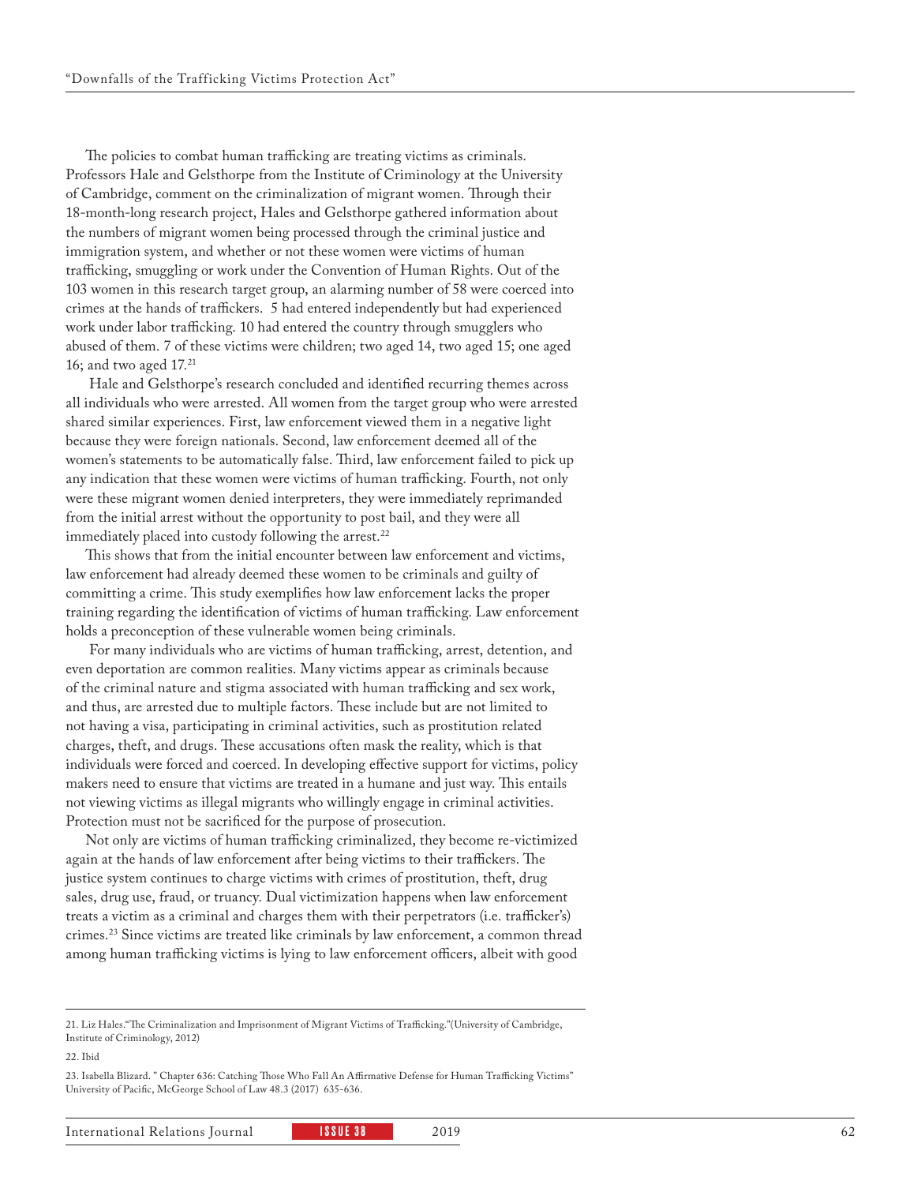The policies to combat human trafficking are treating victims as criminals. Professors Hale and Gelsthorpe from the Institute of Criminology at the University of Cambridge, comment on the criminalization of migrant women. Through their 18-month-long research project, Hales and Gelsthorpe gathered information about the numbers of migrant women being processed through the criminal justice and immigration system, and whether or not these women were victims of human trafficking, smuggling or work under the Convention of Human Rights. Out of the 103 women in this research target group, an alarming number of 58 were coerced into crimes at the hands of traffickers. 5 had entered independently but had experienced work under labor trafficking. 10 had entered the country through smugglers who abused of them. 7 of these victims were children; two aged 14, two aged 15; one aged 16; and two aged 17.[21]

Hale and Gelsthorpe's research concluded and identified recurring themes across all individuals who were arrested. All women from the target group who were arrested shared similar experiences. First, law enforcement viewed them in a negative light because they were foreign nationals. Second, law enforcement deemed all of the women's statements to be automatically false. Third, law enforcement failed to pick up any indication that these women were victims of human trafficking. Fourth, not only were these migrant women denied interpreters, they were immediately reprimanded from the initial arrest without the opportunity to post bail, and they were all immediately placed into custody following the arrest.[22]

This shows that from the initial encounter between law enforcement and victims, law enforcement had already deemed these women to be criminals and guilty of committing a crime. This study exemplifies how law enforcement lacks the proper training regarding the identification of victims of human trafficking. Law enforcement holds a preconception of these vulnerable women being criminals.

For many individuals who are victims of human trafficking, arrest, detention, and even deportation are common realities. Many victims appear as criminals because of the criminal nature and stigma associated with human trafficking and sex work, and thus, are arrested due to multiple factors. These include but are not limited to not having a visa, participating in criminal activities, such as prostitution related charges, theft, and drugs. These accusations often mask the reality, which is that individuals were forced and coerced. In developing effective support for victims, policy makers need to ensure that victims are treated in a humane and just way. This entails not viewing victims as illegal migrants who willingly engage in criminal activities. Protection must not be sacrificed for the purpose of prosecution.

Not only are victims of human trafficking criminalized, they become re-victimized again at the hands of law enforcement after being victims to their traffickers. The justice system continues to charge victims with crimes of prostitution, theft, drug sales, drug use, fraud, or truancy. Dual victimization happens when law enforcement treats a victim as a criminal and charges them with their perpetrators (i.e. trafficker's) crimes.[23] Since victims are treated like criminals by law enforcement, a common thread among human trafficking victims is lying to law enforcement officers, albeit with good

---

21. Liz Hales."The Criminalization and Imprisonment of Migrant Victims of Trafficking."(University of Cambridge, Institute of Criminology, 2012)

22. Ibid

23. Isabella Blizard. " Chapter 636: Catching Those Who Fall An Affirmative Defense for Human Trafficking Victims" University of Pacific, McGeorge School of Law 48.3 (2017) 635-636.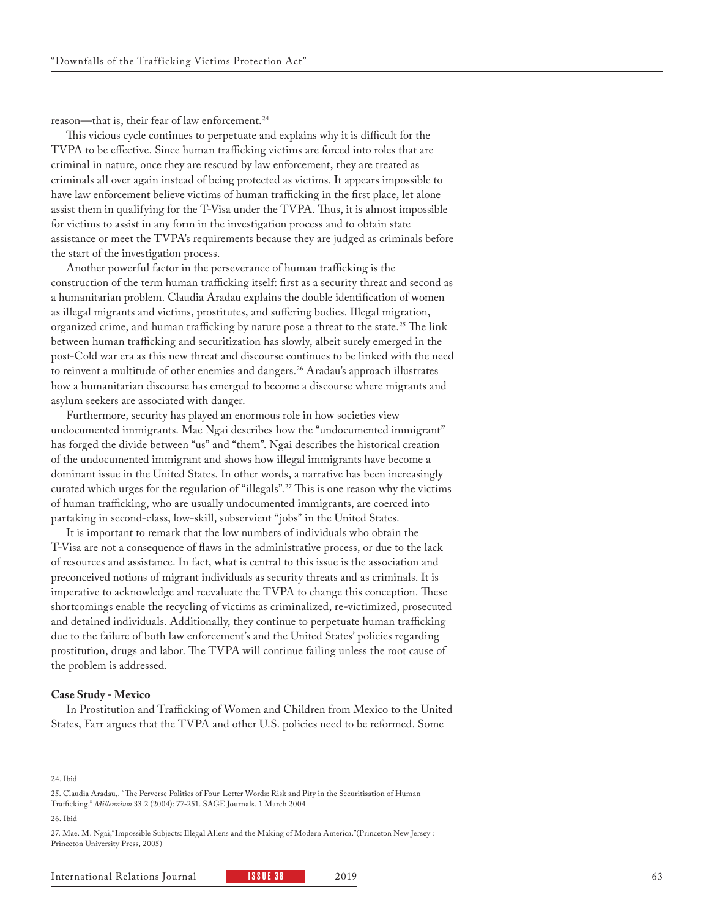reason—that is, their fear of law enforcement.[24]

This vicious cycle continues to perpetuate and explains why it is difficult for the TVPA to be effective. Since human trafficking victims are forced into roles that are criminal in nature, once they are rescued by law enforcement, they are treated as criminals all over again instead of being protected as victims. It appears impossible to have law enforcement believe victims of human trafficking in the first place, let alone assist them in qualifying for the T-Visa under the TVPA. Thus, it is almost impossible for victims to assist in any form in the investigation process and to obtain state assistance or meet the TVPA's requirements because they are judged as criminals before the start of the investigation process.

Another powerful factor in the perseverance of human trafficking is the construction of the term human trafficking itself: first as a security threat and second as a humanitarian problem. Claudia Aradau explains the double identification of women as illegal migrants and victims, prostitutes, and suffering bodies. Illegal migration, organized crime, and human trafficking by nature pose a threat to the state.[25] The link between human trafficking and securitization has slowly, albeit surely emerged in the post-Cold war era as this new threat and discourse continues to be linked with the need to reinvent a multitude of other enemies and dangers.[26] Aradau's approach illustrates how a humanitarian discourse has emerged to become a discourse where migrants and asylum seekers are associated with danger.

Furthermore, security has played an enormous role in how societies view undocumented immigrants. Mae Ngai describes how the "undocumented immigrant" has forged the divide between "us" and "them". Ngai describes the historical creation of the undocumented immigrant and shows how illegal immigrants have become a dominant issue in the United States. In other words, a narrative has been increasingly curated which urges for the regulation of "illegals".[27] This is one reason why the victims of human trafficking, who are usually undocumented immigrants, are coerced into partaking in second-class, low-skill, subservient "jobs" in the United States.

It is important to remark that the low numbers of individuals who obtain the T-Visa are not a consequence of flaws in the administrative process, or due to the lack of resources and assistance. In fact, what is central to this issue is the association and preconceived notions of migrant individuals as security threats and as criminals. It is imperative to acknowledge and reevaluate the TVPA to change this conception. These shortcomings enable the recycling of victims as criminalized, re-victimized, prosecuted and detained individuals. Additionally, they continue to perpetuate human trafficking due to the failure of both law enforcement's and the United States' policies regarding prostitution, drugs and labor. The TVPA will continue failing unless the root cause of the problem is addressed.

**Case Study - Mexico**

In Prostitution and Trafficking of Women and Children from Mexico to the United States, Farr argues that the TVPA and other U.S. policies need to be reformed. Some

---

24. Ibid

25. Claudia Aradau,. "The Perverse Politics of Four-Letter Words: Risk and Pity in the Securitisation of Human Trafficking." *Millennium* 33.2 (2004): 77-251. SAGE Journals. 1 March 2004

26. Ibid

27. Mae. M. Ngai,"Impossible Subjects: Illegal Aliens and the Making of Modern America."(Princeton New Jersey : Princeton University Press, 2005)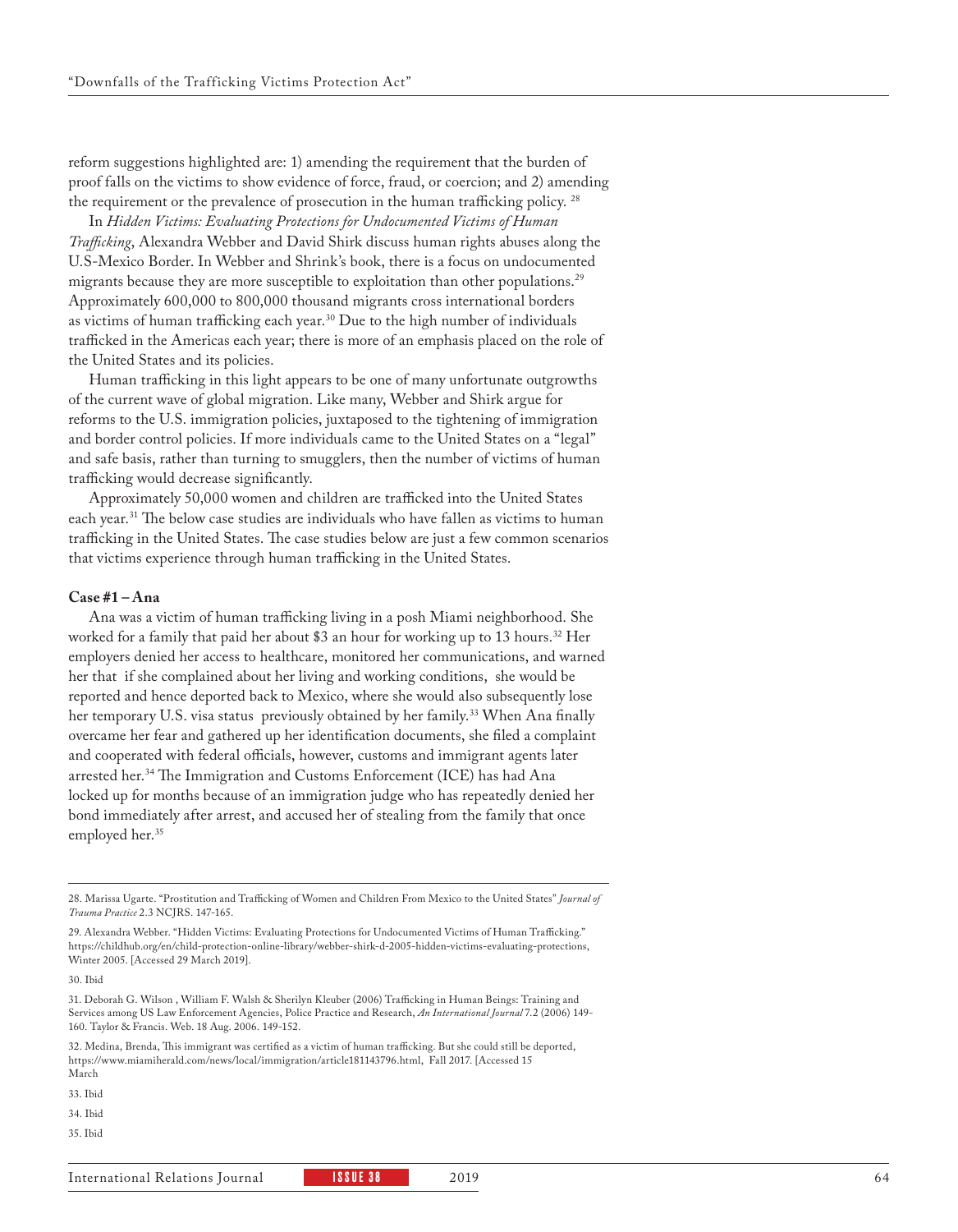reform suggestions highlighted are: 1) amending the requirement that the burden of proof falls on the victims to show evidence of force, fraud, or coercion; and 2) amending the requirement or the prevalence of prosecution in the human trafficking policy. [28]

In *Hidden Victims: Evaluating Protections for Undocumented Victims of Human Trafficking*, Alexandra Webber and David Shirk discuss human rights abuses along the U.S-Mexico Border. In Webber and Shrink's book, there is a focus on undocumented migrants because they are more susceptible to exploitation than other populations.[29] Approximately 600,000 to 800,000 thousand migrants cross international borders as victims of human trafficking each year.[30] Due to the high number of individuals trafficked in the Americas each year; there is more of an emphasis placed on the role of the United States and its policies.

Human trafficking in this light appears to be one of many unfortunate outgrowths of the current wave of global migration. Like many, Webber and Shirk argue for reforms to the U.S. immigration policies, juxtaposed to the tightening of immigration and border control policies. If more individuals came to the United States on a "legal" and safe basis, rather than turning to smugglers, then the number of victims of human trafficking would decrease significantly.

Approximately 50,000 women and children are trafficked into the United States each year.[31] The below case studies are individuals who have fallen as victims to human trafficking in the United States. The case studies below are just a few common scenarios that victims experience through human trafficking in the United States.

**Case #1 – Ana**

Ana was a victim of human trafficking living in a posh Miami neighborhood. She worked for a family that paid her about $3 an hour for working up to 13 hours.[32] Her employers denied her access to healthcare, monitored her communications, and warned her that if she complained about her living and working conditions, she would be reported and hence deported back to Mexico, where she would also subsequently lose her temporary U.S. visa status previously obtained by her family.[33] When Ana finally overcame her fear and gathered up her identification documents, she filed a complaint and cooperated with federal officials, however, customs and immigrant agents later arrested her.[34] The Immigration and Customs Enforcement (ICE) has had Ana locked up for months because of an immigration judge who has repeatedly denied her bond immediately after arrest, and accused her of stealing from the family that once employed her.[35]

---

28. Marissa Ugarte. "Prostitution and Trafficking of Women and Children From Mexico to the United States" *Journal of Trauma Practice* 2.3 NCJRS. 147-165.

29. Alexandra Webber. "Hidden Victims: Evaluating Protections for Undocumented Victims of Human Trafficking." https://childhub.org/en/child-protection-online-library/webber-shirk-d-2005-hidden-victims-evaluating-protections, Winter 2005. [Accessed 29 March 2019].

30. Ibid

31. Deborah G. Wilson , William F. Walsh & Sherilyn Kleuber (2006) Trafficking in Human Beings: Training and Services among US Law Enforcement Agencies, Police Practice and Research, *An International Journal* 7.2 (2006) 149-160. Taylor & Francis. Web. 18 Aug. 2006. 149-152.

32. Medina, Brenda, This immigrant was certified as a victim of human trafficking. But she could still be deported, https://www.miamiherald.com/news/local/immigration/article181143796.html, Fall 2017. [Accessed 15 March

33. Ibid

34. Ibid

35. Ibid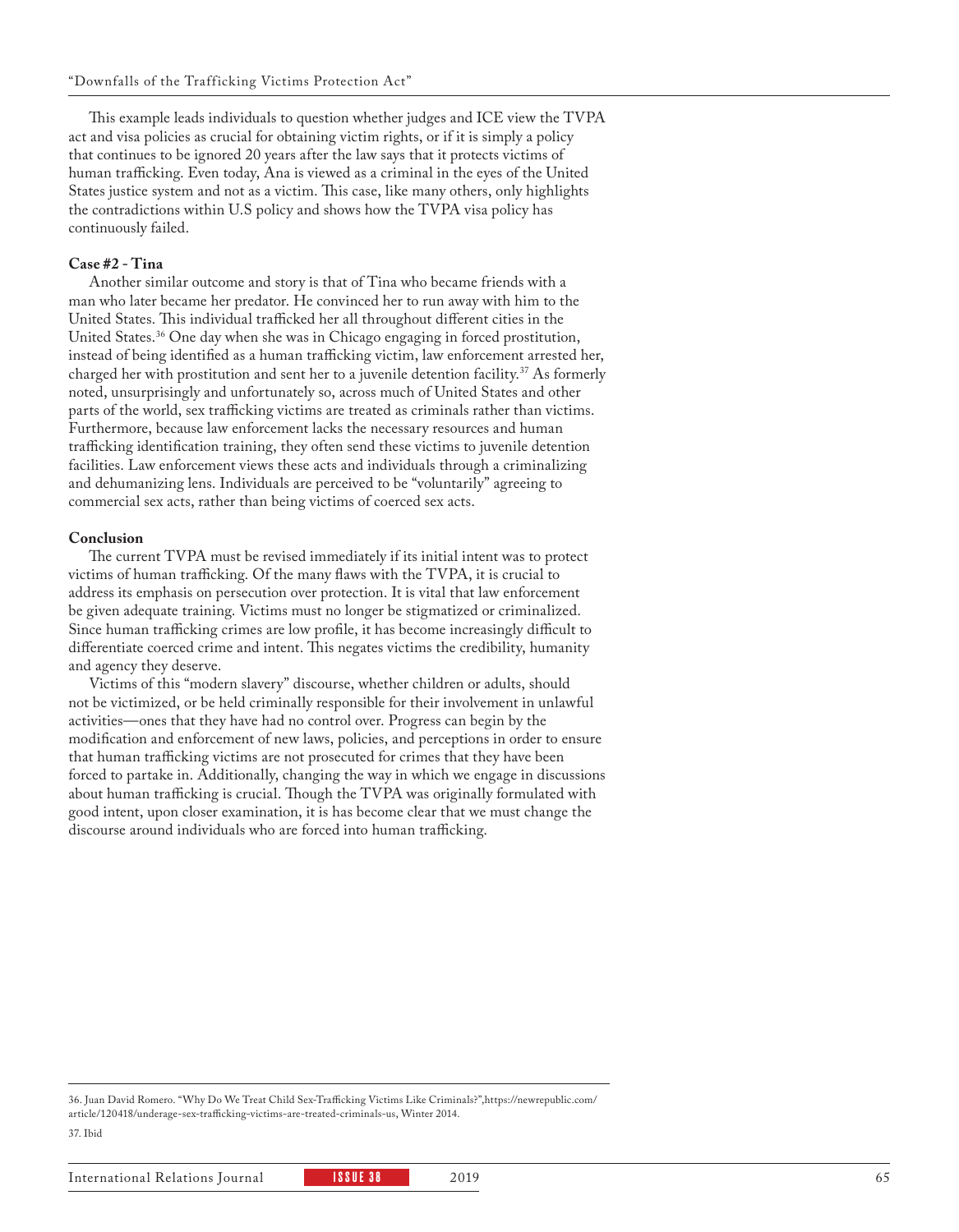This example leads individuals to question whether judges and ICE view the TVPA act and visa policies as crucial for obtaining victim rights, or if it is simply a policy that continues to be ignored 20 years after the law says that it protects victims of human trafficking. Even today, Ana is viewed as a criminal in the eyes of the United States justice system and not as a victim. This case, like many others, only highlights the contradictions within U.S policy and shows how the TVPA visa policy has continuously failed.

**Case #2 - Tina**

Another similar outcome and story is that of Tina who became friends with a man who later became her predator. He convinced her to run away with him to the United States. This individual trafficked her all throughout different cities in the United States.[36] One day when she was in Chicago engaging in forced prostitution, instead of being identified as a human trafficking victim, law enforcement arrested her, charged her with prostitution and sent her to a juvenile detention facility.[37] As formerly noted, unsurprisingly and unfortunately so, across much of United States and other parts of the world, sex trafficking victims are treated as criminals rather than victims. Furthermore, because law enforcement lacks the necessary resources and human trafficking identification training, they often send these victims to juvenile detention facilities. Law enforcement views these acts and individuals through a criminalizing and dehumanizing lens. Individuals are perceived to be "voluntarily" agreeing to commercial sex acts, rather than being victims of coerced sex acts.

**Conclusion**

The current TVPA must be revised immediately if its initial intent was to protect victims of human trafficking. Of the many flaws with the TVPA, it is crucial to address its emphasis on persecution over protection. It is vital that law enforcement be given adequate training. Victims must no longer be stigmatized or criminalized. Since human trafficking crimes are low profile, it has become increasingly difficult to differentiate coerced crime and intent. This negates victims the credibility, humanity and agency they deserve.

Victims of this "modern slavery" discourse, whether children or adults, should not be victimized, or be held criminally responsible for their involvement in unlawful activities—ones that they have had no control over. Progress can begin by the modification and enforcement of new laws, policies, and perceptions in order to ensure that human trafficking victims are not prosecuted for crimes that they have been forced to partake in. Additionally, changing the way in which we engage in discussions about human trafficking is crucial. Though the TVPA was originally formulated with good intent, upon closer examination, it is has become clear that we must change the discourse around individuals who are forced into human trafficking.

---

36. Juan David Romero. "Why Do We Treat Child Sex-Trafficking Victims Like Criminals?",https://newrepublic.com/article/120418/underage-sex-trafficking-victims-are-treated-criminals-us, Winter 2014.

37. Ibid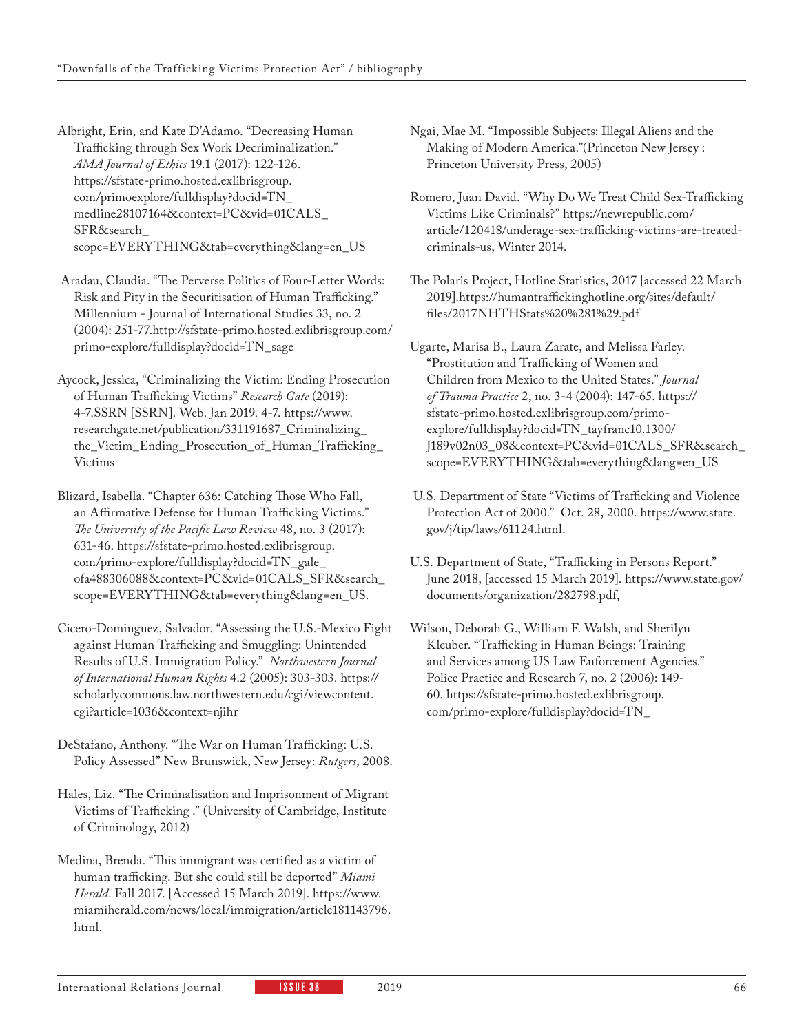Albright, Erin, and Kate D'Adamo. "Decreasing Human Trafficking through Sex Work Decriminalization." *AMA Journal of Ethics* 19.1 (2017): 122-126. https://sfstate-primo.hosted.exlibrisgroup.com/primoexplore/fulldisplay?docid=TN_medline28107164&context=PC&vid=01CALS_SFR&search_scope=EVERYTHING&tab=everything&lang=en_US

Aradau, Claudia. "The Perverse Politics of Four-Letter Words: Risk and Pity in the Securitisation of Human Trafficking." Millennium - Journal of International Studies 33, no. 2 (2004): 251-77.http://sfstate-primo.hosted.exlibrisgroup.com/primo-explore/fulldisplay?docid=TN_sage

Aycock, Jessica, "Criminalizing the Victim: Ending Prosecution of Human Trafficking Victims" *Research Gate* (2019): 4-7.SSRN [SSRN]. Web. Jan 2019. 4-7. https://www.researchgate.net/publication/331191687_Criminalizing_the_Victim_Ending_Prosecution_of_Human_Trafficking_Victims

Blizard, Isabella. "Chapter 636: Catching Those Who Fall, an Affirmative Defense for Human Trafficking Victims." *The University of the Pacific Law Review* 48, no. 3 (2017): 631-46. https://sfstate-primo.hosted.exlibrisgroup.com/primo-explore/fulldisplay?docid=TN_gale_ofa488306088&context=PC&vid=01CALS_SFR&search_scope=EVERYTHING&tab=everything&lang=en_US.

Cicero-Dominguez, Salvador. "Assessing the U.S.-Mexico Fight against Human Trafficking and Smuggling: Unintended Results of U.S. Immigration Policy." *Northwestern Journal of International Human Rights* 4.2 (2005): 303-303. https://scholarlycommons.law.northwestern.edu/cgi/viewcontent.cgi?article=1036&context=njihr

DeStafano, Anthony. "The War on Human Trafficking: U.S. Policy Assessed" New Brunswick, New Jersey: *Rutgers*, 2008.

Hales, Liz. "The Criminalisation and Imprisonment of Migrant Victims of Trafficking ." (University of Cambridge, Institute of Criminology, 2012)

Medina, Brenda. "This immigrant was certified as a victim of human trafficking. But she could still be deported" *Miami Herald*. Fall 2017. [Accessed 15 March 2019]. https://www.miamiherald.com/news/local/immigration/article181143796.html.

Ngai, Mae M. "Impossible Subjects: Illegal Aliens and the Making of Modern America."(Princeton New Jersey : Princeton University Press, 2005)

Romero, Juan David. "Why Do We Treat Child Sex-Trafficking Victims Like Criminals?" https://newrepublic.com/article/120418/underage-sex-trafficking-victims-are-treated-criminals-us, Winter 2014.

The Polaris Project, Hotline Statistics, 2017 [accessed 22 March 2019].https://humantraffickinghotline.org/sites/default/files/2017NHTHStats%20%281%29.pdf

Ugarte, Marisa B., Laura Zarate, and Melissa Farley. "Prostitution and Trafficking of Women and Children from Mexico to the United States." *Journal of Trauma Practice* 2, no. 3-4 (2004): 147-65. https://sfstate-primo.hosted.exlibrisgroup.com/primo-explore/fulldisplay?docid=TN_tayfranc10.1300/J189v02n03_08&context=PC&vid=01CALS_SFR&search_scope=EVERYTHING&tab=everything&lang=en_US

U.S. Department of State "Victims of Trafficking and Violence Protection Act of 2000." Oct. 28, 2000. https://www.state.gov/j/tip/laws/61124.html.

U.S. Department of State, "Trafficking in Persons Report." June 2018, [accessed 15 March 2019]. https://www.state.gov/documents/organization/282798.pdf,

Wilson, Deborah G., William F. Walsh, and Sherilyn Kleuber. "Trafficking in Human Beings: Training and Services among US Law Enforcement Agencies." Police Practice and Research 7, no. 2 (2006): 149-60. https://sfstate-primo.hosted.exlibrisgroup.com/primo-explore/fulldisplay?docid=TN_